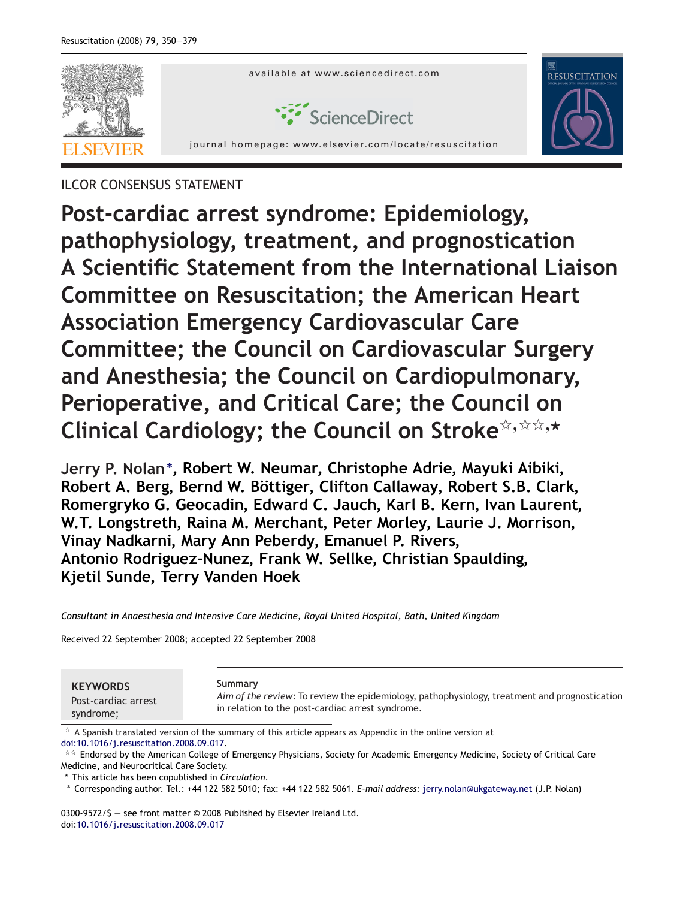ILCOR CONSENSUS STATEMENT

# Post-cardiac arrest syndrome: Epidemiology, pathophysiology, treatment, and prognostication A Scientific Statement from the International Liaison Committee on Resuscitation; the American Heart Association Emergency Cardiovascular Care Committee; the Council on Cardiovascular Surgery and Anesthesia; the Council on Cardiopulmonary, Perioperative, and Critical Care; the Council on Clinical Cardiology; the Council on Stroke☆,☆☆,★

**Jerry P. Nolan*, Robert W. Neumar, Christophe Adrie, Mayuki Aibiki, Robert A. Berg, Bernd W. Böttiger, Clifton Callaway, Robert S.B. Clark, Romergryko G. Geocadin, Edward C. Jauch, Karl B. Kern, Ivan Laurent, W.T. Longstreth, Raina M. Merchant, Peter Morley, Laurie J. Morrison, Vinay Nadkarni, Mary Ann Peberdy, Emanuel P. Rivers, Antonio Rodriguez-Nunez, Frank W. Sellke, Christian Spaulding, Kjetil Sunde, Terry Vanden Hoek**

*Consultant in Anaesthesia and Intensive Care Medicine, Royal United Hospital, Bath, United Kingdom*

Received 22 September 2008; accepted 22 September 2008

**KEYWORDS**
Post-cardiac arrest syndrome;

**Summary**

*Aim of the review:* To review the epidemiology, pathophysiology, treatment and prognostication in relation to the post-cardiac arrest syndrome.

☆ A Spanish translated version of the summary of this article appears as Appendix in the online version at doi:10.1016/j.resuscitation.2008.09.017.

☆☆ Endorsed by the American College of Emergency Physicians, Society for Academic Emergency Medicine, Society of Critical Care Medicine, and Neurocritical Care Society.

★ This article has been copublished in *Circulation*.

\* Corresponding author. Tel.: +44 122 582 5010; fax: +44 122 582 5061. *E-mail address:* jerry.nolan@ukgateway.net (J.P. Nolan)

0300-9572/$ — see front matter © 2008 Published by Elsevier Ireland Ltd.
doi:10.1016/j.resuscitation.2008.09.017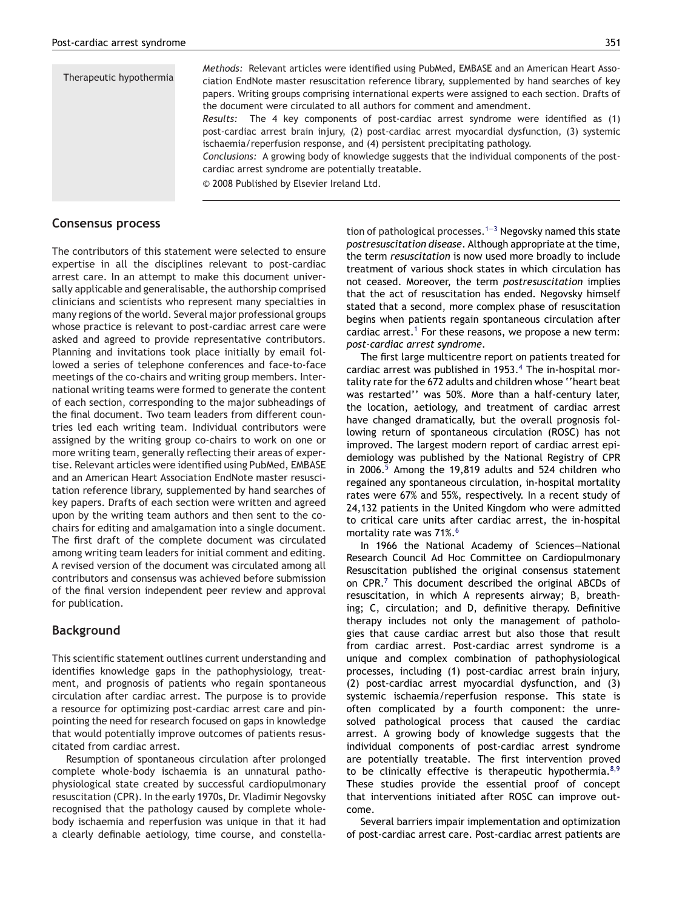Therapeutic hypothermia

*Methods:* Relevant articles were identified using PubMed, EMBASE and an American Heart Association EndNote master resuscitation reference library, supplemented by hand searches of key papers. Writing groups comprising international experts were assigned to each section. Drafts of the document were circulated to all authors for comment and amendment.

*Results:* The 4 key components of post-cardiac arrest syndrome were identified as (1) post-cardiac arrest brain injury, (2) post-cardiac arrest myocardial dysfunction, (3) systemic ischaemia/reperfusion response, and (4) persistent precipitating pathology.

*Conclusions:* A growing body of knowledge suggests that the individual components of the post-cardiac arrest syndrome are potentially treatable.

© 2008 Published by Elsevier Ireland Ltd.

## Consensus process

The contributors of this statement were selected to ensure expertise in all the disciplines relevant to post-cardiac arrest care. In an attempt to make this document universally applicable and generalisable, the authorship comprised clinicians and scientists who represent many specialties in many regions of the world. Several major professional groups whose practice is relevant to post-cardiac arrest care were asked and agreed to provide representative contributors. Planning and invitations took place initially by email followed a series of telephone conferences and face-to-face meetings of the co-chairs and writing group members. International writing teams were formed to generate the content of each section, corresponding to the major subheadings of the final document. Two team leaders from different countries led each writing team. Individual contributors were assigned by the writing group co-chairs to work on one or more writing team, generally reflecting their areas of expertise. Relevant articles were identified using PubMed, EMBASE and an American Heart Association EndNote master resuscitation reference library, supplemented by hand searches of key papers. Drafts of each section were written and agreed upon by the writing team authors and then sent to the co-chairs for editing and amalgamation into a single document. The first draft of the complete document was circulated among writing team leaders for initial comment and editing. A revised version of the document was circulated among all contributors and consensus was achieved before submission of the final version independent peer review and approval for publication.

## Background

This scientific statement outlines current understanding and identifies knowledge gaps in the pathophysiology, treatment, and prognosis of patients who regain spontaneous circulation after cardiac arrest. The purpose is to provide a resource for optimizing post-cardiac arrest care and pinpointing the need for research focused on gaps in knowledge that would potentially improve outcomes of patients resuscitated from cardiac arrest.

Resumption of spontaneous circulation after prolonged complete whole-body ischaemia is an unnatural pathophysiological state created by successful cardiopulmonary resuscitation (CPR). In the early 1970s, Dr. Vladimir Negovsky recognised that the pathology caused by complete whole-body ischaemia and reperfusion was unique in that it had a clearly definable aetiology, time course, and constellation of pathological processes.[1–3] Negovsky named this state *postresuscitation disease*. Although appropriate at the time, the term *resuscitation* is now used more broadly to include treatment of various shock states in which circulation has not ceased. Moreover, the term *postresuscitation* implies that the act of resuscitation has ended. Negovsky himself stated that a second, more complex phase of resuscitation begins when patients regain spontaneous circulation after cardiac arrest.[1] For these reasons, we propose a new term: ***post-cardiac arrest syndrome***.

The first large multicentre report on patients treated for cardiac arrest was published in 1953.[4] The in-hospital mortality rate for the 672 adults and children whose ''heart beat was restarted'' was 50%. More than a half-century later, the location, aetiology, and treatment of cardiac arrest have changed dramatically, but the overall prognosis following return of spontaneous circulation (ROSC) has not improved. The largest modern report of cardiac arrest epidemiology was published by the National Registry of CPR in 2006.[5] Among the 19,819 adults and 524 children who regained any spontaneous circulation, in-hospital mortality rates were 67% and 55%, respectively. In a recent study of 24,132 patients in the United Kingdom who were admitted to critical care units after cardiac arrest, the in-hospital mortality rate was 71%.[6]

In 1966 the National Academy of Sciences—National Research Council Ad Hoc Committee on Cardiopulmonary Resuscitation published the original consensus statement on CPR.[7] This document described the original ABCDs of resuscitation, in which A represents airway; B, breathing; C, circulation; and D, definitive therapy. Definitive therapy includes not only the management of pathologies that cause cardiac arrest but also those that result from cardiac arrest. Post-cardiac arrest syndrome is a unique and complex combination of pathophysiological processes, including (1) post-cardiac arrest brain injury, (2) post-cardiac arrest myocardial dysfunction, and (3) systemic ischaemia/reperfusion response. This state is often complicated by a fourth component: the unresolved pathological process that caused the cardiac arrest. A growing body of knowledge suggests that the individual components of post-cardiac arrest syndrome are potentially treatable. The first intervention proved to be clinically effective is therapeutic hypothermia.[8,9] These studies provide the essential proof of concept that interventions initiated after ROSC can improve outcome.

Several barriers impair implementation and optimization of post-cardiac arrest care. Post-cardiac arrest patients are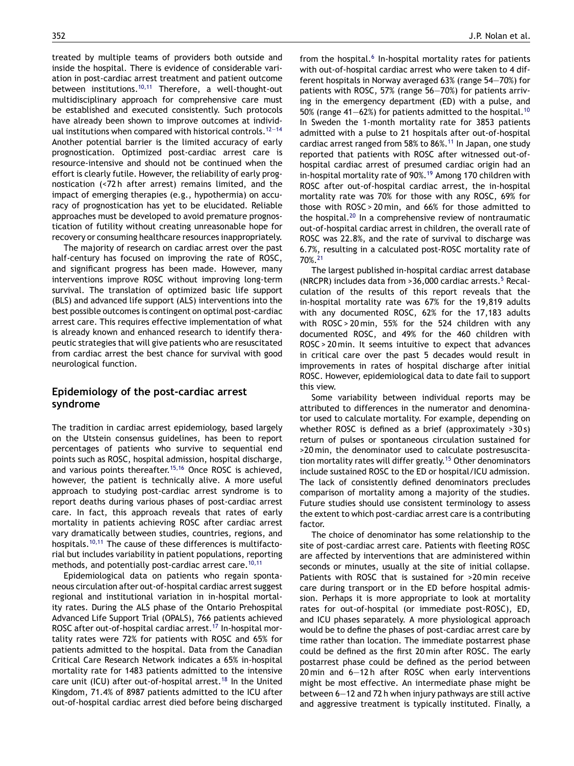treated by multiple teams of providers both outside and inside the hospital. There is evidence of considerable variation in post-cardiac arrest treatment and patient outcome between institutions.[10,11] Therefore, a well-thought-out multidisciplinary approach for comprehensive care must be established and executed consistently. Such protocols have already been shown to improve outcomes at individual institutions when compared with historical controls.[12–14] Another potential barrier is the limited accuracy of early prognostication. Optimized post-cardiac arrest care is resource-intensive and should not be continued when the effort is clearly futile. However, the reliability of early prognostication (<72 h after arrest) remains limited, and the impact of emerging therapies (e.g., hypothermia) on accuracy of prognostication has yet to be elucidated. Reliable approaches must be developed to avoid premature prognostication of futility without creating unreasonable hope for recovery or consuming healthcare resources inappropriately.

The majority of research on cardiac arrest over the past half-century has focused on improving the rate of ROSC, and significant progress has been made. However, many interventions improve ROSC without improving long-term survival. The translation of optimized basic life support (BLS) and advanced life support (ALS) interventions into the best possible outcomes is contingent on optimal post-cardiac arrest care. This requires effective implementation of what is already known and enhanced research to identify therapeutic strategies that will give patients who are resuscitated from cardiac arrest the best chance for survival with good neurological function.

## Epidemiology of the post-cardiac arrest syndrome

The tradition in cardiac arrest epidemiology, based largely on the Utstein consensus guidelines, has been to report percentages of patients who survive to sequential end points such as ROSC, hospital admission, hospital discharge, and various points thereafter.[15,16] Once ROSC is achieved, however, the patient is technically alive. A more useful approach to studying post-cardiac arrest syndrome is to report deaths during various phases of post-cardiac arrest care. In fact, this approach reveals that rates of early mortality in patients achieving ROSC after cardiac arrest vary dramatically between studies, countries, regions, and hospitals.[10,11] The cause of these differences is multifactorial but includes variability in patient populations, reporting methods, and potentially post-cardiac arrest care.[10,11]

Epidemiological data on patients who regain spontaneous circulation after out-of-hospital cardiac arrest suggest regional and institutional variation in in-hospital mortality rates. During the ALS phase of the Ontario Prehospital Advanced Life Support Trial (OPALS), 766 patients achieved ROSC after out-of-hospital cardiac arrest.[17] In-hospital mortality rates were 72% for patients with ROSC and 65% for patients admitted to the hospital. Data from the Canadian Critical Care Research Network indicates a 65% in-hospital mortality rate for 1483 patients admitted to the intensive care unit (ICU) after out-of-hospital arrest.[18] In the United Kingdom, 71.4% of 8987 patients admitted to the ICU after out-of-hospital cardiac arrest died before being discharged from the hospital.[6] In-hospital mortality rates for patients with out-of-hospital cardiac arrest who were taken to 4 different hospitals in Norway averaged 63% (range 54–70%) for patients with ROSC, 57% (range 56–70%) for patients arriving in the emergency department (ED) with a pulse, and 50% (range 41–62%) for patients admitted to the hospital.[10] In Sweden the 1-month mortality rate for 3853 patients admitted with a pulse to 21 hospitals after out-of-hospital cardiac arrest ranged from 58% to 86%.[11] In Japan, one study reported that patients with ROSC after witnessed out-of-hospital cardiac arrest of presumed cardiac origin had an in-hospital mortality rate of 90%.[19] Among 170 children with ROSC after out-of-hospital cardiac arrest, the in-hospital mortality rate was 70% for those with any ROSC, 69% for those with ROSC > 20 min, and 66% for those admitted to the hospital.[20] In a comprehensive review of nontraumatic out-of-hospital cardiac arrest in children, the overall rate of ROSC was 22.8%, and the rate of survival to discharge was 6.7%, resulting in a calculated post-ROSC mortality rate of 70%.[21]

The largest published in-hospital cardiac arrest database (NRCPR) includes data from >36,000 cardiac arrests.[5] Recalculation of the results of this report reveals that the in-hospital mortality rate was 67% for the 19,819 adults with any documented ROSC, 62% for the 17,183 adults with ROSC > 20 min, 55% for the 524 children with any documented ROSC, and 49% for the 460 children with ROSC > 20 min. It seems intuitive to expect that advances in critical care over the past 5 decades would result in improvements in rates of hospital discharge after initial ROSC. However, epidemiological data to date fail to support this view.

Some variability between individual reports may be attributed to differences in the numerator and denominator used to calculate mortality. For example, depending on whether ROSC is defined as a brief (approximately >30 s) return of pulses or spontaneous circulation sustained for >20 min, the denominator used to calculate postresuscitation mortality rates will differ greatly.[15] Other denominators include sustained ROSC to the ED or hospital/ICU admission. The lack of consistently defined denominators precludes comparison of mortality among a majority of the studies. Future studies should use consistent terminology to assess the extent to which post-cardiac arrest care is a contributing factor.

The choice of denominator has some relationship to the site of post-cardiac arrest care. Patients with fleeting ROSC are affected by interventions that are administered within seconds or minutes, usually at the site of initial collapse. Patients with ROSC that is sustained for >20 min receive care during transport or in the ED before hospital admission. Perhaps it is more appropriate to look at mortality rates for out-of-hospital (or immediate post-ROSC), ED, and ICU phases separately. A more physiological approach would be to define the phases of post-cardiac arrest care by time rather than location. The immediate postarrest phase could be defined as the first 20 min after ROSC. The early postarrest phase could be defined as the period between 20 min and 6–12 h after ROSC when early interventions might be most effective. An intermediate phase might be between 6–12 and 72 h when injury pathways are still active and aggressive treatment is typically instituted. Finally, a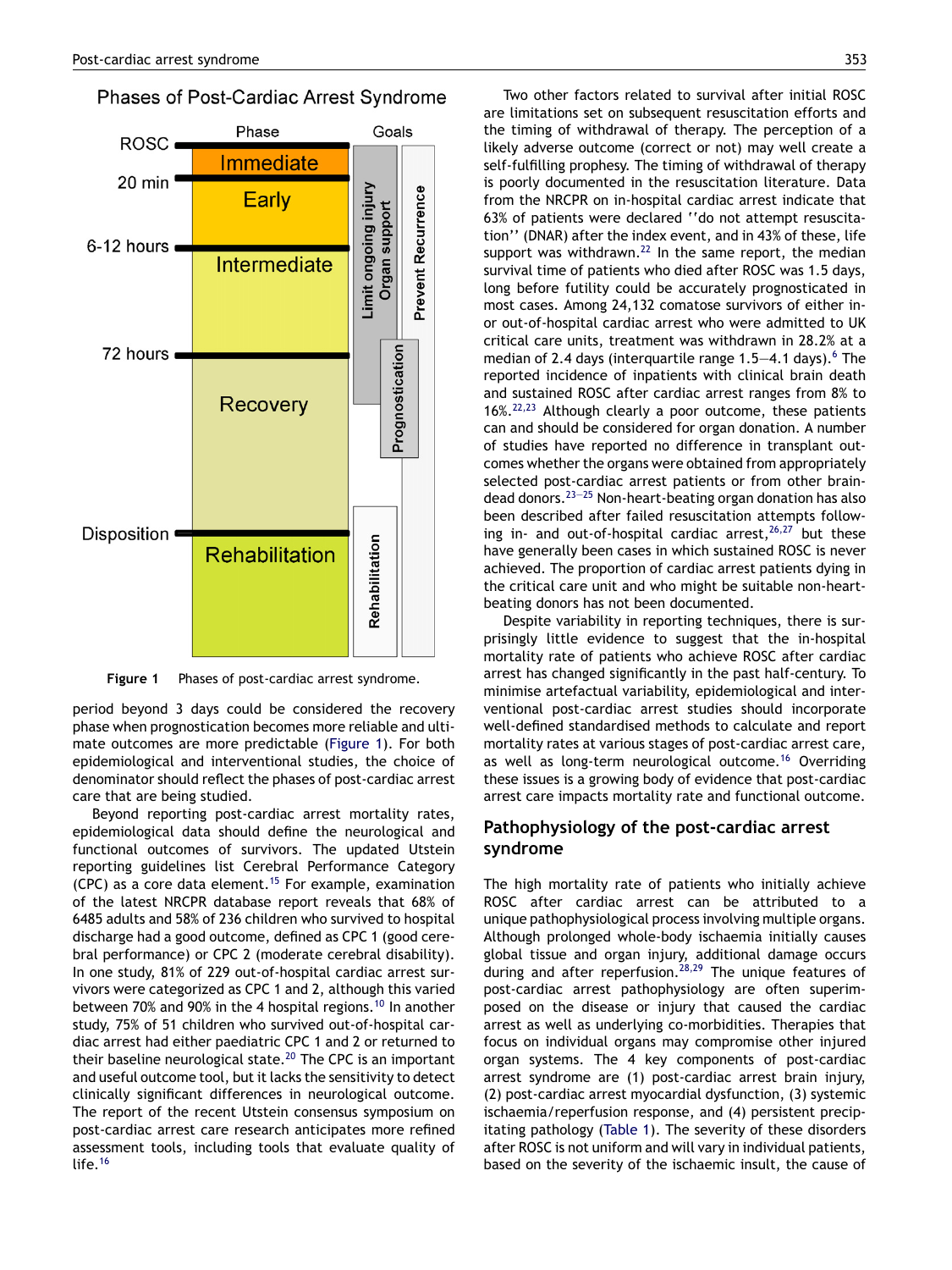**Figure 1** Phases of post-cardiac arrest syndrome.

period beyond 3 days could be considered the recovery phase when prognostication becomes more reliable and ultimate outcomes are more predictable (Figure 1). For both epidemiological and interventional studies, the choice of denominator should reflect the phases of post-cardiac arrest care that are being studied.

Beyond reporting post-cardiac arrest mortality rates, epidemiological data should define the neurological and functional outcomes of survivors. The updated Utstein reporting guidelines list Cerebral Performance Category (CPC) as a core data element.[15] For example, examination of the latest NRCPR database report reveals that 68% of 6485 adults and 58% of 236 children who survived to hospital discharge had a good outcome, defined as CPC 1 (good cerebral performance) or CPC 2 (moderate cerebral disability). In one study, 81% of 229 out-of-hospital cardiac arrest survivors were categorized as CPC 1 and 2, although this varied between 70% and 90% in the 4 hospital regions.[10] In another study, 75% of 51 children who survived out-of-hospital cardiac arrest had either paediatric CPC 1 and 2 or returned to their baseline neurological state.[20] The CPC is an important and useful outcome tool, but it lacks the sensitivity to detect clinically significant differences in neurological outcome. The report of the recent Utstein consensus symposium on post-cardiac arrest care research anticipates more refined assessment tools, including tools that evaluate quality of life.[16]

Two other factors related to survival after initial ROSC are limitations set on subsequent resuscitation efforts and the timing of withdrawal of therapy. The perception of a likely adverse outcome (correct or not) may well create a self-fulfilling prophesy. The timing of withdrawal of therapy is poorly documented in the resuscitation literature. Data from the NRCPR on in-hospital cardiac arrest indicate that 63% of patients were declared ''do not attempt resuscitation'' (DNAR) after the index event, and in 43% of these, life support was withdrawn.[22] In the same report, the median survival time of patients who died after ROSC was 1.5 days, long before futility could be accurately prognosticated in most cases. Among 24,132 comatose survivors of either in- or out-of-hospital cardiac arrest who were admitted to UK critical care units, treatment was withdrawn in 28.2% at a median of 2.4 days (interquartile range 1.5—4.1 days).[6] The reported incidence of inpatients with clinical brain death and sustained ROSC after cardiac arrest ranges from 8% to 16%.[22,23] Although clearly a poor outcome, these patients can and should be considered for organ donation. A number of studies have reported no difference in transplant outcomes whether the organs were obtained from appropriately selected post-cardiac arrest patients or from other brain-dead donors.[23—25] Non-heart-beating organ donation has also been described after failed resuscitation attempts following in- and out-of-hospital cardiac arrest,[26,27] but these have generally been cases in which sustained ROSC is never achieved. The proportion of cardiac arrest patients dying in the critical care unit and who might be suitable non-heart-beating donors has not been documented.

Despite variability in reporting techniques, there is surprisingly little evidence to suggest that the in-hospital mortality rate of patients who achieve ROSC after cardiac arrest has changed significantly in the past half-century. To minimise artefactual variability, epidemiological and interventional post-cardiac arrest studies should incorporate well-defined standardised methods to calculate and report mortality rates at various stages of post-cardiac arrest care, as well as long-term neurological outcome.[16] Overriding these issues is a growing body of evidence that post-cardiac arrest care impacts mortality rate and functional outcome.

## Pathophysiology of the post-cardiac arrest syndrome

The high mortality rate of patients who initially achieve ROSC after cardiac arrest can be attributed to a unique pathophysiological process involving multiple organs. Although prolonged whole-body ischaemia initially causes global tissue and organ injury, additional damage occurs during and after reperfusion.[28,29] The unique features of post-cardiac arrest pathophysiology are often superimposed on the disease or injury that caused the cardiac arrest as well as underlying co-morbidities. Therapies that focus on individual organs may compromise other injured organ systems. The 4 key components of post-cardiac arrest syndrome are (1) post-cardiac arrest brain injury, (2) post-cardiac arrest myocardial dysfunction, (3) systemic ischaemia/reperfusion response, and (4) persistent precipitating pathology (Table 1). The severity of these disorders after ROSC is not uniform and will vary in individual patients, based on the severity of the ischaemic insult, the cause of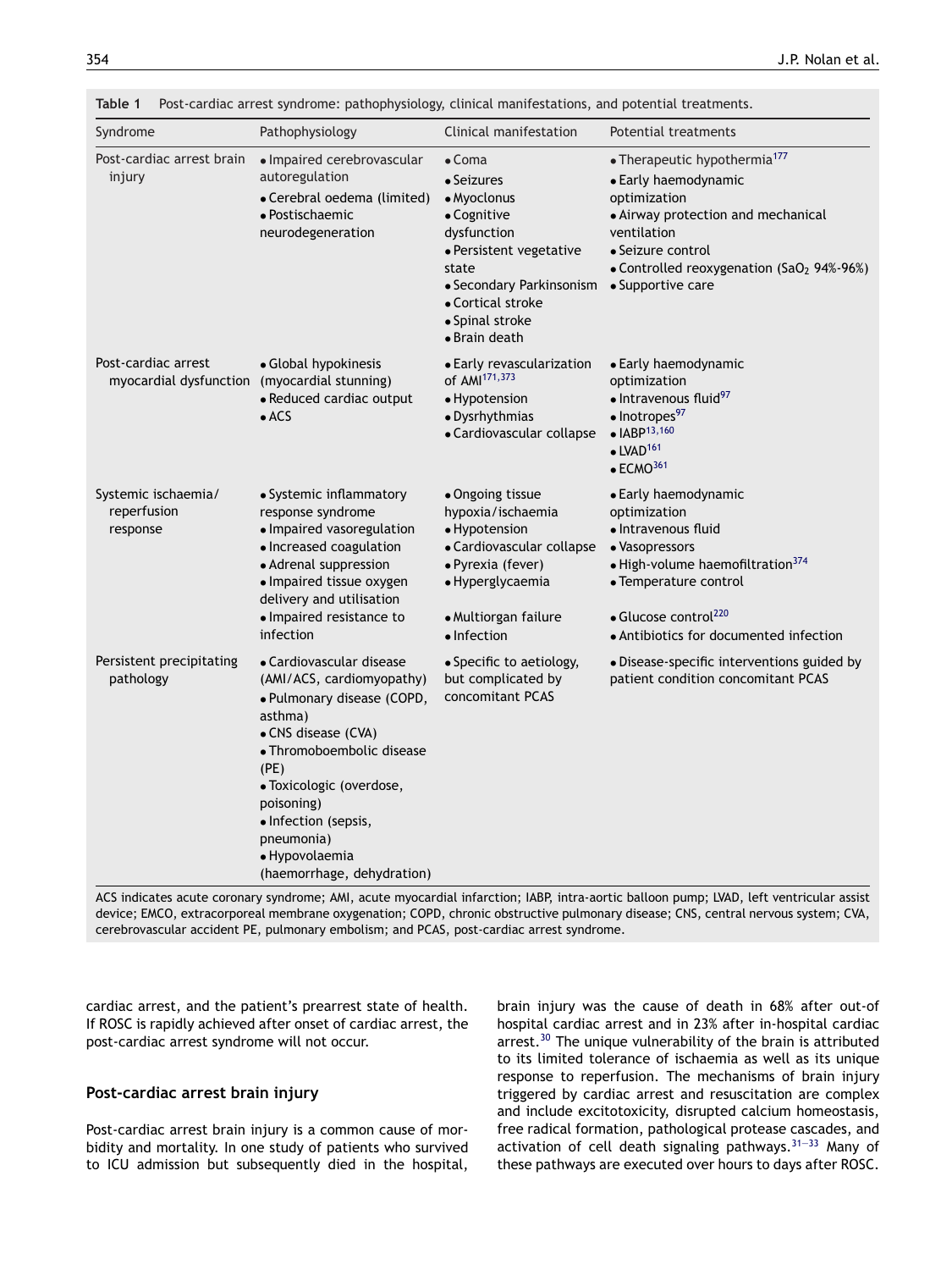Table 1 Post-cardiac arrest syndrome: pathophysiology, clinical manifestations, and potential treatments.

| Syndrome | Pathophysiology | Clinical manifestation | Potential treatments |
|---|---|---|---|
| Post-cardiac arrest brain injury | • Impaired cerebrovascular autoregulation<br>• Cerebral oedema (limited)<br>• Postischaemic neurodegeneration | • Coma<br>• Seizures<br>• Myoclonus<br>• Cognitive dysfunction<br>• Persistent vegetative state<br>• Secondary Parkinsonism<br>• Cortical stroke<br>• Spinal stroke<br>• Brain death | • Therapeutic hypothermia[177]<br>• Early haemodynamic optimization<br>• Airway protection and mechanical ventilation<br>• Seizure control<br>• Controlled reoxygenation ($SaO_2$ 94%-96%)<br>• Supportive care |
| Post-cardiac arrest myocardial dysfunction | • Global hypokinesis (myocardial stunning)<br>• Reduced cardiac output<br>• ACS | • Early revascularization of AMI[171,373]<br>• Hypotension<br>• Dysrhythmias<br>• Cardiovascular collapse | • Early haemodynamic optimization<br>• Intravenous fluid[97]<br>• Inotropes[97]<br>• IABP[13,160]<br>• LVAD[161]<br>• ECMO[361] |
| Systemic ischaemia/ reperfusion response | • Systemic inflammatory response syndrome<br>• Impaired vasoregulation<br>• Increased coagulation<br>• Adrenal suppression<br>• Impaired tissue oxygen delivery and utilisation<br>• Impaired resistance to infection | • Ongoing tissue hypoxia/ischaemia<br>• Hypotension<br>• Cardiovascular collapse<br>• Pyrexia (fever)<br>• Hyperglycaemia<br>• Multiorgan failure<br>• Infection | • Early haemodynamic optimization<br>• Intravenous fluid<br>• Vasopressors<br>• High-volume haemofiltration[374]<br>• Temperature control<br>• Glucose control[220]<br>• Antibiotics for documented infection |
| Persistent precipitating pathology | • Cardiovascular disease (AMI/ACS, cardiomyopathy)<br>• Pulmonary disease (COPD, asthma)<br>• CNS disease (CVA)<br>• Thromoboembolic disease (PE)<br>• Toxicologic (overdose, poisoning)<br>• Infection (sepsis, pneumonia)<br>• Hypovolaemia (haemorrhage, dehydration) | • Specific to aetiology, but complicated by concomitant PCAS | • Disease-specific interventions guided by patient condition concomitant PCAS |

ACS indicates acute coronary syndrome; AMI, acute myocardial infarction; IABP, intra-aortic balloon pump; LVAD, left ventricular assist device; EMCO, extracorporeal membrane oxygenation; COPD, chronic obstructive pulmonary disease; CNS, central nervous system; CVA, cerebrovascular accident PE, pulmonary embolism; and PCAS, post-cardiac arrest syndrome.

cardiac arrest, and the patient's prearrest state of health. If ROSC is rapidly achieved after onset of cardiac arrest, the post-cardiac arrest syndrome will not occur.

## Post-cardiac arrest brain injury

Post-cardiac arrest brain injury is a common cause of morbidity and mortality. In one study of patients who survived to ICU admission but subsequently died in the hospital, brain injury was the cause of death in 68% after out-of hospital cardiac arrest and in 23% after in-hospital cardiac arrest.[30] The unique vulnerability of the brain is attributed to its limited tolerance of ischaemia as well as its unique response to reperfusion. The mechanisms of brain injury triggered by cardiac arrest and resuscitation are complex and include excitotoxicity, disrupted calcium homeostasis, free radical formation, pathological protease cascades, and activation of cell death signaling pathways.[31–33] Many of these pathways are executed over hours to days after ROSC.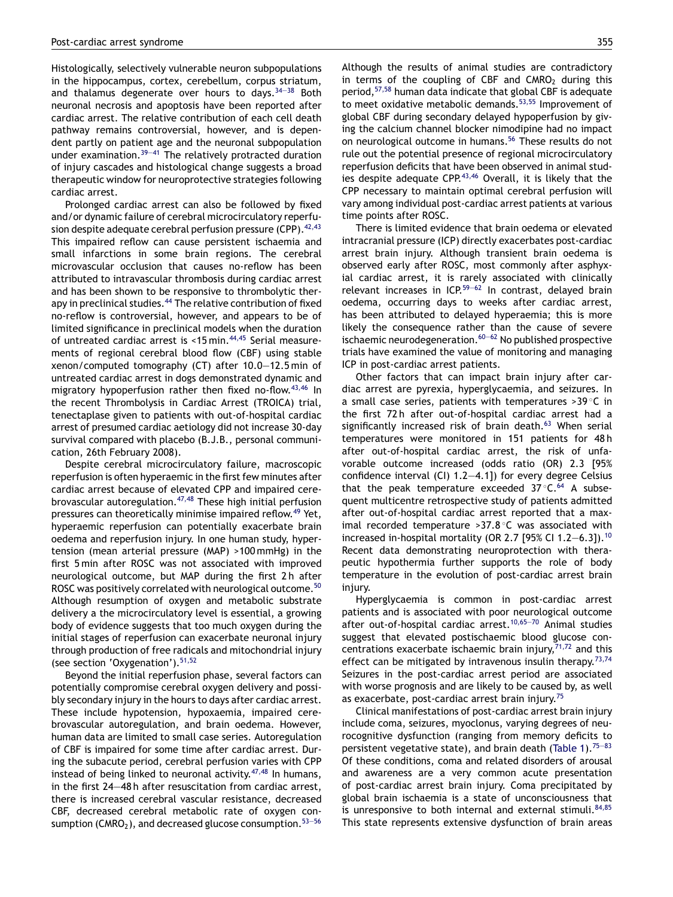Histologically, selectively vulnerable neuron subpopulations in the hippocampus, cortex, cerebellum, corpus striatum, and thalamus degenerate over hours to days.[34–38] Both neuronal necrosis and apoptosis have been reported after cardiac arrest. The relative contribution of each cell death pathway remains controversial, however, and is dependent partly on patient age and the neuronal subpopulation under examination.[39–41] The relatively protracted duration of injury cascades and histological change suggests a broad therapeutic window for neuroprotective strategies following cardiac arrest.

Prolonged cardiac arrest can also be followed by fixed and/or dynamic failure of cerebral microcirculatory reperfusion despite adequate cerebral perfusion pressure (CPP).[42,43] This impaired reflow can cause persistent ischaemia and small infarctions in some brain regions. The cerebral microvascular occlusion that causes no-reflow has been attributed to intravascular thrombosis during cardiac arrest and has been shown to be responsive to thrombolytic therapy in preclinical studies.[44] The relative contribution of fixed no-reflow is controversial, however, and appears to be of limited significance in preclinical models when the duration of untreated cardiac arrest is <15 min.[44,45] Serial measurements of regional cerebral blood flow (CBF) using stable xenon/computed tomography (CT) after 10.0–12.5 min of untreated cardiac arrest in dogs demonstrated dynamic and migratory hypoperfusion rather then fixed no-flow.[43,46] In the recent Thrombolysis in Cardiac Arrest (TROICA) trial, tenectaplase given to patients with out-of-hospital cardiac arrest of presumed cardiac aetiology did not increase 30-day survival compared with placebo (B.J.B., personal communication, 26th February 2008).

Despite cerebral microcirculatory failure, macroscopic reperfusion is often hyperaemic in the first few minutes after cardiac arrest because of elevated CPP and impaired cerebrovascular autoregulation.[47,48] These high initial perfusion pressures can theoretically minimise impaired reflow.[49] Yet, hyperaemic reperfusion can potentially exacerbate brain oedema and reperfusion injury. In one human study, hypertension (mean arterial pressure (MAP) >100 mmHg) in the first 5 min after ROSC was not associated with improved neurological outcome, but MAP during the first 2 h after ROSC was positively correlated with neurological outcome.[50] Although resumption of oxygen and metabolic substrate delivery a the microcirculatory level is essential, a growing body of evidence suggests that too much oxygen during the initial stages of reperfusion can exacerbate neuronal injury through production of free radicals and mitochondrial injury (see section 'Oxygenation').[51,52]

Beyond the initial reperfusion phase, several factors can potentially compromise cerebral oxygen delivery and possibly secondary injury in the hours to days after cardiac arrest. These include hypotension, hypoxaemia, impaired cerebrovascular autoregulation, and brain oedema. However, human data are limited to small case series. Autoregulation of CBF is impaired for some time after cardiac arrest. During the subacute period, cerebral perfusion varies with CPP instead of being linked to neuronal activity.[47,48] In humans, in the first 24–48 h after resuscitation from cardiac arrest, there is increased cerebral vascular resistance, decreased CBF, decreased cerebral metabolic rate of oxygen consumption ($CMRO_2$), and decreased glucose consumption.[53–56] Although the results of animal studies are contradictory in terms of the coupling of CBF and $CMRO_2$ during this period,[57,58] human data indicate that global CBF is adequate to meet oxidative metabolic demands.[53,55] Improvement of global CBF during secondary delayed hypoperfusion by giving the calcium channel blocker nimodipine had no impact on neurological outcome in humans.[56] These results do not rule out the potential presence of regional microcirculatory reperfusion deficits that have been observed in animal studies despite adequate CPP.[43,46] Overall, it is likely that the CPP necessary to maintain optimal cerebral perfusion will vary among individual post-cardiac arrest patients at various time points after ROSC.

There is limited evidence that brain oedema or elevated intracranial pressure (ICP) directly exacerbates post-cardiac arrest brain injury. Although transient brain oedema is observed early after ROSC, most commonly after asphyxial cardiac arrest, it is rarely associated with clinically relevant increases in ICP.[59–62] In contrast, delayed brain oedema, occurring days to weeks after cardiac arrest, has been attributed to delayed hyperaemia; this is more likely the consequence rather than the cause of severe ischaemic neurodegeneration.[60–62] No published prospective trials have examined the value of monitoring and managing ICP in post-cardiac arrest patients.

Other factors that can impact brain injury after cardiac arrest are pyrexia, hyperglycaemia, and seizures. In a small case series, patients with temperatures >39 °C in the first 72 h after out-of-hospital cardiac arrest had a significantly increased risk of brain death.[63] When serial temperatures were monitored in 151 patients for 48 h after out-of-hospital cardiac arrest, the risk of unfavorable outcome increased (odds ratio (OR) 2.3 [95% confidence interval (CI) 1.2–4.1]) for every degree Celsius that the peak temperature exceeded 37 °C.[64] A subsequent multicentre retrospective study of patients admitted after out-of-hospital cardiac arrest reported that a maximal recorded temperature >37.8 °C was associated with increased in-hospital mortality (OR 2.7 [95% CI 1.2–6.3]).[10] Recent data demonstrating neuroprotection with therapeutic hypothermia further supports the role of body temperature in the evolution of post-cardiac arrest brain injury.

Hyperglycaemia is common in post-cardiac arrest patients and is associated with poor neurological outcome after out-of-hospital cardiac arrest.[10,65–70] Animal studies suggest that elevated postischaemic blood glucose concentrations exacerbate ischaemic brain injury,[71,72] and this effect can be mitigated by intravenous insulin therapy.[73,74] Seizures in the post-cardiac arrest period are associated with worse prognosis and are likely to be caused by, as well as exacerbate, post-cardiac arrest brain injury.[75]

Clinical manifestations of post-cardiac arrest brain injury include coma, seizures, myoclonus, varying degrees of neurocognitive dysfunction (ranging from memory deficits to persistent vegetative state), and brain death (Table 1).[75–83] Of these conditions, coma and related disorders of arousal and awareness are a very common acute presentation of post-cardiac arrest brain injury. Coma precipitated by global brain ischaemia is a state of unconsciousness that is unresponsive to both internal and external stimuli.[84,85] This state represents extensive dysfunction of brain areas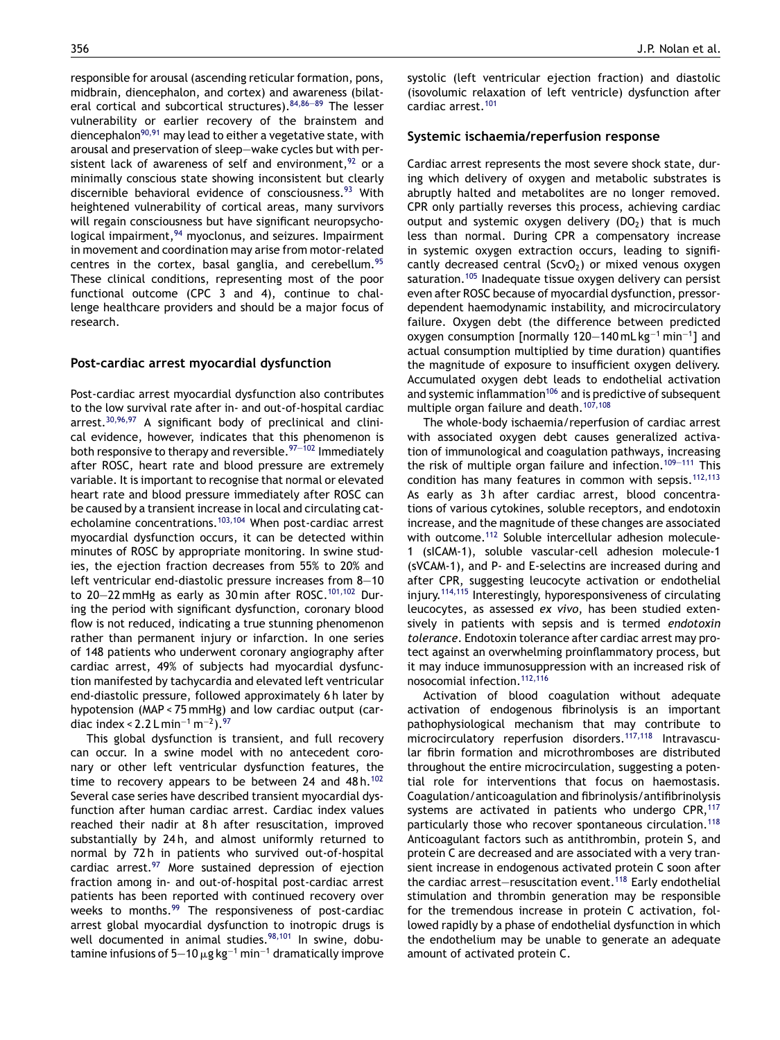responsible for arousal (ascending reticular formation, pons, midbrain, diencephalon, and cortex) and awareness (bilateral cortical and subcortical structures).[84,86–89] The lesser vulnerability or earlier recovery of the brainstem and diencephalon[90,91] may lead to either a vegetative state, with arousal and preservation of sleep–wake cycles but with persistent lack of awareness of self and environment,[92] or a minimally conscious state showing inconsistent but clearly discernible behavioral evidence of consciousness.[93] With heightened vulnerability of cortical areas, many survivors will regain consciousness but have significant neuropsychological impairment,[94] myoclonus, and seizures. Impairment in movement and coordination may arise from motor-related centres in the cortex, basal ganglia, and cerebellum.[95] These clinical conditions, representing most of the poor functional outcome (CPC 3 and 4), continue to challenge healthcare providers and should be a major focus of research.

## Post-cardiac arrest myocardial dysfunction

Post-cardiac arrest myocardial dysfunction also contributes to the low survival rate after in- and out-of-hospital cardiac arrest.[30,96,97] A significant body of preclinical and clinical evidence, however, indicates that this phenomenon is both responsive to therapy and reversible.[97–102] Immediately after ROSC, heart rate and blood pressure are extremely variable. It is important to recognise that normal or elevated heart rate and blood pressure immediately after ROSC can be caused by a transient increase in local and circulating catecholamine concentrations.[103,104] When post-cardiac arrest myocardial dysfunction occurs, it can be detected within minutes of ROSC by appropriate monitoring. In swine studies, the ejection fraction decreases from 55% to 20% and left ventricular end-diastolic pressure increases from 8–10 to 20–22 mmHg as early as 30 min after ROSC.[101,102] During the period with significant dysfunction, coronary blood flow is not reduced, indicating a true stunning phenomenon rather than permanent injury or infarction. In one series of 148 patients who underwent coronary angiography after cardiac arrest, 49% of subjects had myocardial dysfunction manifested by tachycardia and elevated left ventricular end-diastolic pressure, followed approximately 6 h later by hypotension (MAP < 75 mmHg) and low cardiac output (cardiac index < 2.2 L $\text{min}^{-1}$ $\text{m}^{-2}$).[97]

This global dysfunction is transient, and full recovery can occur. In a swine model with no antecedent coronary or other left ventricular dysfunction features, the time to recovery appears to be between 24 and 48 h.[102] Several case series have described transient myocardial dysfunction after human cardiac arrest. Cardiac index values reached their nadir at 8 h after resuscitation, improved substantially by 24 h, and almost uniformly returned to normal by 72 h in patients who survived out-of-hospital cardiac arrest.[97] More sustained depression of ejection fraction among in- and out-of-hospital post-cardiac arrest patients has been reported with continued recovery over weeks to months.[99] The responsiveness of post-cardiac arrest global myocardial dysfunction to inotropic drugs is well documented in animal studies.[98,101] In swine, dobutamine infusions of 5–10 $\mu$g $\text{kg}^{-1}$ $\text{min}^{-1}$ dramatically improve systolic (left ventricular ejection fraction) and diastolic (isovolumic relaxation of left ventricle) dysfunction after cardiac arrest.[101]

## Systemic ischaemia/reperfusion response

Cardiac arrest represents the most severe shock state, during which delivery of oxygen and metabolic substrates is abruptly halted and metabolites are no longer removed. CPR only partially reverses this process, achieving cardiac output and systemic oxygen delivery ($DO_2$) that is much less than normal. During CPR a compensatory increase in systemic oxygen extraction occurs, leading to significantly decreased central ($ScvO_2$) or mixed venous oxygen saturation.[105] Inadequate tissue oxygen delivery can persist even after ROSC because of myocardial dysfunction, pressor-dependent haemodynamic instability, and microcirculatory failure. Oxygen debt (the difference between predicted oxygen consumption [normally 120–140 mL $\text{kg}^{-1}$ $\text{min}^{-1}$] and actual consumption multiplied by time duration) quantifies the magnitude of exposure to insufficient oxygen delivery. Accumulated oxygen debt leads to endothelial activation and systemic inflammation[106] and is predictive of subsequent multiple organ failure and death.[107,108]

The whole-body ischaemia/reperfusion of cardiac arrest with associated oxygen debt causes generalized activation of immunological and coagulation pathways, increasing the risk of multiple organ failure and infection.[109–111] This condition has many features in common with sepsis.[112,113] As early as 3 h after cardiac arrest, blood concentrations of various cytokines, soluble receptors, and endotoxin increase, and the magnitude of these changes are associated with outcome.[112] Soluble intercellular adhesion molecule-1 (sICAM-1), soluble vascular-cell adhesion molecule-1 (sVCAM-1), and P- and E-selectins are increased during and after CPR, suggesting leucocyte activation or endothelial injury.[114,115] Interestingly, hyporesponsiveness of circulating leucocytes, as assessed *ex vivo*, has been studied extensively in patients with sepsis and is termed *endotoxin tolerance*. Endotoxin tolerance after cardiac arrest may protect against an overwhelming proinflammatory process, but it may induce immunosuppression with an increased risk of nosocomial infection.[112,116]

Activation of blood coagulation without adequate activation of endogenous fibrinolysis is an important pathophysiological mechanism that may contribute to microcirculatory reperfusion disorders.[117,118] Intravascular fibrin formation and microthromboses are distributed throughout the entire microcirculation, suggesting a potential role for interventions that focus on haemostasis. Coagulation/anticoagulation and fibrinolysis/antifibrinolysis systems are activated in patients who undergo CPR,[117] particularly those who recover spontaneous circulation.[118] Anticoagulant factors such as antithrombin, protein S, and protein C are decreased and are associated with a very transient increase in endogenous activated protein C soon after the cardiac arrest–resuscitation event.[118] Early endothelial stimulation and thrombin generation may be responsible for the tremendous increase in protein C activation, followed rapidly by a phase of endothelial dysfunction in which the endothelium may be unable to generate an adequate amount of activated protein C.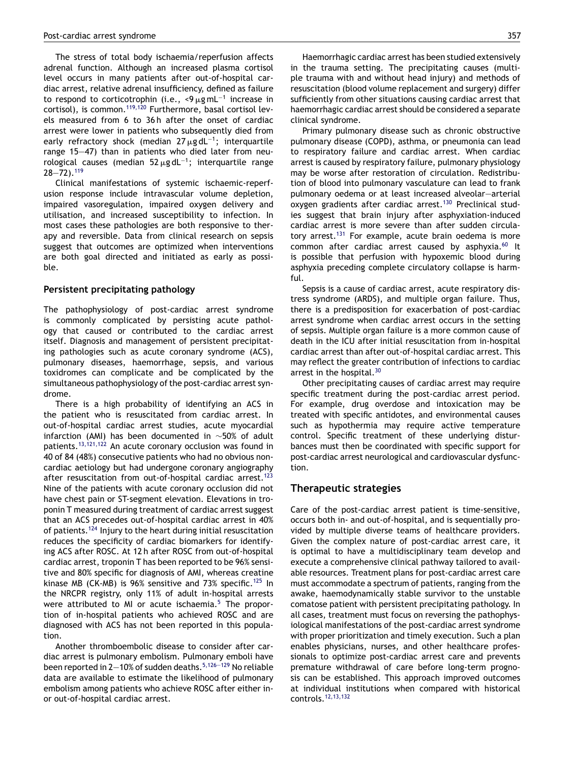The stress of total body ischaemia/reperfusion affects adrenal function. Although an increased plasma cortisol level occurs in many patients after out-of-hospital cardiac arrest, relative adrenal insufficiency, defined as failure to respond to corticotrophin (i.e., $<9\,\mu g\,mL^{-1}$ increase in cortisol), is common.[119,120] Furthermore, basal cortisol levels measured from 6 to 36 h after the onset of cardiac arrest were lower in patients who subsequently died from early refractory shock (median $27\,\mu g\,dL^{-1}$; interquartile range 15–47) than in patients who died later from neurological causes (median $52\,\mu g\,dL^{-1}$; interquartile range 28–72).[119]

Clinical manifestations of systemic ischaemic-reperfusion response include intravascular volume depletion, impaired vasoregulation, impaired oxygen delivery and utilisation, and increased susceptibility to infection. In most cases these pathologies are both responsive to therapy and reversible. Data from clinical research on sepsis suggest that outcomes are optimized when interventions are both goal directed and initiated as early as possible.

### Persistent precipitating pathology

The pathophysiology of post-cardiac arrest syndrome is commonly complicated by persisting acute pathology that caused or contributed to the cardiac arrest itself. Diagnosis and management of persistent precipitating pathologies such as acute coronary syndrome (ACS), pulmonary diseases, haemorrhage, sepsis, and various toxidromes can complicate and be complicated by the simultaneous pathophysiology of the post-cardiac arrest syndrome.

There is a high probability of identifying an ACS in the patient who is resuscitated from cardiac arrest. In out-of-hospital cardiac arrest studies, acute myocardial infarction (AMI) has been documented in ~50% of adult patients.[13,121,122] An acute coronary occlusion was found in 40 of 84 (48%) consecutive patients who had no obvious non-cardiac aetiology but had undergone coronary angiography after resuscitation from out-of-hospital cardiac arrest.[123] Nine of the patients with acute coronary occlusion did not have chest pain or ST-segment elevation. Elevations in troponin T measured during treatment of cardiac arrest suggest that an ACS precedes out-of-hospital cardiac arrest in 40% of patients.[124] Injury to the heart during initial resuscitation reduces the specificity of cardiac biomarkers for identifying ACS after ROSC. At 12 h after ROSC from out-of-hospital cardiac arrest, troponin T has been reported to be 96% sensitive and 80% specific for diagnosis of AMI, whereas creatine kinase MB (CK-MB) is 96% sensitive and 73% specific.[125] In the NRCPR registry, only 11% of adult in-hospital arrests were attributed to MI or acute ischaemia.[5] The proportion of in-hospital patients who achieved ROSC and are diagnosed with ACS has not been reported in this population.

Another thromboembolic disease to consider after cardiac arrest is pulmonary embolism. Pulmonary emboli have been reported in 2–10% of sudden deaths.[5,126–129] No reliable data are available to estimate the likelihood of pulmonary embolism among patients who achieve ROSC after either in- or out-of-hospital cardiac arrest.

Haemorrhagic cardiac arrest has been studied extensively in the trauma setting. The precipitating causes (multiple trauma with and without head injury) and methods of resuscitation (blood volume replacement and surgery) differ sufficiently from other situations causing cardiac arrest that haemorrhagic cardiac arrest should be considered a separate clinical syndrome.

Primary pulmonary disease such as chronic obstructive pulmonary disease (COPD), asthma, or pneumonia can lead to respiratory failure and cardiac arrest. When cardiac arrest is caused by respiratory failure, pulmonary physiology may be worse after restoration of circulation. Redistribution of blood into pulmonary vasculature can lead to frank pulmonary oedema or at least increased alveolar–arterial oxygen gradients after cardiac arrest.[130] Preclinical studies suggest that brain injury after asphyxiation-induced cardiac arrest is more severe than after sudden circulatory arrest.[131] For example, acute brain oedema is more common after cardiac arrest caused by asphyxia.[60] It is possible that perfusion with hypoxemic blood during asphyxia preceding complete circulatory collapse is harmful.

Sepsis is a cause of cardiac arrest, acute respiratory distress syndrome (ARDS), and multiple organ failure. Thus, there is a predisposition for exacerbation of post-cardiac arrest syndrome when cardiac arrest occurs in the setting of sepsis. Multiple organ failure is a more common cause of death in the ICU after initial resuscitation from in-hospital cardiac arrest than after out-of-hospital cardiac arrest. This may reflect the greater contribution of infections to cardiac arrest in the hospital.[30]

Other precipitating causes of cardiac arrest may require specific treatment during the post-cardiac arrest period. For example, drug overdose and intoxication may be treated with specific antidotes, and environmental causes such as hypothermia may require active temperature control. Specific treatment of these underlying disturbances must then be coordinated with specific support for post-cardiac arrest neurological and cardiovascular dysfunction.

## Therapeutic strategies

Care of the post-cardiac arrest patient is time-sensitive, occurs both in- and out-of-hospital, and is sequentially provided by multiple diverse teams of healthcare providers. Given the complex nature of post-cardiac arrest care, it is optimal to have a multidisciplinary team develop and execute a comprehensive clinical pathway tailored to available resources. Treatment plans for post-cardiac arrest care must accommodate a spectrum of patients, ranging from the awake, haemodynamically stable survivor to the unstable comatose patient with persistent precipitating pathology. In all cases, treatment must focus on reversing the pathophysiological manifestations of the post-cardiac arrest syndrome with proper prioritization and timely execution. Such a plan enables physicians, nurses, and other healthcare professionals to optimize post-cardiac arrest care and prevents premature withdrawal of care before long-term prognosis can be established. This approach improved outcomes at individual institutions when compared with historical controls.[12,13,132]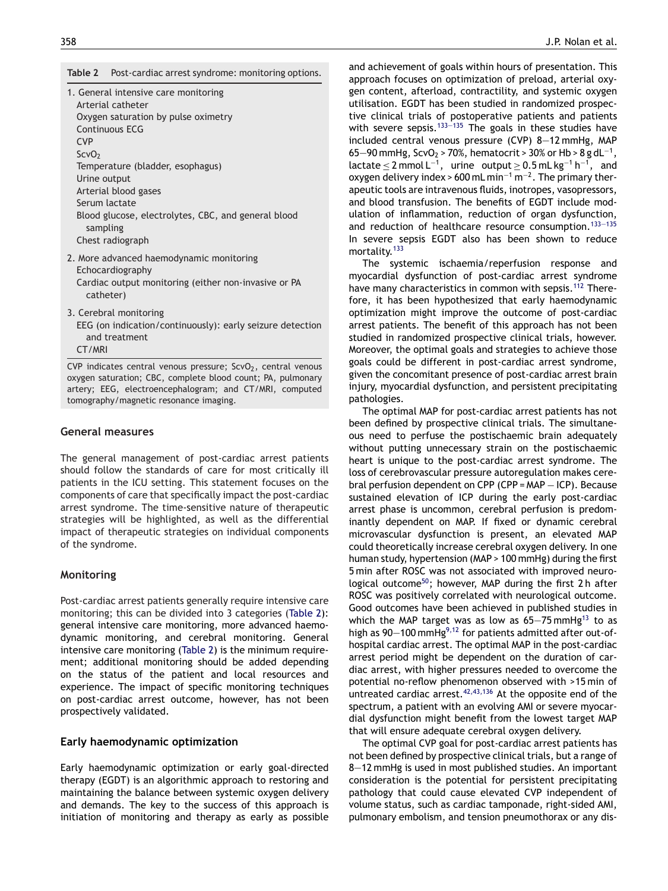**Table 2** Post-cardiac arrest syndrome: monitoring options.

1. General intensive care monitoring
   - Arterial catheter
   - Oxygen saturation by pulse oximetry
   - Continuous ECG
   - CVP
   - $ScvO_2$
   - Temperature (bladder, esophagus)
   - Urine output
   - Arterial blood gases
   - Serum lactate
   - Blood glucose, electrolytes, CBC, and general blood sampling
   - Chest radiograph
2. More advanced haemodynamic monitoring
   - Echocardiography
   - Cardiac output monitoring (either non-invasive or PA catheter)
3. Cerebral monitoring
   - EEG (on indication/continuously): early seizure detection and treatment
   - CT/MRI

CVP indicates central venous pressure; $ScvO_2$, central venous oxygen saturation; CBC, complete blood count; PA, pulmonary artery; EEG, electroencephalogram; and CT/MRI, computed tomography/magnetic resonance imaging.

## General measures

The general management of post-cardiac arrest patients should follow the standards of care for most critically ill patients in the ICU setting. This statement focuses on the components of care that specifically impact the post-cardiac arrest syndrome. The time-sensitive nature of therapeutic strategies will be highlighted, as well as the differential impact of therapeutic strategies on individual components of the syndrome.

## Monitoring

Post-cardiac arrest patients generally require intensive care monitoring; this can be divided into 3 categories (Table 2): general intensive care monitoring, more advanced haemodynamic monitoring, and cerebral monitoring. General intensive care monitoring (Table 2) is the minimum requirement; additional monitoring should be added depending on the status of the patient and local resources and experience. The impact of specific monitoring techniques on post-cardiac arrest outcome, however, has not been prospectively validated.

## Early haemodynamic optimization

Early haemodynamic optimization or early goal-directed therapy (EGDT) is an algorithmic approach to restoring and maintaining the balance between systemic oxygen delivery and demands. The key to the success of this approach is initiation of monitoring and therapy as early as possible and achievement of goals within hours of presentation. This approach focuses on optimization of preload, arterial oxygen content, afterload, contractility, and systemic oxygen utilisation. EGDT has been studied in randomized prospective clinical trials of postoperative patients and patients with severe sepsis.[133–135] The goals in these studies have included central venous pressure (CVP) 8–12 mmHg, MAP 65–90 mmHg, $ScvO_2 > 70\%$, hematocrit > 30% or Hb > 8 g $dL^{-1}$, lactate $\leq 2$ mmol $L^{-1}$, urine output $\geq 0.5$ mL $kg^{-1}$ $h^{-1}$, and oxygen delivery index > 600 mL $min^{-1}$ $m^{-2}$. The primary therapeutic tools are intravenous fluids, inotropes, vasopressors, and blood transfusion. The benefits of EGDT include modulation of inflammation, reduction of organ dysfunction, and reduction of healthcare resource consumption.[133–135] In severe sepsis EGDT also has been shown to reduce mortality.[133]

The systemic ischaemia/reperfusion response and myocardial dysfunction of post-cardiac arrest syndrome have many characteristics in common with sepsis.[112] Therefore, it has been hypothesized that early haemodynamic optimization might improve the outcome of post-cardiac arrest patients. The benefit of this approach has not been studied in randomized prospective clinical trials, however. Moreover, the optimal goals and strategies to achieve those goals could be different in post-cardiac arrest syndrome, given the concomitant presence of post-cardiac arrest brain injury, myocardial dysfunction, and persistent precipitating pathologies.

The optimal MAP for post-cardiac arrest patients has not been defined by prospective clinical trials. The simultaneous need to perfuse the postischaemic brain adequately without putting unnecessary strain on the postischaemic heart is unique to the post-cardiac arrest syndrome. The loss of cerebrovascular pressure autoregulation makes cerebral perfusion dependent on CPP (CPP = MAP − ICP). Because sustained elevation of ICP during the early post-cardiac arrest phase is uncommon, cerebral perfusion is predominantly dependent on MAP. If fixed or dynamic cerebral microvascular dysfunction is present, an elevated MAP could theoretically increase cerebral oxygen delivery. In one human study, hypertension (MAP > 100 mmHg) during the first 5 min after ROSC was not associated with improved neurological outcome[50]; however, MAP during the first 2 h after ROSC was positively correlated with neurological outcome. Good outcomes have been achieved in published studies in which the MAP target was as low as 65–75 mmHg[13] to as high as 90–100 mmHg[9,12] for patients admitted after out-of-hospital cardiac arrest. The optimal MAP in the post-cardiac arrest period might be dependent on the duration of cardiac arrest, with higher pressures needed to overcome the potential no-reflow phenomenon observed with >15 min of untreated cardiac arrest.[42,43,136] At the opposite end of the spectrum, a patient with an evolving AMI or severe myocardial dysfunction might benefit from the lowest target MAP that will ensure adequate cerebral oxygen delivery.

The optimal CVP goal for post-cardiac arrest patients has not been defined by prospective clinical trials, but a range of 8–12 mmHg is used in most published studies. An important consideration is the potential for persistent precipitating pathology that could cause elevated CVP independent of volume status, such as cardiac tamponade, right-sided AMI, pulmonary embolism, and tension pneumothorax or any dis-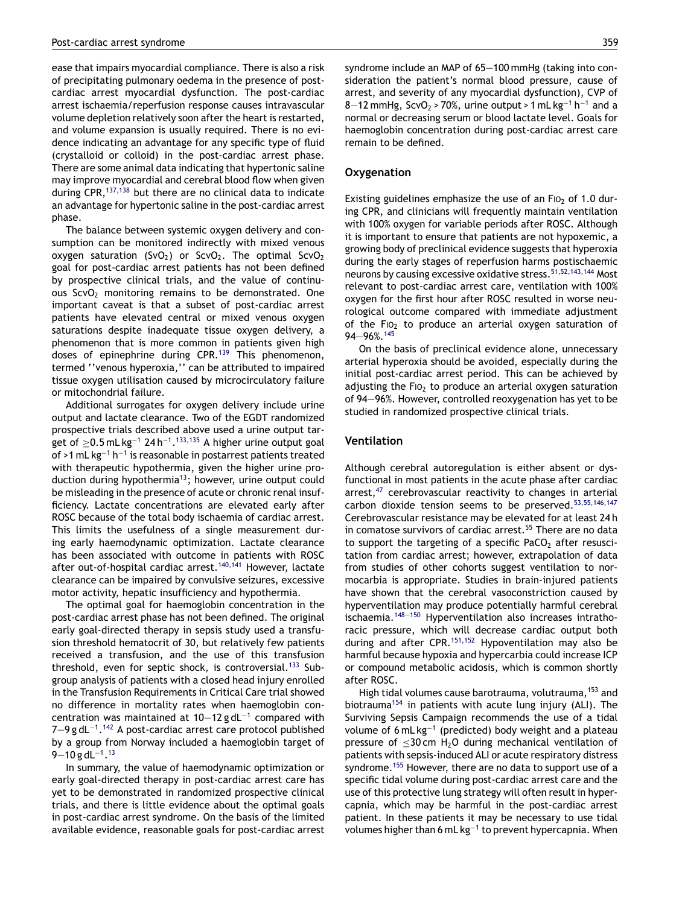ease that impairs myocardial compliance. There is also a risk of precipitating pulmonary oedema in the presence of post-cardiac arrest myocardial dysfunction. The post-cardiac arrest ischaemia/reperfusion response causes intravascular volume depletion relatively soon after the heart is restarted, and volume expansion is usually required. There is no evidence indicating an advantage for any specific type of fluid (crystalloid or colloid) in the post-cardiac arrest phase. There are some animal data indicating that hypertonic saline may improve myocardial and cerebral blood flow when given during CPR,[137,138] but there are no clinical data to indicate an advantage for hypertonic saline in the post-cardiac arrest phase.

The balance between systemic oxygen delivery and consumption can be monitored indirectly with mixed venous oxygen saturation ($SvO_2$) or $ScvO_2$. The optimal $ScvO_2$ goal for post-cardiac arrest patients has not been defined by prospective clinical trials, and the value of continuous $ScvO_2$ monitoring remains to be demonstrated. One important caveat is that a subset of post-cardiac arrest patients have elevated central or mixed venous oxygen saturations despite inadequate tissue oxygen delivery, a phenomenon that is more common in patients given high doses of epinephrine during CPR.[139] This phenomenon, termed ''venous hyperoxia,'' can be attributed to impaired tissue oxygen utilisation caused by microcirculatory failure or mitochondrial failure.

Additional surrogates for oxygen delivery include urine output and lactate clearance. Two of the EGDT randomized prospective trials described above used a urine output target of $\geq 0.5\,\text{mL}\,\text{kg}^{-1}\,24\,\text{h}^{-1}$.[133,135] A higher urine output goal of $>1\,\text{mL}\,\text{kg}^{-1}\,\text{h}^{-1}$ is reasonable in postarrest patients treated with therapeutic hypothermia, given the higher urine production during hypothermia[13]; however, urine output could be misleading in the presence of acute or chronic renal insufficiency. Lactate concentrations are elevated early after ROSC because of the total body ischaemia of cardiac arrest. This limits the usefulness of a single measurement during early haemodynamic optimization. Lactate clearance has been associated with outcome in patients with ROSC after out-of-hospital cardiac arrest.[140,141] However, lactate clearance can be impaired by convulsive seizures, excessive motor activity, hepatic insufficiency and hypothermia.

The optimal goal for haemoglobin concentration in the post-cardiac arrest phase has not been defined. The original early goal-directed therapy in sepsis study used a transfusion threshold hematocrit of 30, but relatively few patients received a transfusion, and the use of this transfusion threshold, even for septic shock, is controversial.[133] Subgroup analysis of patients with a closed head injury enrolled in the Transfusion Requirements in Critical Care trial showed no difference in mortality rates when haemoglobin concentration was maintained at $10–12\,\text{g}\,\text{dL}^{-1}$ compared with $7–9\,\text{g}\,\text{dL}^{-1}$.[142] A post-cardiac arrest care protocol published by a group from Norway included a haemoglobin target of $9–10\,\text{g}\,\text{dL}^{-1}$.[13]

In summary, the value of haemodynamic optimization or early goal-directed therapy in post-cardiac arrest care has yet to be demonstrated in randomized prospective clinical trials, and there is little evidence about the optimal goals in post-cardiac arrest syndrome. On the basis of the limited available evidence, reasonable goals for post-cardiac arrest syndrome include an MAP of 65–100 mmHg (taking into consideration the patient's normal blood pressure, cause of arrest, and severity of any myocardial dysfunction), CVP of 8–12 mmHg, $ScvO_2 > 70\%$, urine output $> 1\,\text{mL}\,\text{kg}^{-1}\,\text{h}^{-1}$ and a normal or decreasing serum or blood lactate level. Goals for haemoglobin concentration during post-cardiac arrest care remain to be defined.

### Oxygenation

Existing guidelines emphasize the use of an $FiO_2$ of 1.0 during CPR, and clinicians will frequently maintain ventilation with 100% oxygen for variable periods after ROSC. Although it is important to ensure that patients are not hypoxemic, a growing body of preclinical evidence suggests that hyperoxia during the early stages of reperfusion harms postischaemic neurons by causing excessive oxidative stress.[51,52,143,144] Most relevant to post-cardiac arrest care, ventilation with 100% oxygen for the first hour after ROSC resulted in worse neurological outcome compared with immediate adjustment of the $FiO_2$ to produce an arterial oxygen saturation of 94–96%.[145]

On the basis of preclinical evidence alone, unnecessary arterial hyperoxia should be avoided, especially during the initial post-cardiac arrest period. This can be achieved by adjusting the $FiO_2$ to produce an arterial oxygen saturation of 94–96%. However, controlled reoxygenation has yet to be studied in randomized prospective clinical trials.

### Ventilation

Although cerebral autoregulation is either absent or dysfunctional in most patients in the acute phase after cardiac arrest,[47] cerebrovascular reactivity to changes in arterial carbon dioxide tension seems to be preserved.[53,55,146,147] Cerebrovascular resistance may be elevated for at least 24 h in comatose survivors of cardiac arrest.[55] There are no data to support the targeting of a specific $PaCO_2$ after resuscitation from cardiac arrest; however, extrapolation of data from studies of other cohorts suggest ventilation to normocarbia is appropriate. Studies in brain-injured patients have shown that the cerebral vasoconstriction caused by hyperventilation may produce potentially harmful cerebral ischaemia.[148–150] Hyperventilation also increases intrathoracic pressure, which will decrease cardiac output both during and after CPR.[151,152] Hypoventilation may also be harmful because hypoxia and hypercarbia could increase ICP or compound metabolic acidosis, which is common shortly after ROSC.

High tidal volumes cause barotrauma, volutrauma,[153] and biotrauma[154] in patients with acute lung injury (ALI). The Surviving Sepsis Campaign recommends the use of a tidal volume of $6\,\text{mL}\,\text{kg}^{-1}$ (predicted) body weight and a plateau pressure of $\leq 30\,\text{cm}\ H_2O$ during mechanical ventilation of patients with sepsis-induced ALI or acute respiratory distress syndrome.[155] However, there are no data to support use of a specific tidal volume during post-cardiac arrest care and the use of this protective lung strategy will often result in hypercapnia, which may be harmful in the post-cardiac arrest patient. In these patients it may be necessary to use tidal volumes higher than $6\,\text{mL}\,\text{kg}^{-1}$ to prevent hypercapnia. When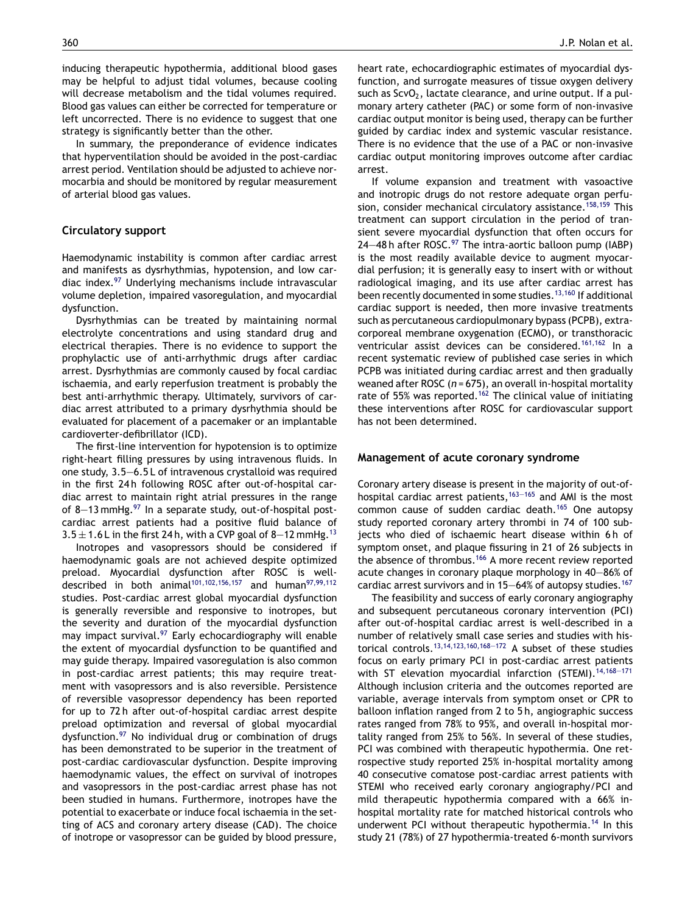inducing therapeutic hypothermia, additional blood gases may be helpful to adjust tidal volumes, because cooling will decrease metabolism and the tidal volumes required. Blood gas values can either be corrected for temperature or left uncorrected. There is no evidence to suggest that one strategy is significantly better than the other.

In summary, the preponderance of evidence indicates that hyperventilation should be avoided in the post-cardiac arrest period. Ventilation should be adjusted to achieve normocarbia and should be monitored by regular measurement of arterial blood gas values.

### Circulatory support

Haemodynamic instability is common after cardiac arrest and manifests as dysrhythmias, hypotension, and low cardiac index.[97] Underlying mechanisms include intravascular volume depletion, impaired vasoregulation, and myocardial dysfunction.

Dysrhythmias can be treated by maintaining normal electrolyte concentrations and using standard drug and electrical therapies. There is no evidence to support the prophylactic use of anti-arrhythmic drugs after cardiac arrest. Dysrhythmias are commonly caused by focal cardiac ischaemia, and early reperfusion treatment is probably the best anti-arrhythmic therapy. Ultimately, survivors of cardiac arrest attributed to a primary dysrhythmia should be evaluated for placement of a pacemaker or an implantable cardioverter-defibrillator (ICD).

The first-line intervention for hypotension is to optimize right-heart filling pressures by using intravenous fluids. In one study, 3.5–6.5 L of intravenous crystalloid was required in the first 24 h following ROSC after out-of-hospital cardiac arrest to maintain right atrial pressures in the range of 8–13 mmHg.[97] In a separate study, out-of-hospital post-cardiac arrest patients had a positive fluid balance of $3.5 \pm 1.6$ L in the first 24 h, with a CVP goal of 8–12 mmHg.[13]

Inotropes and vasopressors should be considered if haemodynamic goals are not achieved despite optimized preload. Myocardial dysfunction after ROSC is well-described in both animal[101,102,156,157] and human[97,99,112] studies. Post-cardiac arrest global myocardial dysfunction is generally reversible and responsive to inotropes, but the severity and duration of the myocardial dysfunction may impact survival.[97] Early echocardiography will enable the extent of myocardial dysfunction to be quantified and may guide therapy. Impaired vasoregulation is also common in post-cardiac arrest patients; this may require treatment with vasopressors and is also reversible. Persistence of reversible vasopressor dependency has been reported for up to 72 h after out-of-hospital cardiac arrest despite preload optimization and reversal of global myocardial dysfunction.[97] No individual drug or combination of drugs has been demonstrated to be superior in the treatment of post-cardiac cardiovascular dysfunction. Despite improving haemodynamic values, the effect on survival of inotropes and vasopressors in the post-cardiac arrest phase has not been studied in humans. Furthermore, inotropes have the potential to exacerbate or induce focal ischaemia in the setting of ACS and coronary artery disease (CAD). The choice of inotrope or vasopressor can be guided by blood pressure, heart rate, echocardiographic estimates of myocardial dysfunction, and surrogate measures of tissue oxygen delivery such as $ScvO_2$, lactate clearance, and urine output. If a pulmonary artery catheter (PAC) or some form of non-invasive cardiac output monitor is being used, therapy can be further guided by cardiac index and systemic vascular resistance. There is no evidence that the use of a PAC or non-invasive cardiac output monitoring improves outcome after cardiac arrest.

If volume expansion and treatment with vasoactive and inotropic drugs do not restore adequate organ perfusion, consider mechanical circulatory assistance.[158,159] This treatment can support circulation in the period of transient severe myocardial dysfunction that often occurs for 24–48 h after ROSC.[97] The intra-aortic balloon pump (IABP) is the most readily available device to augment myocardial perfusion; it is generally easy to insert with or without radiological imaging, and its use after cardiac arrest has been recently documented in some studies.[13,160] If additional cardiac support is needed, then more invasive treatments such as percutaneous cardiopulmonary bypass (PCPB), extracorporeal membrane oxygenation (ECMO), or transthoracic ventricular assist devices can be considered.[161,162] In a recent systematic review of published case series in which PCPB was initiated during cardiac arrest and then gradually weaned after ROSC ($n = 675$), an overall in-hospital mortality rate of 55% was reported.[162] The clinical value of initiating these interventions after ROSC for cardiovascular support has not been determined.

### Management of acute coronary syndrome

Coronary artery disease is present in the majority of out-of-hospital cardiac arrest patients,[163–165] and AMI is the most common cause of sudden cardiac death.[165] One autopsy study reported coronary artery thrombi in 74 of 100 subjects who died of ischaemic heart disease within 6 h of symptom onset, and plaque fissuring in 21 of 26 subjects in the absence of thrombus.[166] A more recent review reported acute changes in coronary plaque morphology in 40–86% of cardiac arrest survivors and in 15–64% of autopsy studies.[167]

The feasibility and success of early coronary angiography and subsequent percutaneous coronary intervention (PCI) after out-of-hospital cardiac arrest is well-described in a number of relatively small case series and studies with historical controls.[13,14,123,160,168–172] A subset of these studies focus on early primary PCI in post-cardiac arrest patients with ST elevation myocardial infarction (STEMI).[14,168–171] Although inclusion criteria and the outcomes reported are variable, average intervals from symptom onset or CPR to balloon inflation ranged from 2 to 5 h, angiographic success rates ranged from 78% to 95%, and overall in-hospital mortality ranged from 25% to 56%. In several of these studies, PCI was combined with therapeutic hypothermia. One retrospective study reported 25% in-hospital mortality among 40 consecutive comatose post-cardiac arrest patients with STEMI who received early coronary angiography/PCI and mild therapeutic hypothermia compared with a 66% in-hospital mortality rate for matched historical controls who underwent PCI without therapeutic hypothermia.[14] In this study 21 (78%) of 27 hypothermia-treated 6-month survivors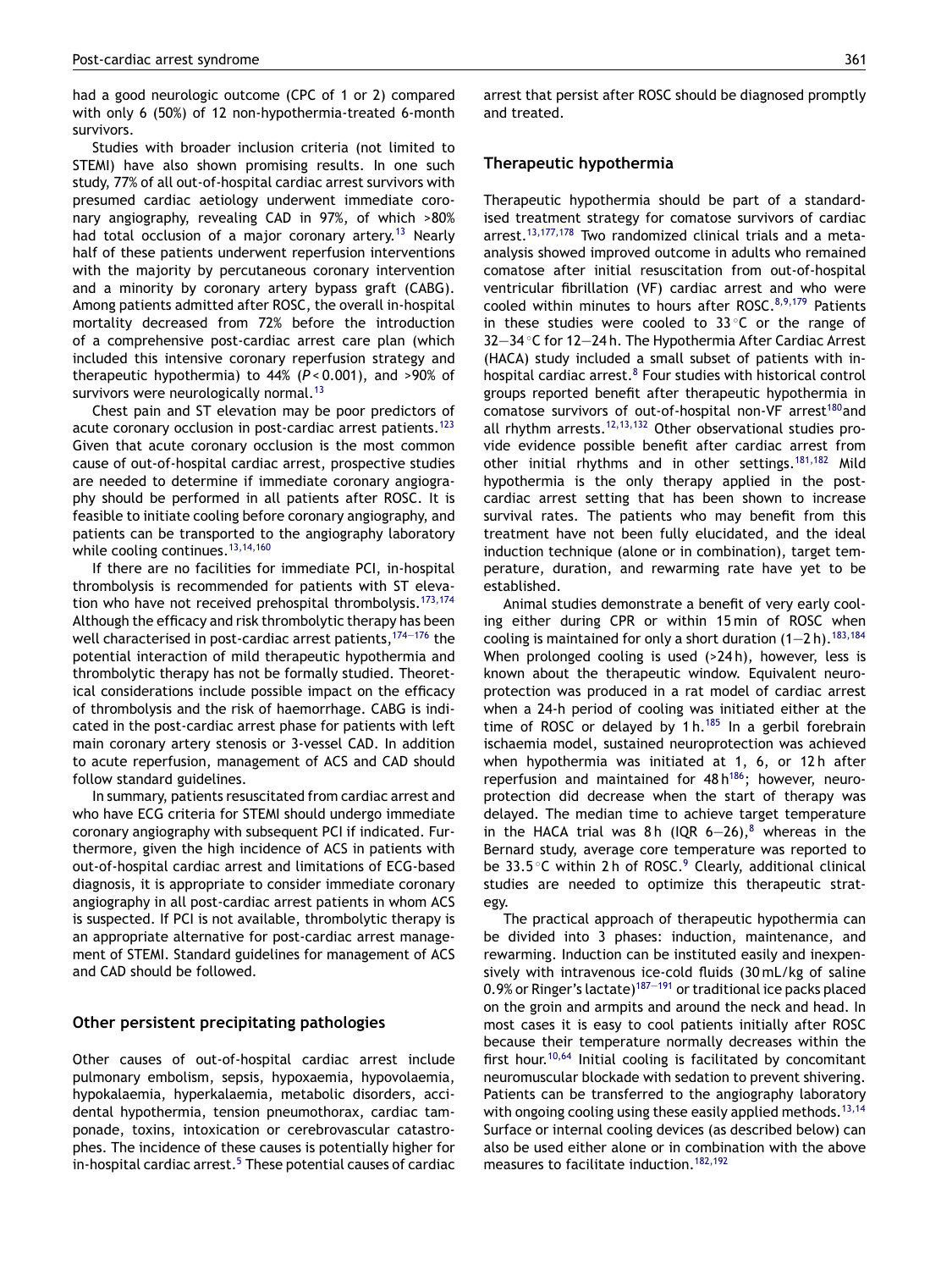had a good neurologic outcome (CPC of 1 or 2) compared with only 6 (50%) of 12 non-hypothermia-treated 6-month survivors.

Studies with broader inclusion criteria (not limited to STEMI) have also shown promising results. In one such study, 77% of all out-of-hospital cardiac arrest survivors with presumed cardiac aetiology underwent immediate coronary angiography, revealing CAD in 97%, of which >80% had total occlusion of a major coronary artery.[13] Nearly half of these patients underwent reperfusion interventions with the majority by percutaneous coronary intervention and a minority by coronary artery bypass graft (CABG). Among patients admitted after ROSC, the overall in-hospital mortality decreased from 72% before the introduction of a comprehensive post-cardiac arrest care plan (which included this intensive coronary reperfusion strategy and therapeutic hypothermia) to 44% ($P < 0.001$), and >90% of survivors were neurologically normal.[13]

Chest pain and ST elevation may be poor predictors of acute coronary occlusion in post-cardiac arrest patients.[123] Given that acute coronary occlusion is the most common cause of out-of-hospital cardiac arrest, prospective studies are needed to determine if immediate coronary angiography should be performed in all patients after ROSC. It is feasible to initiate cooling before coronary angiography, and patients can be transported to the angiography laboratory while cooling continues.[13,14,160]

If there are no facilities for immediate PCI, in-hospital thrombolysis is recommended for patients with ST elevation who have not received prehospital thrombolysis.[173,174] Although the efficacy and risk thrombolytic therapy has been well characterised in post-cardiac arrest patients,[174–176] the potential interaction of mild therapeutic hypothermia and thrombolytic therapy has not been formally studied. Theoretical considerations include possible impact on the efficacy of thrombolysis and the risk of haemorrhage. CABG is indicated in the post-cardiac arrest phase for patients with left main coronary artery stenosis or 3-vessel CAD. In addition to acute reperfusion, management of ACS and CAD should follow standard guidelines.

In summary, patients resuscitated from cardiac arrest and who have ECG criteria for STEMI should undergo immediate coronary angiography with subsequent PCI if indicated. Furthermore, given the high incidence of ACS in patients with out-of-hospital cardiac arrest and limitations of ECG-based diagnosis, it is appropriate to consider immediate coronary angiography in all post-cardiac arrest patients in whom ACS is suspected. If PCI is not available, thrombolytic therapy is an appropriate alternative for post-cardiac arrest management of STEMI. Standard guidelines for management of ACS and CAD should be followed.

### Other persistent precipitating pathologies

Other causes of out-of-hospital cardiac arrest include pulmonary embolism, sepsis, hypoxaemia, hypovolaemia, hypokalaemia, hyperkalaemia, metabolic disorders, accidental hypothermia, tension pneumothorax, cardiac tamponade, toxins, intoxication or cerebrovascular catastrophes. The incidence of these causes is potentially higher for in-hospital cardiac arrest.[5] These potential causes of cardiac arrest that persist after ROSC should be diagnosed promptly and treated.

### Therapeutic hypothermia

Therapeutic hypothermia should be part of a standardised treatment strategy for comatose survivors of cardiac arrest.[13,177,178] Two randomized clinical trials and a meta-analysis showed improved outcome in adults who remained comatose after initial resuscitation from out-of-hospital ventricular fibrillation (VF) cardiac arrest and who were cooled within minutes to hours after ROSC.[8,9,179] Patients in these studies were cooled to 33 °C or the range of 32–34 °C for 12–24 h. The Hypothermia After Cardiac Arrest (HACA) study included a small subset of patients with in-hospital cardiac arrest.[8] Four studies with historical control groups reported benefit after therapeutic hypothermia in comatose survivors of out-of-hospital non-VF arrest[180]and all rhythm arrests.[12,13,132] Other observational studies provide evidence possible benefit after cardiac arrest from other initial rhythms and in other settings.[181,182] Mild hypothermia is the only therapy applied in the post-cardiac arrest setting that has been shown to increase survival rates. The patients who may benefit from this treatment have not been fully elucidated, and the ideal induction technique (alone or in combination), target temperature, duration, and rewarming rate have yet to be established.

Animal studies demonstrate a benefit of very early cooling either during CPR or within 15 min of ROSC when cooling is maintained for only a short duration (1–2 h).[183,184] When prolonged cooling is used (>24 h), however, less is known about the therapeutic window. Equivalent neuroprotection was produced in a rat model of cardiac arrest when a 24-h period of cooling was initiated either at the time of ROSC or delayed by 1 h.[185] In a gerbil forebrain ischaemia model, sustained neuroprotection was achieved when hypothermia was initiated at 1, 6, or 12 h after reperfusion and maintained for 48 h[186]; however, neuroprotection did decrease when the start of therapy was delayed. The median time to achieve target temperature in the HACA trial was 8 h (IQR 6–26),[8] whereas in the Bernard study, average core temperature was reported to be 33.5 °C within 2 h of ROSC.[9] Clearly, additional clinical studies are needed to optimize this therapeutic strategy.

The practical approach of therapeutic hypothermia can be divided into 3 phases: induction, maintenance, and rewarming. Induction can be instituted easily and inexpensively with intravenous ice-cold fluids (30 mL/kg of saline 0.9% or Ringer's lactate)[187–191] or traditional ice packs placed on the groin and armpits and around the neck and head. In most cases it is easy to cool patients initially after ROSC because their temperature normally decreases within the first hour.[10,64] Initial cooling is facilitated by concomitant neuromuscular blockade with sedation to prevent shivering. Patients can be transferred to the angiography laboratory with ongoing cooling using these easily applied methods.[13,14] Surface or internal cooling devices (as described below) can also be used either alone or in combination with the above measures to facilitate induction.[182,192]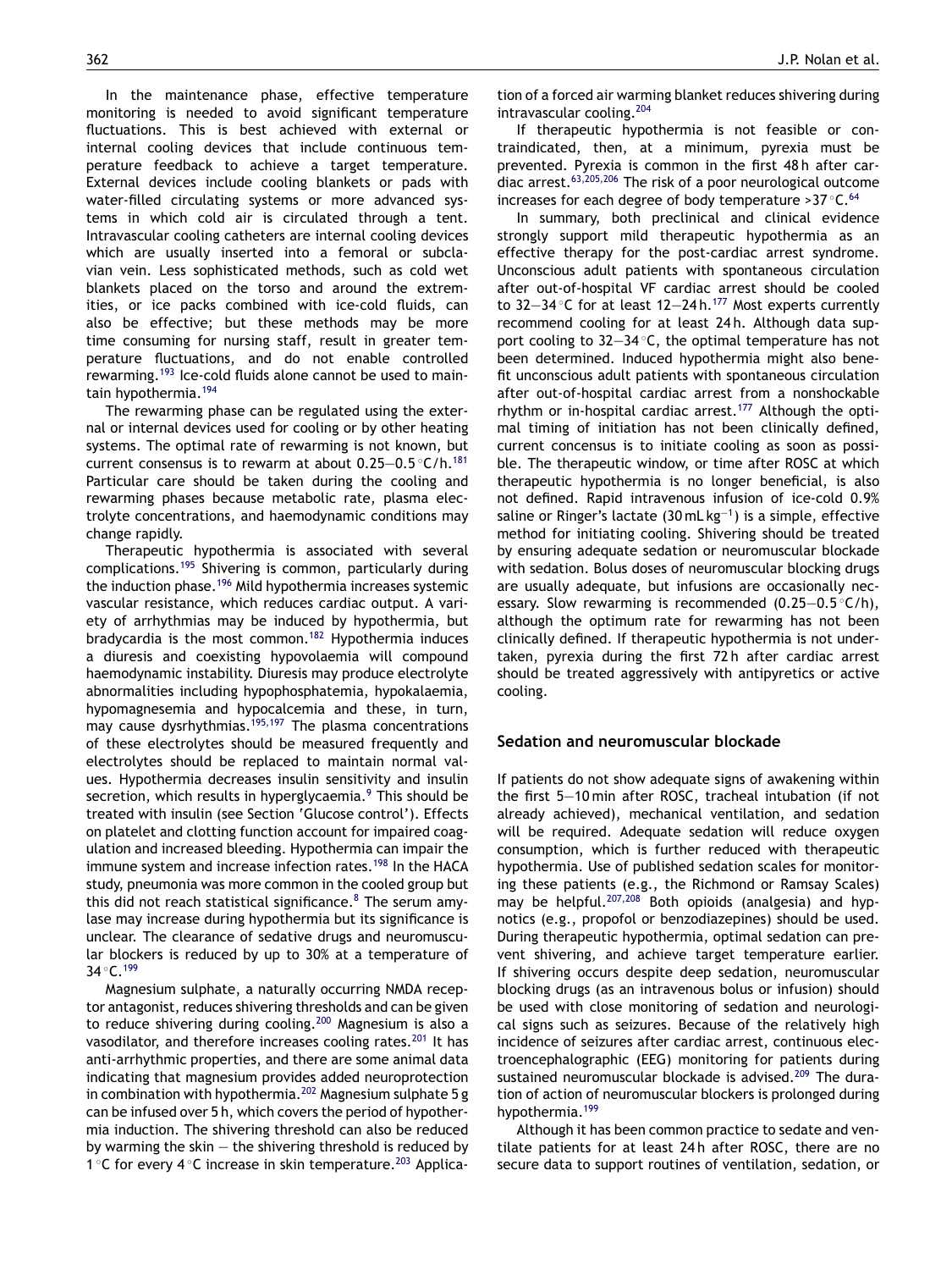In the maintenance phase, effective temperature monitoring is needed to avoid significant temperature fluctuations. This is best achieved with external or internal cooling devices that include continuous temperature feedback to achieve a target temperature. External devices include cooling blankets or pads with water-filled circulating systems or more advanced systems in which cold air is circulated through a tent. Intravascular cooling catheters are internal cooling devices which are usually inserted into a femoral or subclavian vein. Less sophisticated methods, such as cold wet blankets placed on the torso and around the extremities, or ice packs combined with ice-cold fluids, can also be effective; but these methods may be more time consuming for nursing staff, result in greater temperature fluctuations, and do not enable controlled rewarming.[193] Ice-cold fluids alone cannot be used to maintain hypothermia.[194]

The rewarming phase can be regulated using the external or internal devices used for cooling or by other heating systems. The optimal rate of rewarming is not known, but current consensus is to rewarm at about 0.25–0.5 °C/h.[181] Particular care should be taken during the cooling and rewarming phases because metabolic rate, plasma electrolyte concentrations, and haemodynamic conditions may change rapidly.

Therapeutic hypothermia is associated with several complications.[195] Shivering is common, particularly during the induction phase.[196] Mild hypothermia increases systemic vascular resistance, which reduces cardiac output. A variety of arrhythmias may be induced by hypothermia, but bradycardia is the most common.[182] Hypothermia induces a diuresis and coexisting hypovolaemia will compound haemodynamic instability. Diuresis may produce electrolyte abnormalities including hypophosphatemia, hypokalaemia, hypomagnesemia and hypocalcemia and these, in turn, may cause dysrhythmias.[195,197] The plasma concentrations of these electrolytes should be measured frequently and electrolytes should be replaced to maintain normal values. Hypothermia decreases insulin sensitivity and insulin secretion, which results in hyperglycaemia.[9] This should be treated with insulin (see Section 'Glucose control'). Effects on platelet and clotting function account for impaired coagulation and increased bleeding. Hypothermia can impair the immune system and increase infection rates.[198] In the HACA study, pneumonia was more common in the cooled group but this did not reach statistical significance.[8] The serum amylase may increase during hypothermia but its significance is unclear. The clearance of sedative drugs and neuromuscular blockers is reduced by up to 30% at a temperature of 34 °C.[199]

Magnesium sulphate, a naturally occurring NMDA receptor antagonist, reduces shivering thresholds and can be given to reduce shivering during cooling.[200] Magnesium is also a vasodilator, and therefore increases cooling rates.[201] It has anti-arrhythmic properties, and there are some animal data indicating that magnesium provides added neuroprotection in combination with hypothermia.[202] Magnesium sulphate 5 g can be infused over 5 h, which covers the period of hypothermia induction. The shivering threshold can also be reduced by warming the skin — the shivering threshold is reduced by 1 °C for every 4 °C increase in skin temperature.[203] Application of a forced air warming blanket reduces shivering during intravascular cooling.[204]

If therapeutic hypothermia is not feasible or contraindicated, then, at a minimum, pyrexia must be prevented. Pyrexia is common in the first 48 h after cardiac arrest.[63,205,206] The risk of a poor neurological outcome increases for each degree of body temperature >37 °C.[64]

In summary, both preclinical and clinical evidence strongly support mild therapeutic hypothermia as an effective therapy for the post-cardiac arrest syndrome. Unconscious adult patients with spontaneous circulation after out-of-hospital VF cardiac arrest should be cooled to 32–34 °C for at least 12–24 h.[177] Most experts currently recommend cooling for at least 24 h. Although data support cooling to 32–34 °C, the optimal temperature has not been determined. Induced hypothermia might also benefit unconscious adult patients with spontaneous circulation after out-of-hospital cardiac arrest from a nonshockable rhythm or in-hospital cardiac arrest.[177] Although the optimal timing of initiation has not been clinically defined, current concensus is to initiate cooling as soon as possible. The therapeutic window, or time after ROSC at which therapeutic hypothermia is no longer beneficial, is also not defined. Rapid intravenous infusion of ice-cold 0.9% saline or Ringer's lactate (30 mL $kg^{-1}$) is a simple, effective method for initiating cooling. Shivering should be treated by ensuring adequate sedation or neuromuscular blockade with sedation. Bolus doses of neuromuscular blocking drugs are usually adequate, but infusions are occasionally necessary. Slow rewarming is recommended (0.25–0.5 °C/h), although the optimum rate for rewarming has not been clinically defined. If therapeutic hypothermia is not undertaken, pyrexia during the first 72 h after cardiac arrest should be treated aggressively with antipyretics or active cooling.

## Sedation and neuromuscular blockade

If patients do not show adequate signs of awakening within the first 5–10 min after ROSC, tracheal intubation (if not already achieved), mechanical ventilation, and sedation will be required. Adequate sedation will reduce oxygen consumption, which is further reduced with therapeutic hypothermia. Use of published sedation scales for monitoring these patients (e.g., the Richmond or Ramsay Scales) may be helpful.[207,208] Both opioids (analgesia) and hypnotics (e.g., propofol or benzodiazepines) should be used. During therapeutic hypothermia, optimal sedation can prevent shivering, and achieve target temperature earlier. If shivering occurs despite deep sedation, neuromuscular blocking drugs (as an intravenous bolus or infusion) should be used with close monitoring of sedation and neurological signs such as seizures. Because of the relatively high incidence of seizures after cardiac arrest, continuous electroencephalographic (EEG) monitoring for patients during sustained neuromuscular blockade is advised.[209] The duration of action of neuromuscular blockers is prolonged during hypothermia.[199]

Although it has been common practice to sedate and ventilate patients for at least 24 h after ROSC, there are no secure data to support routines of ventilation, sedation, or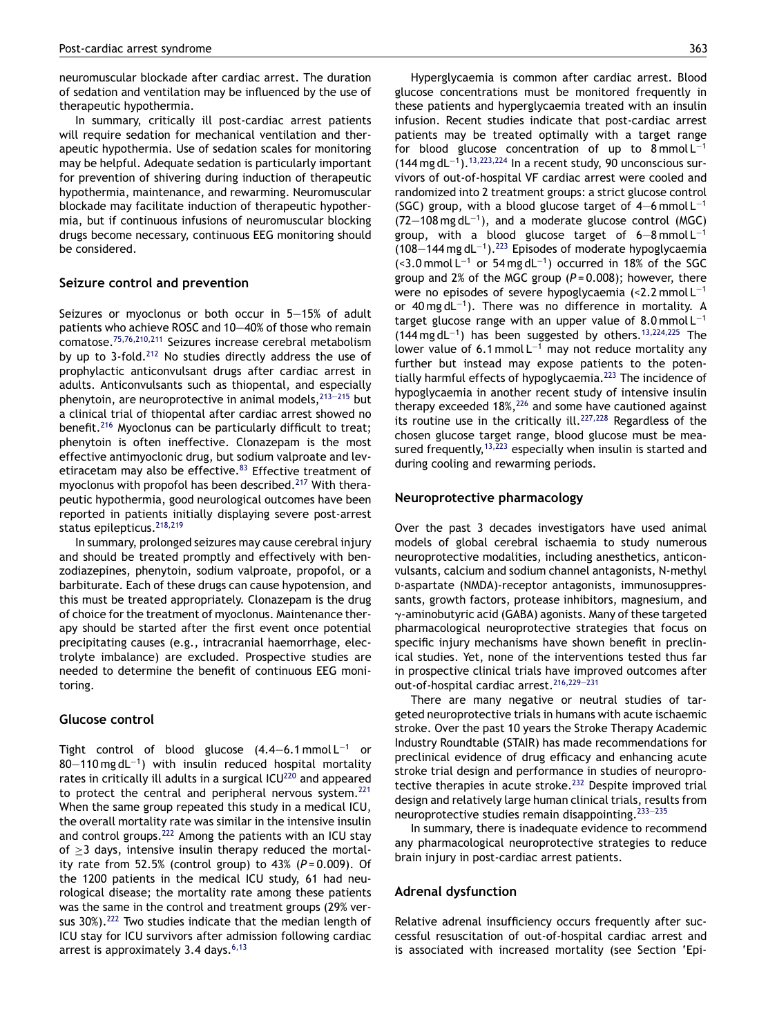neuromuscular blockade after cardiac arrest. The duration of sedation and ventilation may be influenced by the use of therapeutic hypothermia.

In summary, critically ill post-cardiac arrest patients will require sedation for mechanical ventilation and therapeutic hypothermia. Use of sedation scales for monitoring may be helpful. Adequate sedation is particularly important for prevention of shivering during induction of therapeutic hypothermia, maintenance, and rewarming. Neuromuscular blockade may facilitate induction of therapeutic hypothermia, but if continuous infusions of neuromuscular blocking drugs become necessary, continuous EEG monitoring should be considered.

## Seizure control and prevention

Seizures or myoclonus or both occur in 5–15% of adult patients who achieve ROSC and 10–40% of those who remain comatose.[75,76,210,211] Seizures increase cerebral metabolism by up to 3-fold.[212] No studies directly address the use of prophylactic anticonvulsant drugs after cardiac arrest in adults. Anticonvulsants such as thiopental, and especially phenytoin, are neuroprotective in animal models,[213–215] but a clinical trial of thiopental after cardiac arrest showed no benefit.[216] Myoclonus can be particularly difficult to treat; phenytoin is often ineffective. Clonazepam is the most effective antimyoclonic drug, but sodium valproate and levetiracetam may also be effective.[83] Effective treatment of myoclonus with propofol has been described.[217] With therapeutic hypothermia, good neurological outcomes have been reported in patients initially displaying severe post-arrest status epilepticus.[218,219]

In summary, prolonged seizures may cause cerebral injury and should be treated promptly and effectively with benzodiazepines, phenytoin, sodium valproate, propofol, or a barbiturate. Each of these drugs can cause hypotension, and this must be treated appropriately. Clonazepam is the drug of choice for the treatment of myoclonus. Maintenance therapy should be started after the first event once potential precipitating causes (e.g., intracranial haemorrhage, electrolyte imbalance) are excluded. Prospective studies are needed to determine the benefit of continuous EEG monitoring.

## Glucose control

Tight control of blood glucose (4.4–6.1 mmol $L^{-1}$ or 80–110 mg $dL^{-1}$) with insulin reduced hospital mortality rates in critically ill adults in a surgical ICU[220] and appeared to protect the central and peripheral nervous system.[221] When the same group repeated this study in a medical ICU, the overall mortality rate was similar in the intensive insulin and control groups.[222] Among the patients with an ICU stay of $\geq$3 days, intensive insulin therapy reduced the mortality rate from 52.5% (control group) to 43% ($P$ = 0.009). Of the 1200 patients in the medical ICU study, 61 had neurological disease; the mortality rate among these patients was the same in the control and treatment groups (29% versus 30%).[222] Two studies indicate that the median length of ICU stay for ICU survivors after admission following cardiac arrest is approximately 3.4 days.[6,13]

Hyperglycaemia is common after cardiac arrest. Blood glucose concentrations must be monitored frequently in these patients and hyperglycaemia treated with an insulin infusion. Recent studies indicate that post-cardiac arrest patients may be treated optimally with a target range for blood glucose concentration of up to 8 mmol $L^{-1}$ (144 mg $dL^{-1}$).[13,223,224] In a recent study, 90 unconscious survivors of out-of-hospital VF cardiac arrest were cooled and randomized into 2 treatment groups: a strict glucose control (SGC) group, with a blood glucose target of 4–6 mmol $L^{-1}$ (72–108 mg $dL^{-1}$), and a moderate glucose control (MGC) group, with a blood glucose target of 6–8 mmol $L^{-1}$ (108–144 mg $dL^{-1}$).[223] Episodes of moderate hypoglycaemia (<3.0 mmol $L^{-1}$ or 54 mg $dL^{-1}$) occurred in 18% of the SGC group and 2% of the MGC group ($P$ = 0.008); however, there were no episodes of severe hypoglycaemia (<2.2 mmol $L^{-1}$ or 40 mg $dL^{-1}$). There was no difference in mortality. A target glucose range with an upper value of 8.0 mmol $L^{-1}$ (144 mg $dL^{-1}$) has been suggested by others.[13,224,225] The lower value of 6.1 mmol $L^{-1}$ may not reduce mortality any further but instead may expose patients to the potentially harmful effects of hypoglycaemia.[223] The incidence of hypoglycaemia in another recent study of intensive insulin therapy exceeded 18%,[226] and some have cautioned against its routine use in the critically ill.[227,228] Regardless of the chosen glucose target range, blood glucose must be measured frequently,[13,223] especially when insulin is started and during cooling and rewarming periods.

## Neuroprotective pharmacology

Over the past 3 decades investigators have used animal models of global cerebral ischaemia to study numerous neuroprotective modalities, including anesthetics, anticonvulsants, calcium and sodium channel antagonists, N-methyl D-aspartate (NMDA)-receptor antagonists, immunosuppressants, growth factors, protease inhibitors, magnesium, and $\gamma$-aminobutyric acid (GABA) agonists. Many of these targeted pharmacological neuroprotective strategies that focus on specific injury mechanisms have shown benefit in preclinical studies. Yet, none of the interventions tested thus far in prospective clinical trials have improved outcomes after out-of-hospital cardiac arrest.[216,229–231]

There are many negative or neutral studies of targeted neuroprotective trials in humans with acute ischaemic stroke. Over the past 10 years the Stroke Therapy Academic Industry Roundtable (STAIR) has made recommendations for preclinical evidence of drug efficacy and enhancing acute stroke trial design and performance in studies of neuroprotective therapies in acute stroke.[232] Despite improved trial design and relatively large human clinical trials, results from neuroprotective studies remain disappointing.[233–235]

In summary, there is inadequate evidence to recommend any pharmacological neuroprotective strategies to reduce brain injury in post-cardiac arrest patients.

## Adrenal dysfunction

Relative adrenal insufficiency occurs frequently after successful resuscitation of out-of-hospital cardiac arrest and is associated with increased mortality (see Section 'Epi-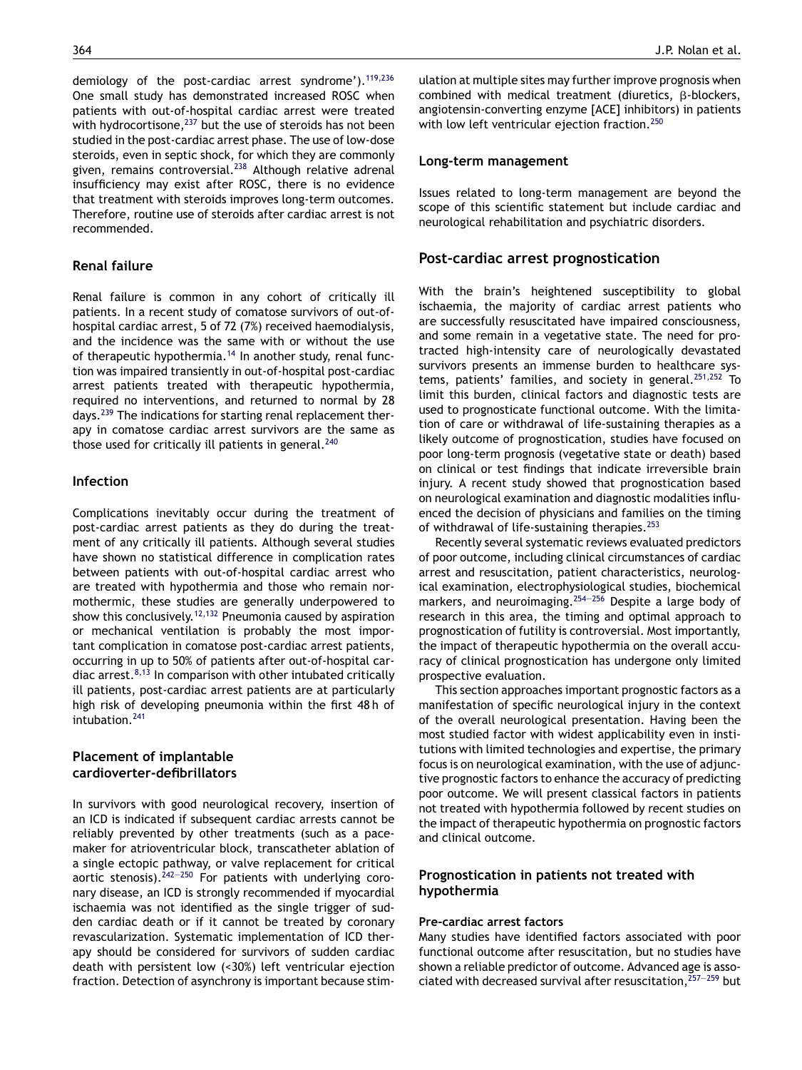demiology of the post-cardiac arrest syndrome').[119,236] One small study has demonstrated increased ROSC when patients with out-of-hospital cardiac arrest were treated with hydrocortisone,[237] but the use of steroids has not been studied in the post-cardiac arrest phase. The use of low-dose steroids, even in septic shock, for which they are commonly given, remains controversial.[238] Although relative adrenal insufficiency may exist after ROSC, there is no evidence that treatment with steroids improves long-term outcomes. Therefore, routine use of steroids after cardiac arrest is not recommended.

### Renal failure

Renal failure is common in any cohort of critically ill patients. In a recent study of comatose survivors of out-of-hospital cardiac arrest, 5 of 72 (7%) received haemodialysis, and the incidence was the same with or without the use of therapeutic hypothermia.[14] In another study, renal function was impaired transiently in out-of-hospital post-cardiac arrest patients treated with therapeutic hypothermia, required no interventions, and returned to normal by 28 days.[239] The indications for starting renal replacement therapy in comatose cardiac arrest survivors are the same as those used for critically ill patients in general.[240]

### Infection

Complications inevitably occur during the treatment of post-cardiac arrest patients as they do during the treatment of any critically ill patients. Although several studies have shown no statistical difference in complication rates between patients with out-of-hospital cardiac arrest who are treated with hypothermia and those who remain normothermic, these studies are generally underpowered to show this conclusively.[12,132] Pneumonia caused by aspiration or mechanical ventilation is probably the most important complication in comatose post-cardiac arrest patients, occurring in up to 50% of patients after out-of-hospital cardiac arrest.[8,13] In comparison with other intubated critically ill patients, post-cardiac arrest patients are at particularly high risk of developing pneumonia within the first 48 h of intubation.[241]

### Placement of implantable cardioverter-defibrillators

In survivors with good neurological recovery, insertion of an ICD is indicated if subsequent cardiac arrests cannot be reliably prevented by other treatments (such as a pacemaker for atrioventricular block, transcatheter ablation of a single ectopic pathway, or valve replacement for critical aortic stenosis).[242–250] For patients with underlying coronary disease, an ICD is strongly recommended if myocardial ischaemia was not identified as the single trigger of sudden cardiac death or if it cannot be treated by coronary revascularization. Systematic implementation of ICD therapy should be considered for survivors of sudden cardiac death with persistent low (<30%) left ventricular ejection fraction. Detection of asynchrony is important because stimulation at multiple sites may further improve prognosis when combined with medical treatment (diuretics, β-blockers, angiotensin-converting enzyme [ACE] inhibitors) in patients with low left ventricular ejection fraction.[250]

### Long-term management

Issues related to long-term management are beyond the scope of this scientific statement but include cardiac and neurological rehabilitation and psychiatric disorders.

## Post-cardiac arrest prognostication

With the brain's heightened susceptibility to global ischaemia, the majority of cardiac arrest patients who are successfully resuscitated have impaired consciousness, and some remain in a vegetative state. The need for protracted high-intensity care of neurologically devastated survivors presents an immense burden to healthcare systems, patients' families, and society in general.[251,252] To limit this burden, clinical factors and diagnostic tests are used to prognosticate functional outcome. With the limitation of care or withdrawal of life-sustaining therapies as a likely outcome of prognostication, studies have focused on poor long-term prognosis (vegetative state or death) based on clinical or test findings that indicate irreversible brain injury. A recent study showed that prognostication based on neurological examination and diagnostic modalities influenced the decision of physicians and families on the timing of withdrawal of life-sustaining therapies.[253]

Recently several systematic reviews evaluated predictors of poor outcome, including clinical circumstances of cardiac arrest and resuscitation, patient characteristics, neurological examination, electrophysiological studies, biochemical markers, and neuroimaging.[254–256] Despite a large body of research in this area, the timing and optimal approach to prognostication of futility is controversial. Most importantly, the impact of therapeutic hypothermia on the overall accuracy of clinical prognostication has undergone only limited prospective evaluation.

This section approaches important prognostic factors as a manifestation of specific neurological injury in the context of the overall neurological presentation. Having been the most studied factor with widest applicability even in institutions with limited technologies and expertise, the primary focus is on neurological examination, with the use of adjunctive prognostic factors to enhance the accuracy of predicting poor outcome. We will present classical factors in patients not treated with hypothermia followed by recent studies on the impact of therapeutic hypothermia on prognostic factors and clinical outcome.

### Prognostication in patients not treated with hypothermia

#### Pre-cardiac arrest factors

Many studies have identified factors associated with poor functional outcome after resuscitation, but no studies have shown a reliable predictor of outcome. Advanced age is associated with decreased survival after resuscitation,[257–259] but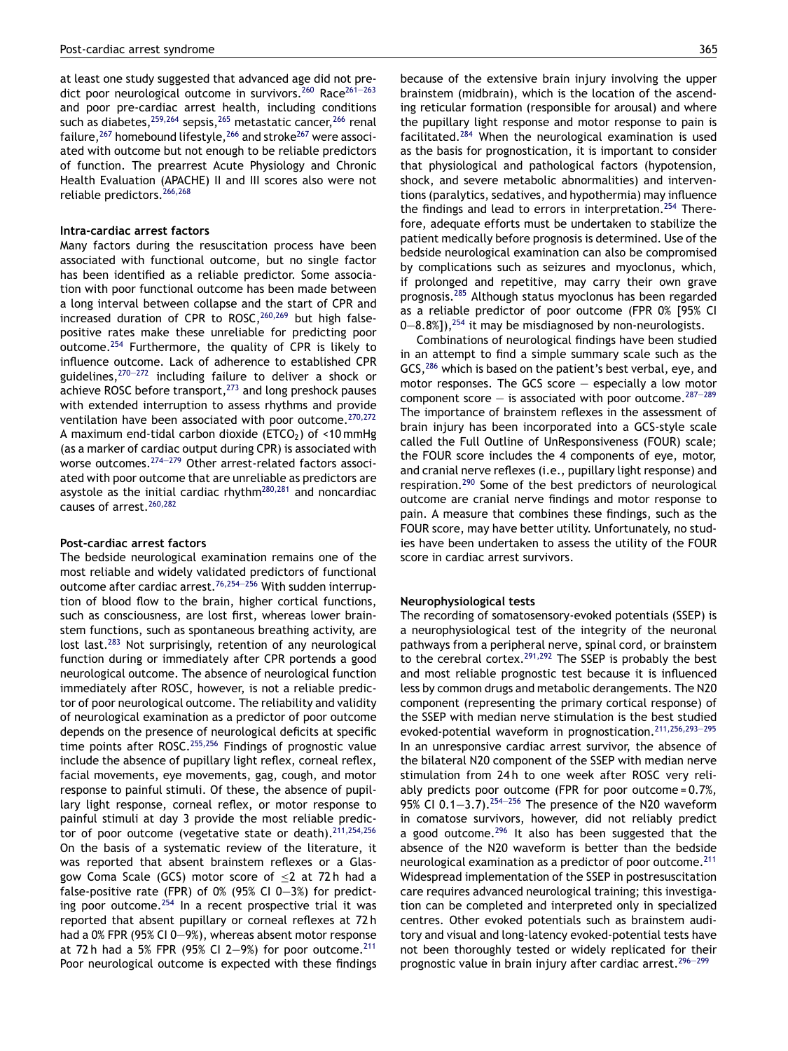at least one study suggested that advanced age did not predict poor neurological outcome in survivors.[260] Race[261–263] and poor pre-cardiac arrest health, including conditions such as diabetes,[259,264] sepsis,[265] metastatic cancer,[266] renal failure,[267] homebound lifestyle,[266] and stroke[267] were associated with outcome but not enough to be reliable predictors of function. The prearrest Acute Physiology and Chronic Health Evaluation (APACHE) II and III scores also were not reliable predictors.[266,268]

### Intra-cardiac arrest factors

Many factors during the resuscitation process have been associated with functional outcome, but no single factor has been identified as a reliable predictor. Some association with poor functional outcome has been made between a long interval between collapse and the start of CPR and increased duration of CPR to ROSC,[260,269] but high false-positive rates make these unreliable for predicting poor outcome.[254] Furthermore, the quality of CPR is likely to influence outcome. Lack of adherence to established CPR guidelines,[270–272] including failure to deliver a shock or achieve ROSC before transport,[273] and long preshock pauses with extended interruption to assess rhythms and provide ventilation have been associated with poor outcome.[270,272] A maximum end-tidal carbon dioxide ($ETCO_2$) of <10 mmHg (as a marker of cardiac output during CPR) is associated with worse outcomes.[274–279] Other arrest-related factors associated with poor outcome that are unreliable as predictors are asystole as the initial cardiac rhythm[280,281] and noncardiac causes of arrest.[260,282]

### Post-cardiac arrest factors

The bedside neurological examination remains one of the most reliable and widely validated predictors of functional outcome after cardiac arrest.[76,254–256] With sudden interruption of blood flow to the brain, higher cortical functions, such as consciousness, are lost first, whereas lower brainstem functions, such as spontaneous breathing activity, are lost last.[283] Not surprisingly, retention of any neurological function during or immediately after CPR portends a good neurological outcome. The absence of neurological function immediately after ROSC, however, is not a reliable predictor of poor neurological outcome. The reliability and validity of neurological examination as a predictor of poor outcome depends on the presence of neurological deficits at specific time points after ROSC.[255,256] Findings of prognostic value include the absence of pupillary light reflex, corneal reflex, facial movements, eye movements, gag, cough, and motor response to painful stimuli. Of these, the absence of pupillary light response, corneal reflex, or motor response to painful stimuli at day 3 provide the most reliable predictor of poor outcome (vegetative state or death).[211,254,256] On the basis of a systematic review of the literature, it was reported that absent brainstem reflexes or a Glasgow Coma Scale (GCS) motor score of ≤2 at 72 h had a false-positive rate (FPR) of 0% (95% CI 0–3%) for predicting poor outcome.[254] In a recent prospective trial it was reported that absent pupillary or corneal reflexes at 72 h had a 0% FPR (95% CI 0–9%), whereas absent motor response at 72 h had a 5% FPR (95% CI 2–9%) for poor outcome.[211] Poor neurological outcome is expected with these findings because of the extensive brain injury involving the upper brainstem (midbrain), which is the location of the ascending reticular formation (responsible for arousal) and where the pupillary light response and motor response to pain is facilitated.[284] When the neurological examination is used as the basis for prognostication, it is important to consider that physiological and pathological factors (hypotension, shock, and severe metabolic abnormalities) and interventions (paralytics, sedatives, and hypothermia) may influence the findings and lead to errors in interpretation.[254] Therefore, adequate efforts must be undertaken to stabilize the patient medically before prognosis is determined. Use of the bedside neurological examination can also be compromised by complications such as seizures and myoclonus, which, if prolonged and repetitive, may carry their own grave prognosis.[285] Although status myoclonus has been regarded as a reliable predictor of poor outcome (FPR 0% [95% CI 0–8.8%]),[254] it may be misdiagnosed by non-neurologists.

Combinations of neurological findings have been studied in an attempt to find a simple summary scale such as the GCS,[286] which is based on the patient's best verbal, eye, and motor responses. The GCS score — especially a low motor component score — is associated with poor outcome.[287–289] The importance of brainstem reflexes in the assessment of brain injury has been incorporated into a GCS-style scale called the Full Outline of UnResponsiveness (FOUR) scale; the FOUR score includes the 4 components of eye, motor, and cranial nerve reflexes (i.e., pupillary light response) and respiration.[290] Some of the best predictors of neurological outcome are cranial nerve findings and motor response to pain. A measure that combines these findings, such as the FOUR score, may have better utility. Unfortunately, no studies have been undertaken to assess the utility of the FOUR score in cardiac arrest survivors.

### Neurophysiological tests

The recording of somatosensory-evoked potentials (SSEP) is a neurophysiological test of the integrity of the neuronal pathways from a peripheral nerve, spinal cord, or brainstem to the cerebral cortex.[291,292] The SSEP is probably the best and most reliable prognostic test because it is influenced less by common drugs and metabolic derangements. The N20 component (representing the primary cortical response) of the SSEP with median nerve stimulation is the best studied evoked-potential waveform in prognostication.[211,256,293–295] In an unresponsive cardiac arrest survivor, the absence of the bilateral N20 component of the SSEP with median nerve stimulation from 24 h to one week after ROSC very reliably predicts poor outcome (FPR for poor outcome = 0.7%, 95% CI 0.1–3.7).[254–256] The presence of the N20 waveform in comatose survivors, however, did not reliably predict a good outcome.[296] It also has been suggested that the absence of the N20 waveform is better than the bedside neurological examination as a predictor of poor outcome.[211] Widespread implementation of the SSEP in postresuscitation care requires advanced neurological training; this investigation can be completed and interpreted only in specialized centres. Other evoked potentials such as brainstem auditory and visual and long-latency evoked-potential tests have not been thoroughly tested or widely replicated for their prognostic value in brain injury after cardiac arrest.[296–299]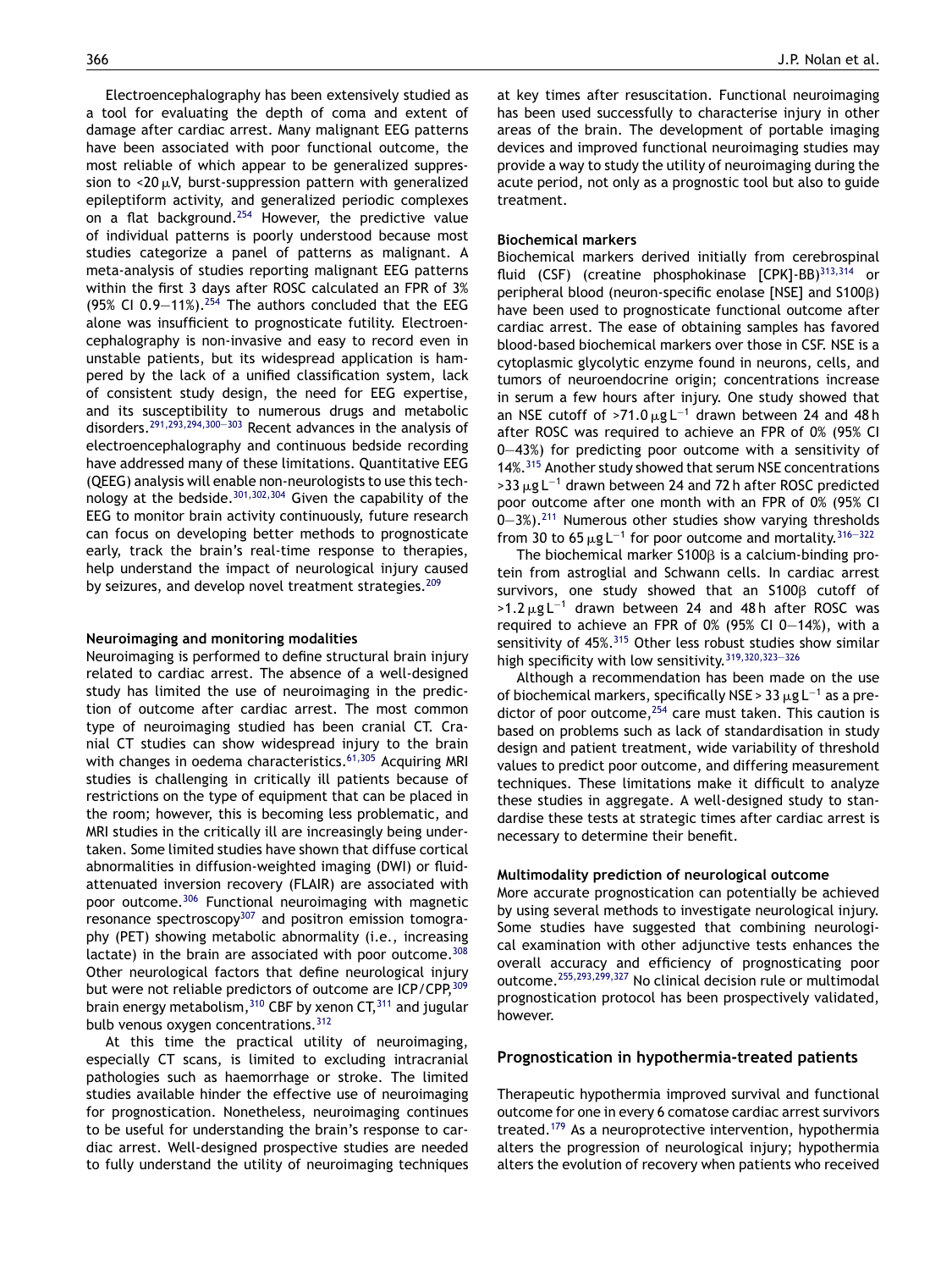Electroencephalography has been extensively studied as a tool for evaluating the depth of coma and extent of damage after cardiac arrest. Many malignant EEG patterns have been associated with poor functional outcome, the most reliable of which appear to be generalized suppression to <20 μV, burst-suppression pattern with generalized epileptiform activity, and generalized periodic complexes on a flat background.[254] However, the predictive value of individual patterns is poorly understood because most studies categorize a panel of patterns as malignant. A meta-analysis of studies reporting malignant EEG patterns within the first 3 days after ROSC calculated an FPR of 3% (95% CI 0.9–11%).[254] The authors concluded that the EEG alone was insufficient to prognosticate futility. Electroencephalography is non-invasive and easy to record even in unstable patients, but its widespread application is hampered by the lack of a unified classification system, lack of consistent study design, the need for EEG expertise, and its susceptibility to numerous drugs and metabolic disorders.[291,293,294,300–303] Recent advances in the analysis of electroencephalography and continuous bedside recording have addressed many of these limitations. Quantitative EEG (QEEG) analysis will enable non-neurologists to use this technology at the bedside.[301,302,304] Given the capability of the EEG to monitor brain activity continuously, future research can focus on developing better methods to prognosticate early, track the brain's real-time response to therapies, help understand the impact of neurological injury caused by seizures, and develop novel treatment strategies.[209]

#### Neuroimaging and monitoring modalities

Neuroimaging is performed to define structural brain injury related to cardiac arrest. The absence of a well-designed study has limited the use of neuroimaging in the prediction of outcome after cardiac arrest. The most common type of neuroimaging studied has been cranial CT. Cranial CT studies can show widespread injury to the brain with changes in oedema characteristics.[61,305] Acquiring MRI studies is challenging in critically ill patients because of restrictions on the type of equipment that can be placed in the room; however, this is becoming less problematic, and MRI studies in the critically ill are increasingly being undertaken. Some limited studies have shown that diffuse cortical abnormalities in diffusion-weighted imaging (DWI) or fluid-attenuated inversion recovery (FLAIR) are associated with poor outcome.[306] Functional neuroimaging with magnetic resonance spectroscopy[307] and positron emission tomography (PET) showing metabolic abnormality (i.e., increasing lactate) in the brain are associated with poor outcome.[308] Other neurological factors that define neurological injury but were not reliable predictors of outcome are ICP/CPP,[309] brain energy metabolism,[310] CBF by xenon CT,[311] and jugular bulb venous oxygen concentrations.[312]

At this time the practical utility of neuroimaging, especially CT scans, is limited to excluding intracranial pathologies such as haemorrhage or stroke. The limited studies available hinder the effective use of neuroimaging for prognostication. Nonetheless, neuroimaging continues to be useful for understanding the brain's response to cardiac arrest. Well-designed prospective studies are needed to fully understand the utility of neuroimaging techniques at key times after resuscitation. Functional neuroimaging has been used successfully to characterise injury in other areas of the brain. The development of portable imaging devices and improved functional neuroimaging studies may provide a way to study the utility of neuroimaging during the acute period, not only as a prognostic tool but also to guide treatment.

#### Biochemical markers

Biochemical markers derived initially from cerebrospinal fluid (CSF) (creatine phosphokinase [CPK]-BB)[313,314] or peripheral blood (neuron-specific enolase [NSE] and S100β) have been used to prognosticate functional outcome after cardiac arrest. The ease of obtaining samples has favored blood-based biochemical markers over those in CSF. NSE is a cytoplasmic glycolytic enzyme found in neurons, cells, and tumors of neuroendocrine origin; concentrations increase in serum a few hours after injury. One study showed that an NSE cutoff of >71.0 $\mu g\,L^{-1}$ drawn between 24 and 48 h after ROSC was required to achieve an FPR of 0% (95% CI 0–43%) for predicting poor outcome with a sensitivity of 14%.[315] Another study showed that serum NSE concentrations >33 $\mu g\,L^{-1}$ drawn between 24 and 72 h after ROSC predicted poor outcome after one month with an FPR of 0% (95% CI 0–3%).[211] Numerous other studies show varying thresholds from 30 to 65 $\mu g\,L^{-1}$ for poor outcome and mortality.[316–322]

The biochemical marker S100β is a calcium-binding protein from astroglial and Schwann cells. In cardiac arrest survivors, one study showed that an S100β cutoff of >1.2 $\mu g\,L^{-1}$ drawn between 24 and 48 h after ROSC was required to achieve an FPR of 0% (95% CI 0–14%), with a sensitivity of 45%.[315] Other less robust studies show similar high specificity with low sensitivity.[319,320,323–326]

Although a recommendation has been made on the use of biochemical markers, specifically NSE > 33 $\mu g\,L^{-1}$ as a predictor of poor outcome,[254] care must taken. This caution is based on problems such as lack of standardisation in study design and patient treatment, wide variability of threshold values to predict poor outcome, and differing measurement techniques. These limitations make it difficult to analyze these studies in aggregate. A well-designed study to standardise these tests at strategic times after cardiac arrest is necessary to determine their benefit.

#### Multimodality prediction of neurological outcome

More accurate prognostication can potentially be achieved by using several methods to investigate neurological injury. Some studies have suggested that combining neurological examination with other adjunctive tests enhances the overall accuracy and efficiency of prognosticating poor outcome.[255,293,299,327] No clinical decision rule or multimodal prognostication protocol has been prospectively validated, however.

### Prognostication in hypothermia-treated patients

Therapeutic hypothermia improved survival and functional outcome for one in every 6 comatose cardiac arrest survivors treated.[179] As a neuroprotective intervention, hypothermia alters the progression of neurological injury; hypothermia alters the evolution of recovery when patients who received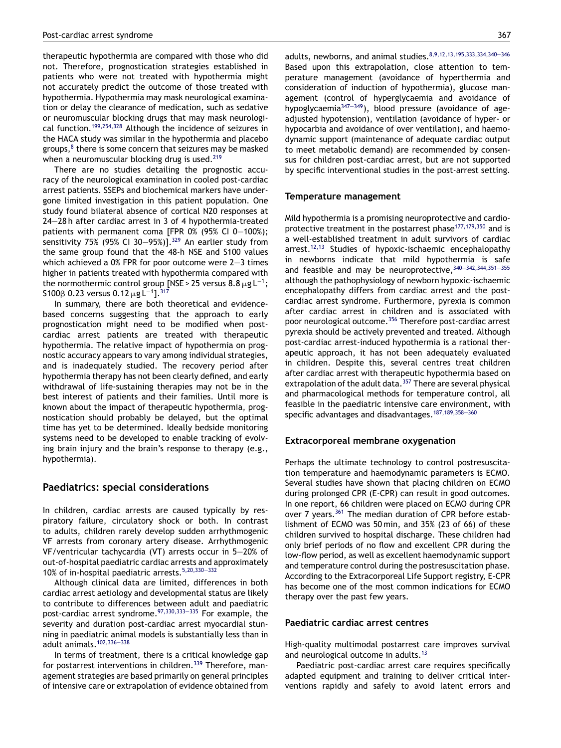therapeutic hypothermia are compared with those who did not. Therefore, prognostication strategies established in patients who were not treated with hypothermia might not accurately predict the outcome of those treated with hypothermia. Hypothermia may mask neurological examination or delay the clearance of medication, such as sedative or neuromuscular blocking drugs that may mask neurological function.[199,254,328] Although the incidence of seizures in the HACA study was similar in the hypothermia and placebo groups,[8] there is some concern that seizures may be masked when a neuromuscular blocking drug is used.[219]

There are no studies detailing the prognostic accuracy of the neurological examination in cooled post-cardiac arrest patients. SSEPs and biochemical markers have undergone limited investigation in this patient population. One study found bilateral absence of cortical N20 responses at 24–28 h after cardiac arrest in 3 of 4 hypothermia-treated patients with permanent coma [FPR 0% (95% CI 0–100%); sensitivity 75% (95% CI 30–95%)].[329] An earlier study from the same group found that the 48-h NSE and S100 values which achieved a 0% FPR for poor outcome were 2–3 times higher in patients treated with hypothermia compared with the normothermic control group [NSE > 25 versus 8.8 $\mu g L^{-1}$; S100β 0.23 versus 0.12 $\mu g L^{-1}$].[317]

In summary, there are both theoretical and evidence-based concerns suggesting that the approach to early prognostication might need to be modified when post-cardiac arrest patients are treated with therapeutic hypothermia. The relative impact of hypothermia on prognostic accuracy appears to vary among individual strategies, and is inadequately studied. The recovery period after hypothermia therapy has not been clearly defined, and early withdrawal of life-sustaining therapies may not be in the best interest of patients and their families. Until more is known about the impact of therapeutic hypothermia, prognostication should probably be delayed, but the optimal time has yet to be determined. Ideally bedside monitoring systems need to be developed to enable tracking of evolving brain injury and the brain's response to therapy (e.g., hypothermia).

## Paediatrics: special considerations

In children, cardiac arrests are caused typically by respiratory failure, circulatory shock or both. In contrast to adults, children rarely develop sudden arrhythmogenic VF arrests from coronary artery disease. Arrhythmogenic VF/ventricular tachycardia (VT) arrests occur in 5–20% of out-of-hospital paediatric cardiac arrests and approximately 10% of in-hospital paediatric arrests.[5,20,330–332]

Although clinical data are limited, differences in both cardiac arrest aetiology and developmental status are likely to contribute to differences between adult and paediatric post-cardiac arrest syndrome.[97,330,333–335] For example, the severity and duration post-cardiac arrest myocardial stunning in paediatric animal models is substantially less than in adult animals.[102,336–338]

In terms of treatment, there is a critical knowledge gap for postarrest interventions in children.[339] Therefore, management strategies are based primarily on general principles of intensive care or extrapolation of evidence obtained from adults, newborns, and animal studies.[8,9,12,13,195,333,334,340–346] Based upon this extrapolation, close attention to temperature management (avoidance of hyperthermia and consideration of induction of hypothermia), glucose management (control of hyperglycaemia and avoidance of hypoglycaemia[347–349]), blood pressure (avoidance of age-adjusted hypotension), ventilation (avoidance of hyper- or hypocarbia and avoidance of over ventilation), and haemodynamic support (maintenance of adequate cardiac output to meet metabolic demand) are recommended by consensus for children post-cardiac arrest, but are not supported by specific interventional studies in the post-arrest setting.

### Temperature management

Mild hypothermia is a promising neuroprotective and cardioprotective treatment in the postarrest phase[177,179,350] and is a well-established treatment in adult survivors of cardiac arrest.[12,13] Studies of hypoxic-ischaemic encephalopathy in newborns indicate that mild hypothermia is safe and feasible and may be neuroprotective,[340–342,344,351–355] although the pathophysiology of newborn hypoxic-ischaemic encephalopathy differs from cardiac arrest and the post-cardiac arrest syndrome. Furthermore, pyrexia is common after cardiac arrest in children and is associated with poor neurological outcome.[356] Therefore post-cardiac arrest pyrexia should be actively prevented and treated. Although post-cardiac arrest-induced hypothermia is a rational therapeutic approach, it has not been adequately evaluated in children. Despite this, several centres treat children after cardiac arrest with therapeutic hypothermia based on extrapolation of the adult data.[357] There are several physical and pharmacological methods for temperature control, all feasible in the paediatric intensive care environment, with specific advantages and disadvantages.[187,189,358–360]

### Extracorporeal membrane oxygenation

Perhaps the ultimate technology to control postresuscitation temperature and haemodynamic parameters is ECMO. Several studies have shown that placing children on ECMO during prolonged CPR (E-CPR) can result in good outcomes. In one report, 66 children were placed on ECMO during CPR over 7 years.[361] The median duration of CPR before establishment of ECMO was 50 min, and 35% (23 of 66) of these children survived to hospital discharge. These children had only brief periods of no flow and excellent CPR during the low-flow period, as well as excellent haemodynamic support and temperature control during the postresuscitation phase. According to the Extracorporeal Life Support registry, E-CPR has become one of the most common indications for ECMO therapy over the past few years.

### Paediatric cardiac arrest centres

High-quality multimodal postarrest care improves survival and neurological outcome in adults.[13]

Paediatric post-cardiac arrest care requires specifically adapted equipment and training to deliver critical interventions rapidly and safely to avoid latent errors and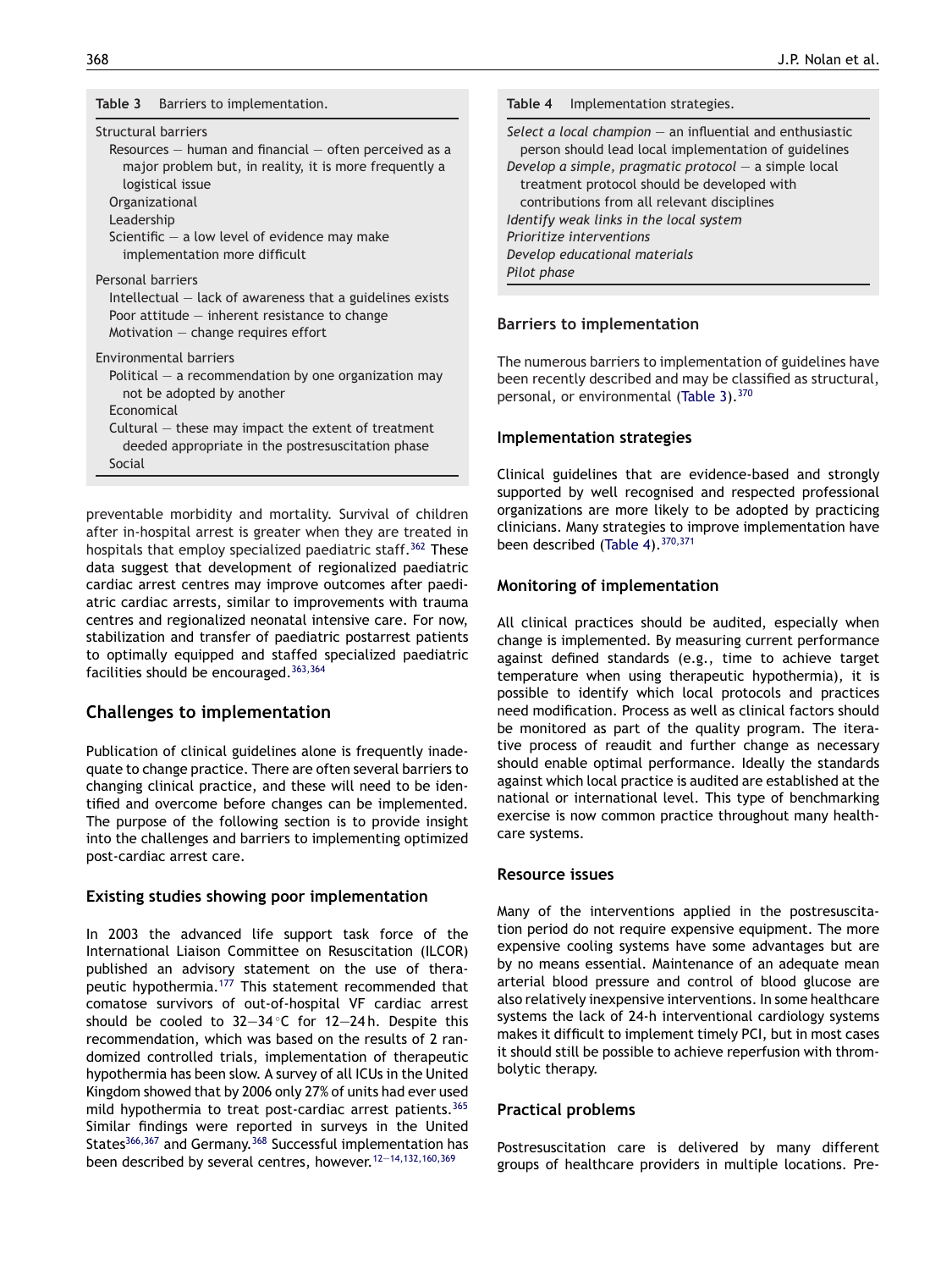**Table 3** Barriers to implementation.

| |
|---|
| Structural barriers |
| Resources — human and financial — often perceived as a major problem but, in reality, it is more frequently a logistical issue |
| Organizational |
| Leadership |
| Scientific — a low level of evidence may make implementation more difficult |
| Personal barriers |
| Intellectual — lack of awareness that a guidelines exists |
| Poor attitude — inherent resistance to change |
| Motivation — change requires effort |
| Environmental barriers |
| Political — a recommendation by one organization may not be adopted by another |
| Economical |
| Cultural — these may impact the extent of treatment deeded appropriate in the postresuscitation phase |
| Social |

preventable morbidity and mortality. Survival of children after in-hospital arrest is greater when they are treated in hospitals that employ specialized paediatric staff.[362] These data suggest that development of regionalized paediatric cardiac arrest centres may improve outcomes after paediatric cardiac arrests, similar to improvements with trauma centres and regionalized neonatal intensive care. For now, stabilization and transfer of paediatric postarrest patients to optimally equipped and staffed specialized paediatric facilities should be encouraged.[363,364]

## Challenges to implementation

Publication of clinical guidelines alone is frequently inadequate to change practice. There are often several barriers to changing clinical practice, and these will need to be identified and overcome before changes can be implemented. The purpose of the following section is to provide insight into the challenges and barriers to implementing optimized post-cardiac arrest care.

### Existing studies showing poor implementation

In 2003 the advanced life support task force of the International Liaison Committee on Resuscitation (ILCOR) published an advisory statement on the use of therapeutic hypothermia.[177] This statement recommended that comatose survivors of out-of-hospital VF cardiac arrest should be cooled to 32–34 °C for 12–24 h. Despite this recommendation, which was based on the results of 2 randomized controlled trials, implementation of therapeutic hypothermia has been slow. A survey of all ICUs in the United Kingdom showed that by 2006 only 27% of units had ever used mild hypothermia to treat post-cardiac arrest patients.[365] Similar findings were reported in surveys in the United States[366,367] and Germany.[368] Successful implementation has been described by several centres, however.[12–14,132,160,369]

**Table 4** Implementation strategies.

| |
|---|
| *Select a local champion* — an influential and enthusiastic person should lead local implementation of guidelines |
| *Develop a simple, pragmatic protocol* — a simple local treatment protocol should be developed with contributions from all relevant disciplines |
| *Identify weak links in the local system* |
| *Prioritize interventions* |
| *Develop educational materials* |
| *Pilot phase* |

### Barriers to implementation

The numerous barriers to implementation of guidelines have been recently described and may be classified as structural, personal, or environmental (Table 3).[370]

### Implementation strategies

Clinical guidelines that are evidence-based and strongly supported by well recognised and respected professional organizations are more likely to be adopted by practicing clinicians. Many strategies to improve implementation have been described (Table 4).[370,371]

### Monitoring of implementation

All clinical practices should be audited, especially when change is implemented. By measuring current performance against defined standards (e.g., time to achieve target temperature when using therapeutic hypothermia), it is possible to identify which local protocols and practices need modification. Process as well as clinical factors should be monitored as part of the quality program. The iterative process of reaudit and further change as necessary should enable optimal performance. Ideally the standards against which local practice is audited are established at the national or international level. This type of benchmarking exercise is now common practice throughout many healthcare systems.

### Resource issues

Many of the interventions applied in the postresuscitation period do not require expensive equipment. The more expensive cooling systems have some advantages but are by no means essential. Maintenance of an adequate mean arterial blood pressure and control of blood glucose are also relatively inexpensive interventions. In some healthcare systems the lack of 24-h interventional cardiology systems makes it difficult to implement timely PCI, but in most cases it should still be possible to achieve reperfusion with thrombolytic therapy.

### Practical problems

Postresuscitation care is delivered by many different groups of healthcare providers in multiple locations. Pre-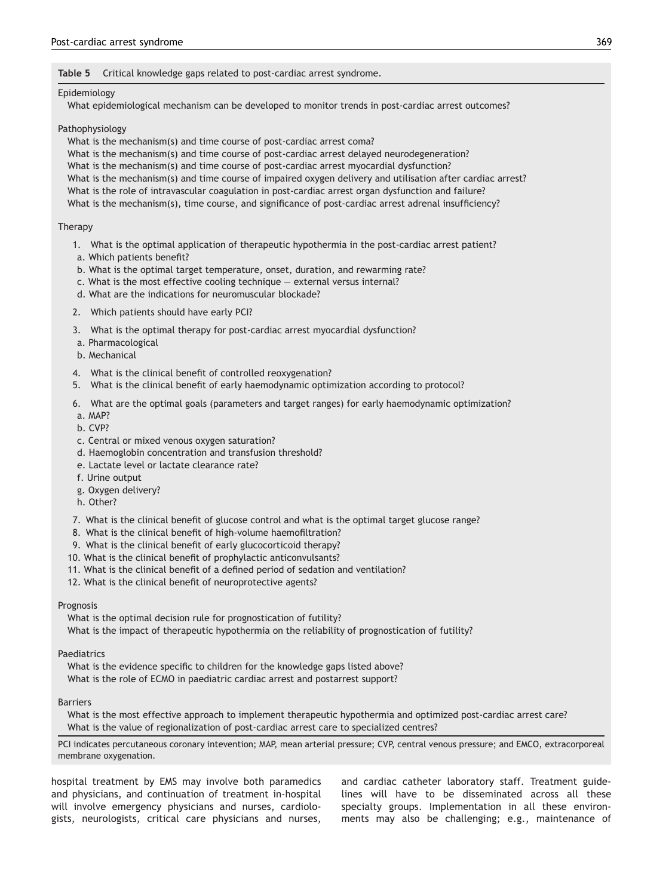**Table 5** Critical knowledge gaps related to post-cardiac arrest syndrome.

Epidemiology

What epidemiological mechanism can be developed to monitor trends in post-cardiac arrest outcomes?

Pathophysiology

What is the mechanism(s) and time course of post-cardiac arrest coma?
What is the mechanism(s) and time course of post-cardiac arrest delayed neurodegeneration?
What is the mechanism(s) and time course of post-cardiac arrest myocardial dysfunction?
What is the mechanism(s) and time course of impaired oxygen delivery and utilisation after cardiac arrest?
What is the role of intravascular coagulation in post-cardiac arrest organ dysfunction and failure?
What is the mechanism(s), time course, and significance of post-cardiac arrest adrenal insufficiency?

Therapy

1. What is the optimal application of therapeutic hypothermia in the post-cardiac arrest patient?
   a. Which patients benefit?
   b. What is the optimal target temperature, onset, duration, and rewarming rate?
   c. What is the most effective cooling technique — external versus internal?
   d. What are the indications for neuromuscular blockade?
2. Which patients should have early PCI?
3. What is the optimal therapy for post-cardiac arrest myocardial dysfunction?
   a. Pharmacological
   b. Mechanical
4. What is the clinical benefit of controlled reoxygenation?
5. What is the clinical benefit of early haemodynamic optimization according to protocol?
6. What are the optimal goals (parameters and target ranges) for early haemodynamic optimization?
   a. MAP?
   b. CVP?
   c. Central or mixed venous oxygen saturation?
   d. Haemoglobin concentration and transfusion threshold?
   e. Lactate level or lactate clearance rate?
   f. Urine output
   g. Oxygen delivery?
   h. Other?
7. What is the clinical benefit of glucose control and what is the optimal target glucose range?
8. What is the clinical benefit of high-volume haemofiltration?
9. What is the clinical benefit of early glucocorticoid therapy?
10. What is the clinical benefit of prophylactic anticonvulsants?
11. What is the clinical benefit of a defined period of sedation and ventilation?
12. What is the clinical benefit of neuroprotective agents?

Prognosis

What is the optimal decision rule for prognostication of futility?
What is the impact of therapeutic hypothermia on the reliability of prognostication of futility?

Paediatrics

What is the evidence specific to children for the knowledge gaps listed above?
What is the role of ECMO in paediatric cardiac arrest and postarrest support?

Barriers

What is the most effective approach to implement therapeutic hypothermia and optimized post-cardiac arrest care?
What is the value of regionalization of post-cardiac arrest care to specialized centres?

PCI indicates percutaneous coronary intervention; MAP, mean arterial pressure; CVP, central venous pressure; and EMCO, extracorporeal membrane oxygenation.

hospital treatment by EMS may involve both paramedics and physicians, and continuation of treatment in-hospital will involve emergency physicians and nurses, cardiologists, neurologists, critical care physicians and nurses, and cardiac catheter laboratory staff. Treatment guidelines will have to be disseminated across all these specialty groups. Implementation in all these environments may also be challenging; e.g., maintenance of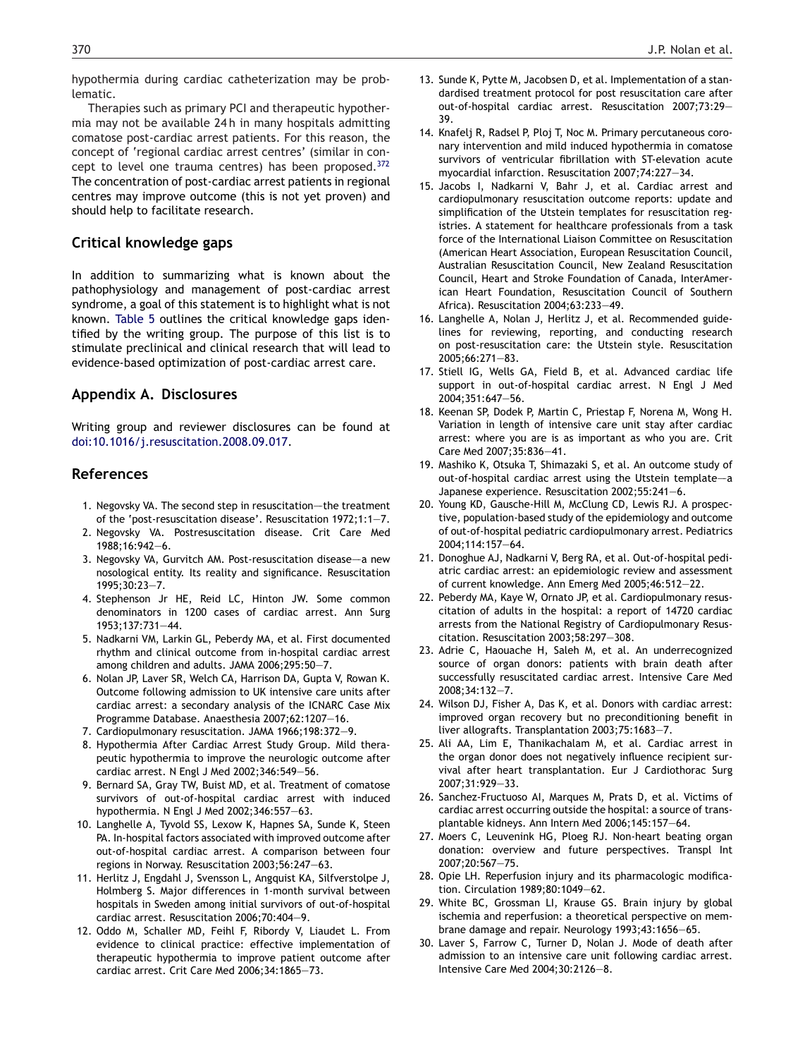hypothermia during cardiac catheterization may be problematic.

Therapies such as primary PCI and therapeutic hypothermia may not be available 24 h in many hospitals admitting comatose post-cardiac arrest patients. For this reason, the concept of 'regional cardiac arrest centres' (similar in concept to level one trauma centres) has been proposed.[372] The concentration of post-cardiac arrest patients in regional centres may improve outcome (this is not yet proven) and should help to facilitate research.

## Critical knowledge gaps

In addition to summarizing what is known about the pathophysiology and management of post-cardiac arrest syndrome, a goal of this statement is to highlight what is not known. Table 5 outlines the critical knowledge gaps identified by the writing group. The purpose of this list is to stimulate preclinical and clinical research that will lead to evidence-based optimization of post-cardiac arrest care.

## Appendix A. Disclosures

Writing group and reviewer disclosures can be found at doi:10.1016/j.resuscitation.2008.09.017.

## References

1. Negovsky VA. The second step in resuscitation—the treatment of the 'post-resuscitation disease'. Resuscitation 1972;1:1—7.
2. Negovsky VA. Postresuscitation disease. Crit Care Med 1988;16:942—6.
3. Negovsky VA, Gurvitch AM. Post-resuscitation disease—a new nosological entity. Its reality and significance. Resuscitation 1995;30:23—7.
4. Stephenson Jr HE, Reid LC, Hinton JW. Some common denominators in 1200 cases of cardiac arrest. Ann Surg 1953;137:731—44.
5. Nadkarni VM, Larkin GL, Peberdy MA, et al. First documented rhythm and clinical outcome from in-hospital cardiac arrest among children and adults. JAMA 2006;295:50—7.
6. Nolan JP, Laver SR, Welch CA, Harrison DA, Gupta V, Rowan K. Outcome following admission to UK intensive care units after cardiac arrest: a secondary analysis of the ICNARC Case Mix Programme Database. Anaesthesia 2007;62:1207—16.
7. Cardiopulmonary resuscitation. JAMA 1966;198:372—9.
8. Hypothermia After Cardiac Arrest Study Group. Mild therapeutic hypothermia to improve the neurologic outcome after cardiac arrest. N Engl J Med 2002;346:549—56.
9. Bernard SA, Gray TW, Buist MD, et al. Treatment of comatose survivors of out-of-hospital cardiac arrest with induced hypothermia. N Engl J Med 2002;346:557—63.
10. Langhelle A, Tyvold SS, Lexow K, Hapnes SA, Sunde K, Steen PA. In-hospital factors associated with improved outcome after out-of-hospital cardiac arrest. A comparison between four regions in Norway. Resuscitation 2003;56:247—63.
11. Herlitz J, Engdahl J, Svensson L, Angquist KA, Silfverstolpe J, Holmberg S. Major differences in 1-month survival between hospitals in Sweden among initial survivors of out-of-hospital cardiac arrest. Resuscitation 2006;70:404—9.
12. Oddo M, Schaller MD, Feihl F, Ribordy V, Liaudet L. From evidence to clinical practice: effective implementation of therapeutic hypothermia to improve patient outcome after cardiac arrest. Crit Care Med 2006;34:1865—73.
13. Sunde K, Pytte M, Jacobsen D, et al. Implementation of a standardised treatment protocol for post resuscitation care after out-of-hospital cardiac arrest. Resuscitation 2007;73:29—39.
14. Knafelj R, Radsel P, Ploj T, Noc M. Primary percutaneous coronary intervention and mild induced hypothermia in comatose survivors of ventricular fibrillation with ST-elevation acute myocardial infarction. Resuscitation 2007;74:227—34.
15. Jacobs I, Nadkarni V, Bahr J, et al. Cardiac arrest and cardiopulmonary resuscitation outcome reports: update and simplification of the Utstein templates for resuscitation registries. A statement for healthcare professionals from a task force of the International Liaison Committee on Resuscitation (American Heart Association, European Resuscitation Council, Australian Resuscitation Council, New Zealand Resuscitation Council, Heart and Stroke Foundation of Canada, InterAmerican Heart Foundation, Resuscitation Council of Southern Africa). Resuscitation 2004;63:233—49.
16. Langhelle A, Nolan J, Herlitz J, et al. Recommended guidelines for reviewing, reporting, and conducting research on post-resuscitation care: the Utstein style. Resuscitation 2005;66:271—83.
17. Stiell IG, Wells GA, Field B, et al. Advanced cardiac life support in out-of-hospital cardiac arrest. N Engl J Med 2004;351:647—56.
18. Keenan SP, Dodek P, Martin C, Priestap F, Norena M, Wong H. Variation in length of intensive care unit stay after cardiac arrest: where you are is as important as who you are. Crit Care Med 2007;35:836—41.
19. Mashiko K, Otsuka T, Shimazaki S, et al. An outcome study of out-of-hospital cardiac arrest using the Utstein template—a Japanese experience. Resuscitation 2002;55:241—6.
20. Young KD, Gausche-Hill M, McClung CD, Lewis RJ. A prospective, population-based study of the epidemiology and outcome of out-of-hospital pediatric cardiopulmonary arrest. Pediatrics 2004;114:157—64.
21. Donoghue AJ, Nadkarni V, Berg RA, et al. Out-of-hospital pediatric cardiac arrest: an epidemiologic review and assessment of current knowledge. Ann Emerg Med 2005;46:512—22.
22. Peberdy MA, Kaye W, Ornato JP, et al. Cardiopulmonary resuscitation of adults in the hospital: a report of 14720 cardiac arrests from the National Registry of Cardiopulmonary Resuscitation. Resuscitation 2003;58:297—308.
23. Adrie C, Haouache H, Saleh M, et al. An underrecognized source of organ donors: patients with brain death after successfully resuscitated cardiac arrest. Intensive Care Med 2008;34:132—7.
24. Wilson DJ, Fisher A, Das K, et al. Donors with cardiac arrest: improved organ recovery but no preconditioning benefit in liver allografts. Transplantation 2003;75:1683—7.
25. Ali AA, Lim E, Thanikachalam M, et al. Cardiac arrest in the organ donor does not negatively influence recipient survival after heart transplantation. Eur J Cardiothorac Surg 2007;31:929—33.
26. Sanchez-Fructuoso AI, Marques M, Prats D, et al. Victims of cardiac arrest occurring outside the hospital: a source of transplantable kidneys. Ann Intern Med 2006;145:157—64.
27. Moers C, Leuvenink HG, Ploeg RJ. Non-heart beating organ donation: overview and future perspectives. Transpl Int 2007;20:567—75.
28. Opie LH. Reperfusion injury and its pharmacologic modification. Circulation 1989;80:1049—62.
29. White BC, Grossman LI, Krause GS. Brain injury by global ischemia and reperfusion: a theoretical perspective on membrane damage and repair. Neurology 1993;43:1656—65.
30. Laver S, Farrow C, Turner D, Nolan J. Mode of death after admission to an intensive care unit following cardiac arrest. Intensive Care Med 2004;30:2126—8.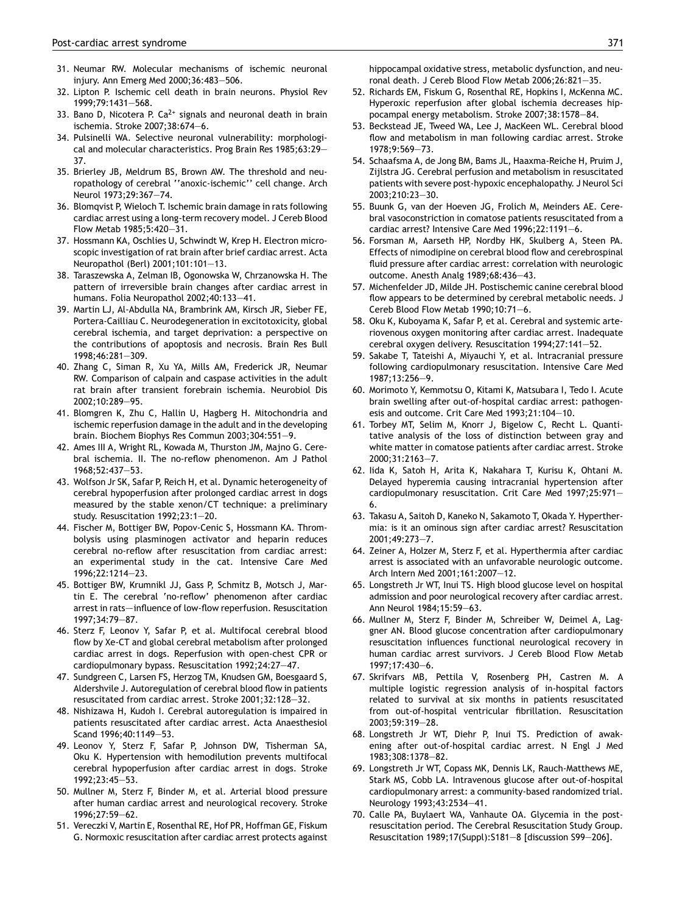31. Neumar RW. Molecular mechanisms of ischemic neuronal injury. Ann Emerg Med 2000;36:483—506.
32. Lipton P. Ischemic cell death in brain neurons. Physiol Rev 1999;79:1431—568.
33. Bano D, Nicotera P. $Ca^{2+}$ signals and neuronal death in brain ischemia. Stroke 2007;38:674—6.
34. Pulsinelli WA. Selective neuronal vulnerability: morphological and molecular characteristics. Prog Brain Res 1985;63:29—37.
35. Brierley JB, Meldrum BS, Brown AW. The threshold and neuropathology of cerebral ''anoxic-ischemic'' cell change. Arch Neurol 1973;29:367—74.
36. Blomqvist P, Wieloch T. Ischemic brain damage in rats following cardiac arrest using a long-term recovery model. J Cereb Blood Flow Metab 1985;5:420—31.
37. Hossmann KA, Oschlies U, Schwindt W, Krep H. Electron microscopic investigation of rat brain after brief cardiac arrest. Acta Neuropathol (Berl) 2001;101:101—13.
38. Taraszewska A, Zelman IB, Ogonowska W, Chrzanowska H. The pattern of irreversible brain changes after cardiac arrest in humans. Folia Neuropathol 2002;40:133—41.
39. Martin LJ, Al-Abdulla NA, Brambrink AM, Kirsch JR, Sieber FE, Portera-Cailliau C. Neurodegeneration in excitotoxicity, global cerebral ischemia, and target deprivation: a perspective on the contributions of apoptosis and necrosis. Brain Res Bull 1998;46:281—309.
40. Zhang C, Siman R, Xu YA, Mills AM, Frederick JR, Neumar RW. Comparison of calpain and caspase activities in the adult rat brain after transient forebrain ischemia. Neurobiol Dis 2002;10:289—95.
41. Blomgren K, Zhu C, Hallin U, Hagberg H. Mitochondria and ischemic reperfusion damage in the adult and in the developing brain. Biochem Biophys Res Commun 2003;304:551—9.
42. Ames III A, Wright RL, Kowada M, Thurston JM, Majno G. Cerebral ischemia. II. The no-reflow phenomenon. Am J Pathol 1968;52:437—53.
43. Wolfson Jr SK, Safar P, Reich H, et al. Dynamic heterogeneity of cerebral hypoperfusion after prolonged cardiac arrest in dogs measured by the stable xenon/CT technique: a preliminary study. Resuscitation 1992;23:1—20.
44. Fischer M, Bottiger BW, Popov-Cenic S, Hossmann KA. Thrombolysis using plasminogen activator and heparin reduces cerebral no-reflow after resuscitation from cardiac arrest: an experimental study in the cat. Intensive Care Med 1996;22:1214—23.
45. Bottiger BW, Krumnikl JJ, Gass P, Schmitz B, Motsch J, Martin E. The cerebral 'no-reflow' phenomenon after cardiac arrest in rats—influence of low-flow reperfusion. Resuscitation 1997;34:79—87.
46. Sterz F, Leonov Y, Safar P, et al. Multifocal cerebral blood flow by Xe-CT and global cerebral metabolism after prolonged cardiac arrest in dogs. Reperfusion with open-chest CPR or cardiopulmonary bypass. Resuscitation 1992;24:27—47.
47. Sundgreen C, Larsen FS, Herzog TM, Knudsen GM, Boesgaard S, Aldershvile J. Autoregulation of cerebral blood flow in patients resuscitated from cardiac arrest. Stroke 2001;32:128—32.
48. Nishizawa H, Kudoh I. Cerebral autoregulation is impaired in patients resuscitated after cardiac arrest. Acta Anaesthesiol Scand 1996;40:1149—53.
49. Leonov Y, Sterz F, Safar P, Johnson DW, Tisherman SA, Oku K. Hypertension with hemodilution prevents multifocal cerebral hypoperfusion after cardiac arrest in dogs. Stroke 1992;23:45—53.
50. Mullner M, Sterz F, Binder M, et al. Arterial blood pressure after human cardiac arrest and neurological recovery. Stroke 1996;27:59—62.
51. Vereczki V, Martin E, Rosenthal RE, Hof PR, Hoffman GE, Fiskum G. Normoxic resuscitation after cardiac arrest protects against hippocampal oxidative stress, metabolic dysfunction, and neuronal death. J Cereb Blood Flow Metab 2006;26:821—35.
52. Richards EM, Fiskum G, Rosenthal RE, Hopkins I, McKenna MC. Hyperoxic reperfusion after global ischemia decreases hippocampal energy metabolism. Stroke 2007;38:1578—84.
53. Beckstead JE, Tweed WA, Lee J, MacKeen WL. Cerebral blood flow and metabolism in man following cardiac arrest. Stroke 1978;9:569—73.
54. Schaafsma A, de Jong BM, Bams JL, Haaxma-Reiche H, Pruim J, Zijlstra JG. Cerebral perfusion and metabolism in resuscitated patients with severe post-hypoxic encephalopathy. J Neurol Sci 2003;210:23—30.
55. Buunk G, van der Hoeven JG, Frolich M, Meinders AE. Cerebral vasoconstriction in comatose patients resuscitated from a cardiac arrest? Intensive Care Med 1996;22:1191—6.
56. Forsman M, Aarseth HP, Nordby HK, Skulberg A, Steen PA. Effects of nimodipine on cerebral blood flow and cerebrospinal fluid pressure after cardiac arrest: correlation with neurologic outcome. Anesth Analg 1989;68:436—43.
57. Michenfelder JD, Milde JH. Postischemic canine cerebral blood flow appears to be determined by cerebral metabolic needs. J Cereb Blood Flow Metab 1990;10:71—6.
58. Oku K, Kuboyama K, Safar P, et al. Cerebral and systemic arteriovenous oxygen monitoring after cardiac arrest. Inadequate cerebral oxygen delivery. Resuscitation 1994;27:141—52.
59. Sakabe T, Tateishi A, Miyauchi Y, et al. Intracranial pressure following cardiopulmonary resuscitation. Intensive Care Med 1987;13:256—9.
60. Morimoto Y, Kemmotsu O, Kitami K, Matsubara I, Tedo I. Acute brain swelling after out-of-hospital cardiac arrest: pathogenesis and outcome. Crit Care Med 1993;21:104—10.
61. Torbey MT, Selim M, Knorr J, Bigelow C, Recht L. Quantitative analysis of the loss of distinction between gray and white matter in comatose patients after cardiac arrest. Stroke 2000;31:2163—7.
62. Iida K, Satoh H, Arita K, Nakahara T, Kurisu K, Ohtani M. Delayed hyperemia causing intracranial hypertension after cardiopulmonary resuscitation. Crit Care Med 1997;25:971—6.
63. Takasu A, Saitoh D, Kaneko N, Sakamoto T, Okada Y. Hyperthermia: is it an ominous sign after cardiac arrest? Resuscitation 2001;49:273—7.
64. Zeiner A, Holzer M, Sterz F, et al. Hyperthermia after cardiac arrest is associated with an unfavorable neurologic outcome. Arch Intern Med 2001;161:2007—12.
65. Longstreth Jr WT, Inui TS. High blood glucose level on hospital admission and poor neurological recovery after cardiac arrest. Ann Neurol 1984;15:59—63.
66. Mullner M, Sterz F, Binder M, Schreiber W, Deimel A, Laggner AN. Blood glucose concentration after cardiopulmonary resuscitation influences functional neurological recovery in human cardiac arrest survivors. J Cereb Blood Flow Metab 1997;17:430—6.
67. Skrifvars MB, Pettila V, Rosenberg PH, Castren M. A multiple logistic regression analysis of in-hospital factors related to survival at six months in patients resuscitated from out-of-hospital ventricular fibrillation. Resuscitation 2003;59:319—28.
68. Longstreth Jr WT, Diehr P, Inui TS. Prediction of awakening after out-of-hospital cardiac arrest. N Engl J Med 1983;308:1378—82.
69. Longstreth Jr WT, Copass MK, Dennis LK, Rauch-Matthews ME, Stark MS, Cobb LA. Intravenous glucose after out-of-hospital cardiopulmonary arrest: a community-based randomized trial. Neurology 1993;43:2534—41.
70. Calle PA, Buylaert WA, Vanhaute OA. Glycemia in the post-resuscitation period. The Cerebral Resuscitation Study Group. Resuscitation 1989;17(Suppl):S181—8 [discussion S99—206].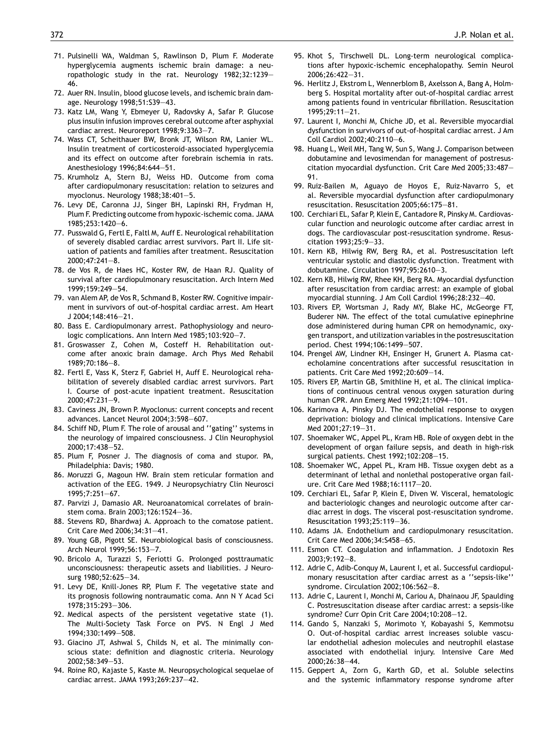71. Pulsinelli WA, Waldman S, Rawlinson D, Plum F. Moderate hyperglycemia augments ischemic brain damage: a neuropathologic study in the rat. Neurology 1982;32:1239—46.
72. Auer RN. Insulin, blood glucose levels, and ischemic brain damage. Neurology 1998;51:S39—43.
73. Katz LM, Wang Y, Ebmeyer U, Radovsky A, Safar P. Glucose plus insulin infusion improves cerebral outcome after asphyxial cardiac arrest. Neuroreport 1998;9:3363—7.
74. Wass CT, Scheithauer BW, Bronk JT, Wilson RM, Lanier WL. Insulin treatment of corticosteroid-associated hyperglycemia and its effect on outcome after forebrain ischemia in rats. Anesthesiology 1996;84:644—51.
75. Krumholz A, Stern BJ, Weiss HD. Outcome from coma after cardiopulmonary resuscitation: relation to seizures and myoclonus. Neurology 1988;38:401—5.
76. Levy DE, Caronna JJ, Singer BH, Lapinski RH, Frydman H, Plum F. Predicting outcome from hypoxic-ischemic coma. JAMA 1985;253:1420—6.
77. Pusswald G, Fertl E, Faltl M, Auff E. Neurological rehabilitation of severely disabled cardiac arrest survivors. Part II. Life situation of patients and families after treatment. Resuscitation 2000;47:241—8.
78. de Vos R, de Haes HC, Koster RW, de Haan RJ. Quality of survival after cardiopulmonary resuscitation. Arch Intern Med 1999;159:249—54.
79. van Alem AP, de Vos R, Schmand B, Koster RW. Cognitive impairment in survivors of out-of-hospital cardiac arrest. Am Heart J 2004;148:416—21.
80. Bass E. Cardiopulmonary arrest. Pathophysiology and neurologic complications. Ann Intern Med 1985;103:920—7.
81. Groswasser Z, Cohen M, Costeff H. Rehabilitation outcome after anoxic brain damage. Arch Phys Med Rehabil 1989;70:186—8.
82. Fertl E, Vass K, Sterz F, Gabriel H, Auff E. Neurological rehabilitation of severely disabled cardiac arrest survivors. Part I. Course of post-acute inpatient treatment. Resuscitation 2000;47:231—9.
83. Caviness JN, Brown P. Myoclonus: current concepts and recent advances. Lancet Neurol 2004;3:598—607.
84. Schiff ND, Plum F. The role of arousal and ''gating'' systems in the neurology of impaired consciousness. J Clin Neurophysiol 2000;17:438—52.
85. Plum F, Posner J. The diagnosis of coma and stupor. PA, Philadelphia: Davis; 1980.
86. Moruzzi G, Magoun HW. Brain stem reticular formation and activation of the EEG. 1949. J Neuropsychiatry Clin Neurosci 1995;7:251—67.
87. Parvizi J, Damasio AR. Neuroanatomical correlates of brainstem coma. Brain 2003;126:1524—36.
88. Stevens RD, Bhardwaj A. Approach to the comatose patient. Crit Care Med 2006;34:31—41.
89. Young GB, Pigott SE. Neurobiological basis of consciousness. Arch Neurol 1999;56:153—7.
90. Bricolo A, Turazzi S, Feriotti G. Prolonged posttraumatic unconsciousness: therapeutic assets and liabilities. J Neurosurg 1980;52:625—34.
91. Levy DE, Knill-Jones RP, Plum F. The vegetative state and its prognosis following nontraumatic coma. Ann N Y Acad Sci 1978;315:293—306.
92. Medical aspects of the persistent vegetative state (1). The Multi-Society Task Force on PVS. N Engl J Med 1994;330:1499—508.
93. Giacino JT, Ashwal S, Childs N, et al. The minimally conscious state: definition and diagnostic criteria. Neurology 2002;58:349—53.
94. Roine RO, Kajaste S, Kaste M. Neuropsychological sequelae of cardiac arrest. JAMA 1993;269:237—42.
95. Khot S, Tirschwell DL. Long-term neurological complications after hypoxic-ischemic encephalopathy. Semin Neurol 2006;26:422—31.
96. Herlitz J, Ekstrom L, Wennerblom B, Axelsson A, Bang A, Holmberg S. Hospital mortality after out-of-hospital cardiac arrest among patients found in ventricular fibrillation. Resuscitation 1995;29:11—21.
97. Laurent I, Monchi M, Chiche JD, et al. Reversible myocardial dysfunction in survivors of out-of-hospital cardiac arrest. J Am Coll Cardiol 2002;40:2110—6.
98. Huang L, Weil MH, Tang W, Sun S, Wang J. Comparison between dobutamine and levosimendan for management of postresuscitation myocardial dysfunction. Crit Care Med 2005;33:487—91.
99. Ruiz-Bailen M, Aguayo de Hoyos E, Ruiz-Navarro S, et al. Reversible myocardial dysfunction after cardiopulmonary resuscitation. Resuscitation 2005;66:175—81.
100. Cerchiari EL, Safar P, Klein E, Cantadore R, Pinsky M. Cardiovascular function and neurologic outcome after cardiac arrest in dogs. The cardiovascular post-resuscitation syndrome. Resuscitation 1993;25:9—33.
101. Kern KB, Hilwig RW, Berg RA, et al. Postresuscitation left ventricular systolic and diastolic dysfunction. Treatment with dobutamine. Circulation 1997;95:2610—3.
102. Kern KB, Hilwig RW, Rhee KH, Berg RA. Myocardial dysfunction after resuscitation from cardiac arrest: an example of global myocardial stunning. J Am Coll Cardiol 1996;28:232—40.
103. Rivers EP, Wortsman J, Rady MY, Blake HC, McGeorge FT, Buderer NM. The effect of the total cumulative epinephrine dose administered during human CPR on hemodynamic, oxygen transport, and utilization variables in the postresuscitation period. Chest 1994;106:1499—507.
104. Prengel AW, Lindner KH, Ensinger H, Grunert A. Plasma catecholamine concentrations after successful resuscitation in patients. Crit Care Med 1992;20:609—14.
105. Rivers EP, Martin GB, Smithline H, et al. The clinical implications of continuous central venous oxygen saturation during human CPR. Ann Emerg Med 1992;21:1094—101.
106. Karimova A, Pinsky DJ. The endothelial response to oxygen deprivation: biology and clinical implications. Intensive Care Med 2001;27:19—31.
107. Shoemaker WC, Appel PL, Kram HB. Role of oxygen debt in the development of organ failure sepsis, and death in high-risk surgical patients. Chest 1992;102:208—15.
108. Shoemaker WC, Appel PL, Kram HB. Tissue oxygen debt as a determinant of lethal and nonlethal postoperative organ failure. Crit Care Med 1988;16:1117—20.
109. Cerchiari EL, Safar P, Klein E, Diven W. Visceral, hematologic and bacteriologic changes and neurologic outcome after cardiac arrest in dogs. The visceral post-resuscitation syndrome. Resuscitation 1993;25:119—36.
110. Adams JA. Endothelium and cardiopulmonary resuscitation. Crit Care Med 2006;34:S458—65.
111. Esmon CT. Coagulation and inflammation. J Endotoxin Res 2003;9:192—8.
112. Adrie C, Adib-Conquy M, Laurent I, et al. Successful cardiopulmonary resuscitation after cardiac arrest as a ''sepsis-like'' syndrome. Circulation 2002;106:562—8.
113. Adrie C, Laurent I, Monchi M, Cariou A, Dhainaou JF, Spaulding C. Postresuscitation disease after cardiac arrest: a sepsis-like syndrome? Curr Opin Crit Care 2004;10:208—12.
114. Gando S, Nanzaki S, Morimoto Y, Kobayashi S, Kemmotsu O. Out-of-hospital cardiac arrest increases soluble vascular endothelial adhesion molecules and neutrophil elastase associated with endothelial injury. Intensive Care Med 2000;26:38—44.
115. Geppert A, Zorn G, Karth GD, et al. Soluble selectins and the systemic inflammatory response syndrome after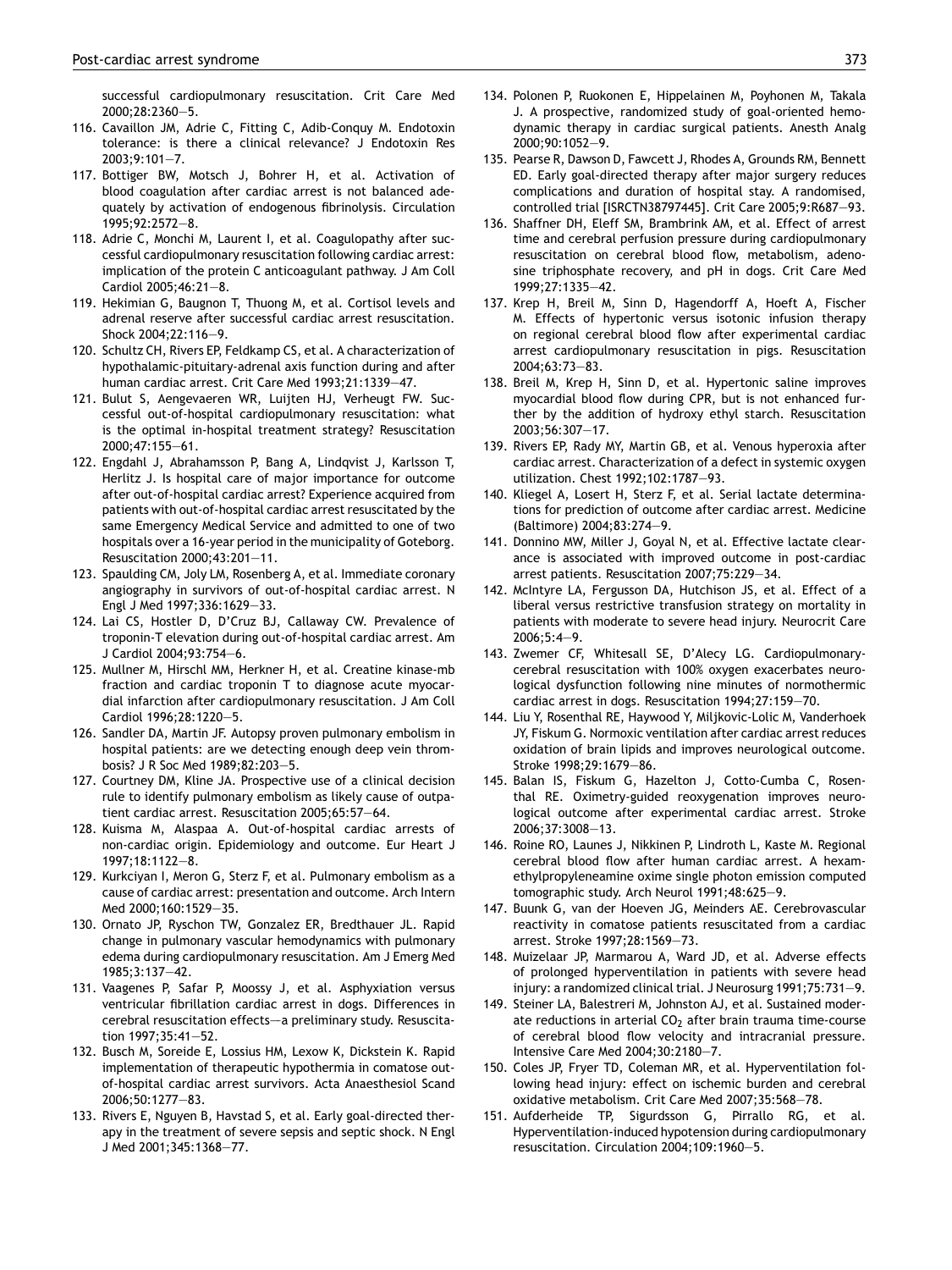successful cardiopulmonary resuscitation. Crit Care Med 2000;28:2360—5.

116. Cavaillon JM, Adrie C, Fitting C, Adib-Conquy M. Endotoxin tolerance: is there a clinical relevance? J Endotoxin Res 2003;9:101—7.
117. Bottiger BW, Motsch J, Bohrer H, et al. Activation of blood coagulation after cardiac arrest is not balanced adequately by activation of endogenous fibrinolysis. Circulation 1995;92:2572—8.
118. Adrie C, Monchi M, Laurent I, et al. Coagulopathy after successful cardiopulmonary resuscitation following cardiac arrest: implication of the protein C anticoagulant pathway. J Am Coll Cardiol 2005;46:21—8.
119. Hekimian G, Baugnon T, Thuong M, et al. Cortisol levels and adrenal reserve after successful cardiac arrest resuscitation. Shock 2004;22:116—9.
120. Schultz CH, Rivers EP, Feldkamp CS, et al. A characterization of hypothalamic-pituitary-adrenal axis function during and after human cardiac arrest. Crit Care Med 1993;21:1339—47.
121. Bulut S, Aengevaeren WR, Luijten HJ, Verheugt FW. Successful out-of-hospital cardiopulmonary resuscitation: what is the optimal in-hospital treatment strategy? Resuscitation 2000;47:155—61.
122. Engdahl J, Abrahamsson P, Bang A, Lindqvist J, Karlsson T, Herlitz J. Is hospital care of major importance for outcome after out-of-hospital cardiac arrest? Experience acquired from patients with out-of-hospital cardiac arrest resuscitated by the same Emergency Medical Service and admitted to one of two hospitals over a 16-year period in the municipality of Goteborg. Resuscitation 2000;43:201—11.
123. Spaulding CM, Joly LM, Rosenberg A, et al. Immediate coronary angiography in survivors of out-of-hospital cardiac arrest. N Engl J Med 1997;336:1629—33.
124. Lai CS, Hostler D, D'Cruz BJ, Callaway CW. Prevalence of troponin-T elevation during out-of-hospital cardiac arrest. Am J Cardiol 2004;93:754—6.
125. Mullner M, Hirschl MM, Herkner H, et al. Creatine kinase-mb fraction and cardiac troponin T to diagnose acute myocardial infarction after cardiopulmonary resuscitation. J Am Coll Cardiol 1996;28:1220—5.
126. Sandler DA, Martin JF. Autopsy proven pulmonary embolism in hospital patients: are we detecting enough deep vein thrombosis? J R Soc Med 1989;82:203—5.
127. Courtney DM, Kline JA. Prospective use of a clinical decision rule to identify pulmonary embolism as likely cause of outpatient cardiac arrest. Resuscitation 2005;65:57—64.
128. Kuisma M, Alaspaa A. Out-of-hospital cardiac arrests of non-cardiac origin. Epidemiology and outcome. Eur Heart J 1997;18:1122—8.
129. Kurkciyan I, Meron G, Sterz F, et al. Pulmonary embolism as a cause of cardiac arrest: presentation and outcome. Arch Intern Med 2000;160:1529—35.
130. Ornato JP, Ryschon TW, Gonzalez ER, Bredthauer JL. Rapid change in pulmonary vascular hemodynamics with pulmonary edema during cardiopulmonary resuscitation. Am J Emerg Med 1985;3:137—42.
131. Vaagenes P, Safar P, Moossy J, et al. Asphyxiation versus ventricular fibrillation cardiac arrest in dogs. Differences in cerebral resuscitation effects—a preliminary study. Resuscitation 1997;35:41—52.
132. Busch M, Soreide E, Lossius HM, Lexow K, Dickstein K. Rapid implementation of therapeutic hypothermia in comatose out-of-hospital cardiac arrest survivors. Acta Anaesthesiol Scand 2006;50:1277—83.
133. Rivers E, Nguyen B, Havstad S, et al. Early goal-directed therapy in the treatment of severe sepsis and septic shock. N Engl J Med 2001;345:1368—77.
134. Polonen P, Ruokonen E, Hippelainen M, Poyhonen M, Takala J. A prospective, randomized study of goal-oriented hemodynamic therapy in cardiac surgical patients. Anesth Analg 2000;90:1052—9.
135. Pearse R, Dawson D, Fawcett J, Rhodes A, Grounds RM, Bennett ED. Early goal-directed therapy after major surgery reduces complications and duration of hospital stay. A randomised, controlled trial [ISRCTN38797445]. Crit Care 2005;9:R687—93.
136. Shaffner DH, Eleff SM, Brambrink AM, et al. Effect of arrest time and cerebral perfusion pressure during cardiopulmonary resuscitation on cerebral blood flow, metabolism, adenosine triphosphate recovery, and pH in dogs. Crit Care Med 1999;27:1335—42.
137. Krep H, Breil M, Sinn D, Hagendorff A, Hoeft A, Fischer M. Effects of hypertonic versus isotonic infusion therapy on regional cerebral blood flow after experimental cardiac arrest cardiopulmonary resuscitation in pigs. Resuscitation 2004;63:73—83.
138. Breil M, Krep H, Sinn D, et al. Hypertonic saline improves myocardial blood flow during CPR, but is not enhanced further by the addition of hydroxy ethyl starch. Resuscitation 2003;56:307—17.
139. Rivers EP, Rady MY, Martin GB, et al. Venous hyperoxia after cardiac arrest. Characterization of a defect in systemic oxygen utilization. Chest 1992;102:1787—93.
140. Kliegel A, Losert H, Sterz F, et al. Serial lactate determinations for prediction of outcome after cardiac arrest. Medicine (Baltimore) 2004;83:274—9.
141. Donnino MW, Miller J, Goyal N, et al. Effective lactate clearance is associated with improved outcome in post-cardiac arrest patients. Resuscitation 2007;75:229—34.
142. McIntyre LA, Fergusson DA, Hutchison JS, et al. Effect of a liberal versus restrictive transfusion strategy on mortality in patients with moderate to severe head injury. Neurocrit Care 2006;5:4—9.
143. Zwemer CF, Whitesall SE, D'Alecy LG. Cardiopulmonary-cerebral resuscitation with 100% oxygen exacerbates neurological dysfunction following nine minutes of normothermic cardiac arrest in dogs. Resuscitation 1994;27:159—70.
144. Liu Y, Rosenthal RE, Haywood Y, Miljkovic-Lolic M, Vanderhoek JY, Fiskum G. Normoxic ventilation after cardiac arrest reduces oxidation of brain lipids and improves neurological outcome. Stroke 1998;29:1679—86.
145. Balan IS, Fiskum G, Hazelton J, Cotto-Cumba C, Rosenthal RE. Oximetry-guided reoxygenation improves neurological outcome after experimental cardiac arrest. Stroke 2006;37:3008—13.
146. Roine RO, Launes J, Nikkinen P, Lindroth L, Kaste M. Regional cerebral blood flow after human cardiac arrest. A hexamethylpropyleneamine oxime single photon emission computed tomographic study. Arch Neurol 1991;48:625—9.
147. Buunk G, van der Hoeven JG, Meinders AE. Cerebrovascular reactivity in comatose patients resuscitated from a cardiac arrest. Stroke 1997;28:1569—73.
148. Muizelaar JP, Marmarou A, Ward JD, et al. Adverse effects of prolonged hyperventilation in patients with severe head injury: a randomized clinical trial. J Neurosurg 1991;75:731—9.
149. Steiner LA, Balestreri M, Johnston AJ, et al. Sustained moderate reductions in arterial $CO_2$ after brain trauma time-course of cerebral blood flow velocity and intracranial pressure. Intensive Care Med 2004;30:2180—7.
150. Coles JP, Fryer TD, Coleman MR, et al. Hyperventilation following head injury: effect on ischemic burden and cerebral oxidative metabolism. Crit Care Med 2007;35:568—78.
151. Aufderheide TP, Sigurdsson G, Pirrallo RG, et al. Hyperventilation-induced hypotension during cardiopulmonary resuscitation. Circulation 2004;109:1960—5.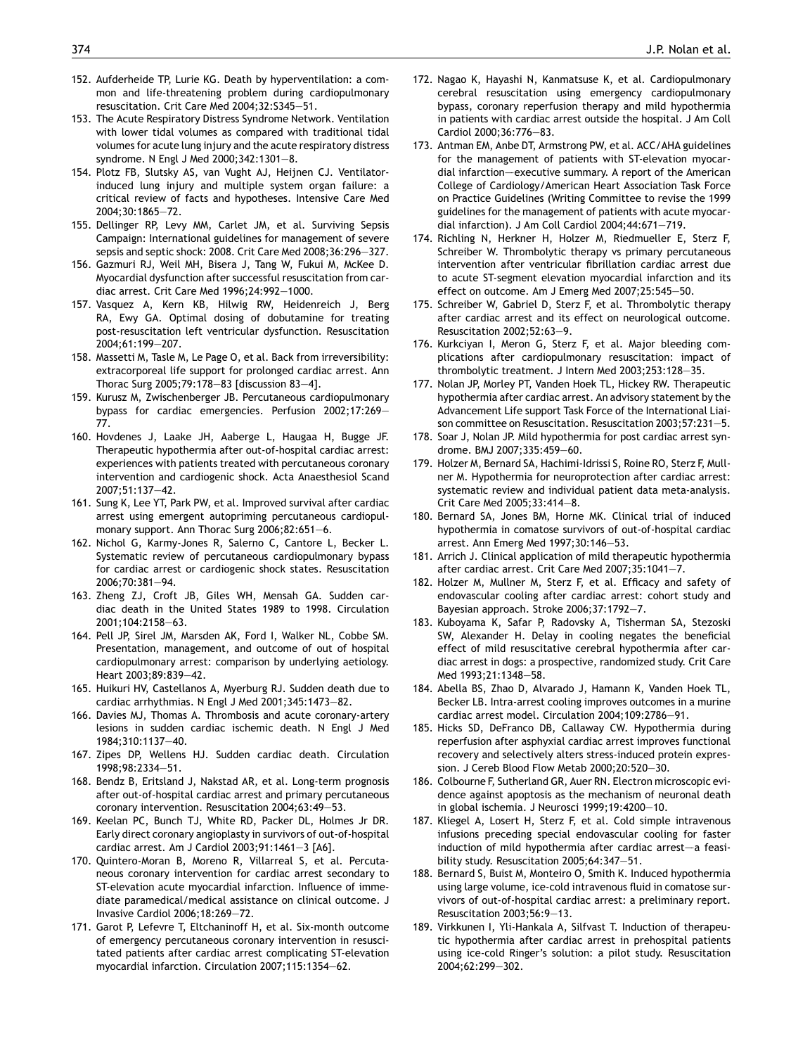152. Aufderheide TP, Lurie KG. Death by hyperventilation: a common and life-threatening problem during cardiopulmonary resuscitation. Crit Care Med 2004;32:S345—51.
153. The Acute Respiratory Distress Syndrome Network. Ventilation with lower tidal volumes as compared with traditional tidal volumes for acute lung injury and the acute respiratory distress syndrome. N Engl J Med 2000;342:1301—8.
154. Plotz FB, Slutsky AS, van Vught AJ, Heijnen CJ. Ventilator-induced lung injury and multiple system organ failure: a critical review of facts and hypotheses. Intensive Care Med 2004;30:1865—72.
155. Dellinger RP, Levy MM, Carlet JM, et al. Surviving Sepsis Campaign: International guidelines for management of severe sepsis and septic shock: 2008. Crit Care Med 2008;36:296—327.
156. Gazmuri RJ, Weil MH, Bisera J, Tang W, Fukui M, McKee D. Myocardial dysfunction after successful resuscitation from cardiac arrest. Crit Care Med 1996;24:992—1000.
157. Vasquez A, Kern KB, Hilwig RW, Heidenreich J, Berg RA, Ewy GA. Optimal dosing of dobutamine for treating post-resuscitation left ventricular dysfunction. Resuscitation 2004;61:199—207.
158. Massetti M, Tasle M, Le Page O, et al. Back from irreversibility: extracorporeal life support for prolonged cardiac arrest. Ann Thorac Surg 2005;79:178—83 [discussion 83—4].
159. Kurusz M, Zwischenberger JB. Percutaneous cardiopulmonary bypass for cardiac emergencies. Perfusion 2002;17:269—77.
160. Hovdenes J, Laake JH, Aaberge L, Haugaa H, Bugge JF. Therapeutic hypothermia after out-of-hospital cardiac arrest: experiences with patients treated with percutaneous coronary intervention and cardiogenic shock. Acta Anaesthesiol Scand 2007;51:137—42.
161. Sung K, Lee YT, Park PW, et al. Improved survival after cardiac arrest using emergent autopriming percutaneous cardiopulmonary support. Ann Thorac Surg 2006;82:651—6.
162. Nichol G, Karmy-Jones R, Salerno C, Cantore L, Becker L. Systematic review of percutaneous cardiopulmonary bypass for cardiac arrest or cardiogenic shock states. Resuscitation 2006;70:381—94.
163. Zheng ZJ, Croft JB, Giles WH, Mensah GA. Sudden cardiac death in the United States 1989 to 1998. Circulation 2001;104:2158—63.
164. Pell JP, Sirel JM, Marsden AK, Ford I, Walker NL, Cobbe SM. Presentation, management, and outcome of out of hospital cardiopulmonary arrest: comparison by underlying aetiology. Heart 2003;89:839—42.
165. Huikuri HV, Castellanos A, Myerburg RJ. Sudden death due to cardiac arrhythmias. N Engl J Med 2001;345:1473—82.
166. Davies MJ, Thomas A. Thrombosis and acute coronary-artery lesions in sudden cardiac ischemic death. N Engl J Med 1984;310:1137—40.
167. Zipes DP, Wellens HJ. Sudden cardiac death. Circulation 1998;98:2334—51.
168. Bendz B, Eritsland J, Nakstad AR, et al. Long-term prognosis after out-of-hospital cardiac arrest and primary percutaneous coronary intervention. Resuscitation 2004;63:49—53.
169. Keelan PC, Bunch TJ, White RD, Packer DL, Holmes Jr DR. Early direct coronary angioplasty in survivors of out-of-hospital cardiac arrest. Am J Cardiol 2003;91:1461—3 [A6].
170. Quintero-Moran B, Moreno R, Villarreal S, et al. Percutaneous coronary intervention for cardiac arrest secondary to ST-elevation acute myocardial infarction. Influence of immediate paramedical/medical assistance on clinical outcome. J Invasive Cardiol 2006;18:269—72.
171. Garot P, Lefevre T, Eltchaninoff H, et al. Six-month outcome of emergency percutaneous coronary intervention in resuscitated patients after cardiac arrest complicating ST-elevation myocardial infarction. Circulation 2007;115:1354—62.
172. Nagao K, Hayashi N, Kanmatsuse K, et al. Cardiopulmonary cerebral resuscitation using emergency cardiopulmonary bypass, coronary reperfusion therapy and mild hypothermia in patients with cardiac arrest outside the hospital. J Am Coll Cardiol 2000;36:776—83.
173. Antman EM, Anbe DT, Armstrong PW, et al. ACC/AHA guidelines for the management of patients with ST-elevation myocardial infarction—executive summary. A report of the American College of Cardiology/American Heart Association Task Force on Practice Guidelines (Writing Committee to revise the 1999 guidelines for the management of patients with acute myocardial infarction). J Am Coll Cardiol 2004;44:671—719.
174. Richling N, Herkner H, Holzer M, Riedmueller E, Sterz F, Schreiber W. Thrombolytic therapy vs primary percutaneous intervention after ventricular fibrillation cardiac arrest due to acute ST-segment elevation myocardial infarction and its effect on outcome. Am J Emerg Med 2007;25:545—50.
175. Schreiber W, Gabriel D, Sterz F, et al. Thrombolytic therapy after cardiac arrest and its effect on neurological outcome. Resuscitation 2002;52:63—9.
176. Kurkciyan I, Meron G, Sterz F, et al. Major bleeding complications after cardiopulmonary resuscitation: impact of thrombolytic treatment. J Intern Med 2003;253:128—35.
177. Nolan JP, Morley PT, Vanden Hoek TL, Hickey RW. Therapeutic hypothermia after cardiac arrest. An advisory statement by the Advancement Life support Task Force of the International Liaison committee on Resuscitation. Resuscitation 2003;57:231—5.
178. Soar J, Nolan JP. Mild hypothermia for post cardiac arrest syndrome. BMJ 2007;335:459—60.
179. Holzer M, Bernard SA, Hachimi-Idrissi S, Roine RO, Sterz F, Mullner M. Hypothermia for neuroprotection after cardiac arrest: systematic review and individual patient data meta-analysis. Crit Care Med 2005;33:414—8.
180. Bernard SA, Jones BM, Horne MK. Clinical trial of induced hypothermia in comatose survivors of out-of-hospital cardiac arrest. Ann Emerg Med 1997;30:146—53.
181. Arrich J. Clinical application of mild therapeutic hypothermia after cardiac arrest. Crit Care Med 2007;35:1041—7.
182. Holzer M, Mullner M, Sterz F, et al. Efficacy and safety of endovascular cooling after cardiac arrest: cohort study and Bayesian approach. Stroke 2006;37:1792—7.
183. Kuboyama K, Safar P, Radovsky A, Tisherman SA, Stezoski SW, Alexander H. Delay in cooling negates the beneficial effect of mild resuscitative cerebral hypothermia after cardiac arrest in dogs: a prospective, randomized study. Crit Care Med 1993;21:1348—58.
184. Abella BS, Zhao D, Alvarado J, Hamann K, Vanden Hoek TL, Becker LB. Intra-arrest cooling improves outcomes in a murine cardiac arrest model. Circulation 2004;109:2786—91.
185. Hicks SD, DeFranco DB, Callaway CW. Hypothermia during reperfusion after asphyxial cardiac arrest improves functional recovery and selectively alters stress-induced protein expression. J Cereb Blood Flow Metab 2000;20:520—30.
186. Colbourne F, Sutherland GR, Auer RN. Electron microscopic evidence against apoptosis as the mechanism of neuronal death in global ischemia. J Neurosci 1999;19:4200—10.
187. Kliegel A, Losert H, Sterz F, et al. Cold simple intravenous infusions preceding special endovascular cooling for faster induction of mild hypothermia after cardiac arrest—a feasibility study. Resuscitation 2005;64:347—51.
188. Bernard S, Buist M, Monteiro O, Smith K. Induced hypothermia using large volume, ice-cold intravenous fluid in comatose survivors of out-of-hospital cardiac arrest: a preliminary report. Resuscitation 2003;56:9—13.
189. Virkkunen I, Yli-Hankala A, Silfvast T. Induction of therapeutic hypothermia after cardiac arrest in prehospital patients using ice-cold Ringer's solution: a pilot study. Resuscitation 2004;62:299—302.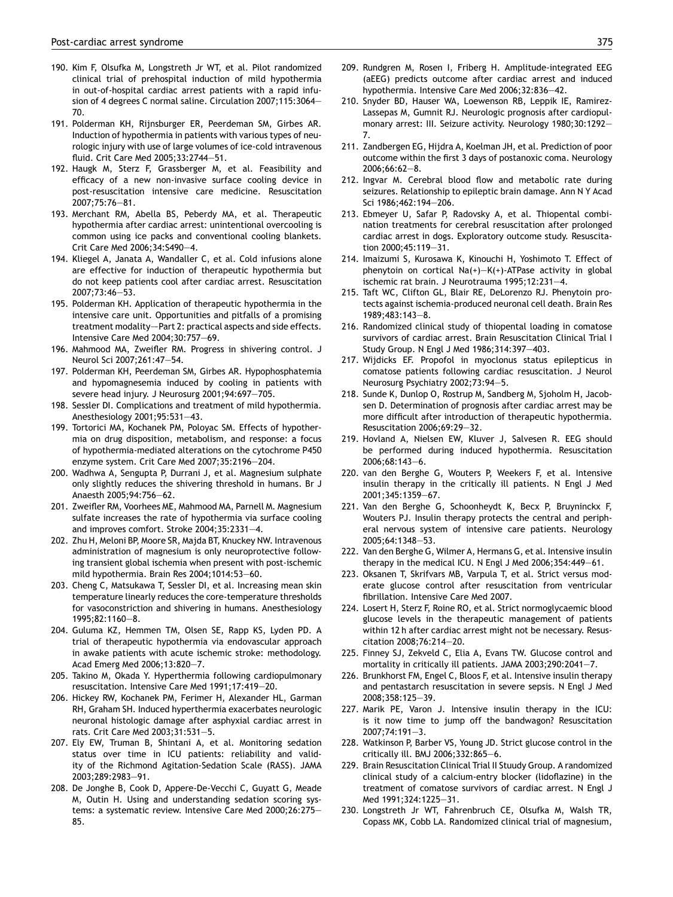190. Kim F, Olsufka M, Longstreth Jr WT, et al. Pilot randomized clinical trial of prehospital induction of mild hypothermia in out-of-hospital cardiac arrest patients with a rapid infusion of 4 degrees C normal saline. Circulation 2007;115:3064—70.
191. Polderman KH, Rijnsburger ER, Peerdeman SM, Girbes AR. Induction of hypothermia in patients with various types of neurologic injury with use of large volumes of ice-cold intravenous fluid. Crit Care Med 2005;33:2744—51.
192. Haugk M, Sterz F, Grassberger M, et al. Feasibility and efficacy of a new non-invasive surface cooling device in post-resuscitation intensive care medicine. Resuscitation 2007;75:76—81.
193. Merchant RM, Abella BS, Peberdy MA, et al. Therapeutic hypothermia after cardiac arrest: unintentional overcooling is common using ice packs and conventional cooling blankets. Crit Care Med 2006;34:S490—4.
194. Kliegel A, Janata A, Wandaller C, et al. Cold infusions alone are effective for induction of therapeutic hypothermia but do not keep patients cool after cardiac arrest. Resuscitation 2007;73:46—53.
195. Polderman KH. Application of therapeutic hypothermia in the intensive care unit. Opportunities and pitfalls of a promising treatment modality—Part 2: practical aspects and side effects. Intensive Care Med 2004;30:757—69.
196. Mahmood MA, Zweifler RM. Progress in shivering control. J Neurol Sci 2007;261:47—54.
197. Polderman KH, Peerdeman SM, Girbes AR. Hypophosphatemia and hypomagnesemia induced by cooling in patients with severe head injury. J Neurosurg 2001;94:697—705.
198. Sessler DI. Complications and treatment of mild hypothermia. Anesthesiology 2001;95:531—43.
199. Tortorici MA, Kochanek PM, Poloyac SM. Effects of hypothermia on drug disposition, metabolism, and response: a focus of hypothermia-mediated alterations on the cytochrome P450 enzyme system. Crit Care Med 2007;35:2196—204.
200. Wadhwa A, Sengupta P, Durrani J, et al. Magnesium sulphate only slightly reduces the shivering threshold in humans. Br J Anaesth 2005;94:756—62.
201. Zweifler RM, Voorhees ME, Mahmood MA, Parnell M. Magnesium sulfate increases the rate of hypothermia via surface cooling and improves comfort. Stroke 2004;35:2331—4.
202. Zhu H, Meloni BP, Moore SR, Majda BT, Knuckey NW. Intravenous administration of magnesium is only neuroprotective following transient global ischemia when present with post-ischemic mild hypothermia. Brain Res 2004;1014:53—60.
203. Cheng C, Matsukawa T, Sessler DI, et al. Increasing mean skin temperature linearly reduces the core-temperature thresholds for vasoconstriction and shivering in humans. Anesthesiology 1995;82:1160—8.
204. Guluma KZ, Hemmen TM, Olsen SE, Rapp KS, Lyden PD. A trial of therapeutic hypothermia via endovascular approach in awake patients with acute ischemic stroke: methodology. Acad Emerg Med 2006;13:820—7.
205. Takino M, Okada Y. Hyperthermia following cardiopulmonary resuscitation. Intensive Care Med 1991;17:419—20.
206. Hickey RW, Kochanek PM, Ferimer H, Alexander HL, Garman RH, Graham SH. Induced hyperthermia exacerbates neurologic neuronal histologic damage after asphyxial cardiac arrest in rats. Crit Care Med 2003;31:531—5.
207. Ely EW, Truman B, Shintani A, et al. Monitoring sedation status over time in ICU patients: reliability and validity of the Richmond Agitation-Sedation Scale (RASS). JAMA 2003;289:2983—91.
208. De Jonghe B, Cook D, Appere-De-Vecchi C, Guyatt G, Meade M, Outin H. Using and understanding sedation scoring systems: a systematic review. Intensive Care Med 2000;26:275—85.
209. Rundgren M, Rosen I, Friberg H. Amplitude-integrated EEG (aEEG) predicts outcome after cardiac arrest and induced hypothermia. Intensive Care Med 2006;32:836—42.
210. Snyder BD, Hauser WA, Loewenson RB, Leppik IE, Ramirez-Lassepas M, Gumnit RJ. Neurologic prognosis after cardiopulmonary arrest: III. Seizure activity. Neurology 1980;30:1292—7.
211. Zandbergen EG, Hijdra A, Koelman JH, et al. Prediction of poor outcome within the first 3 days of postanoxic coma. Neurology 2006;66:62—8.
212. Ingvar M. Cerebral blood flow and metabolic rate during seizures. Relationship to epileptic brain damage. Ann N Y Acad Sci 1986;462:194—206.
213. Ebmeyer U, Safar P, Radovsky A, et al. Thiopental combination treatments for cerebral resuscitation after prolonged cardiac arrest in dogs. Exploratory outcome study. Resuscitation 2000;45:119—31.
214. Imaizumi S, Kurosawa K, Kinouchi H, Yoshimoto T. Effect of phenytoin on cortical Na(+)—K(+)-ATPase activity in global ischemic rat brain. J Neurotrauma 1995;12:231—4.
215. Taft WC, Clifton GL, Blair RE, DeLorenzo RJ. Phenytoin protects against ischemia-produced neuronal cell death. Brain Res 1989;483:143—8.
216. Randomized clinical study of thiopental loading in comatose survivors of cardiac arrest. Brain Resuscitation Clinical Trial I Study Group. N Engl J Med 1986;314:397—403.
217. Wijdicks EF. Propofol in myoclonus status epilepticus in comatose patients following cardiac resuscitation. J Neurol Neurosurg Psychiatry 2002;73:94—5.
218. Sunde K, Dunlop O, Rostrup M, Sandberg M, Sjoholm H, Jacobsen D. Determination of prognosis after cardiac arrest may be more difficult after introduction of therapeutic hypothermia. Resuscitation 2006;69:29—32.
219. Hovland A, Nielsen EW, Kluver J, Salvesen R. EEG should be performed during induced hypothermia. Resuscitation 2006;68:143—6.
220. van den Berghe G, Wouters P, Weekers F, et al. Intensive insulin therapy in the critically ill patients. N Engl J Med 2001;345:1359—67.
221. Van den Berghe G, Schoonheydt K, Becx P, Bruyninckx F, Wouters PJ. Insulin therapy protects the central and peripheral nervous system of intensive care patients. Neurology 2005;64:1348—53.
222. Van den Berghe G, Wilmer A, Hermans G, et al. Intensive insulin therapy in the medical ICU. N Engl J Med 2006;354:449—61.
223. Oksanen T, Skrifvars MB, Varpula T, et al. Strict versus moderate glucose control after resuscitation from ventricular fibrillation. Intensive Care Med 2007.
224. Losert H, Sterz F, Roine RO, et al. Strict normoglycaemic blood glucose levels in the therapeutic management of patients within 12 h after cardiac arrest might not be necessary. Resuscitation 2008;76:214—20.
225. Finney SJ, Zekveld C, Elia A, Evans TW. Glucose control and mortality in critically ill patients. JAMA 2003;290:2041—7.
226. Brunkhorst FM, Engel C, Bloos F, et al. Intensive insulin therapy and pentastarch resuscitation in severe sepsis. N Engl J Med 2008;358:125—39.
227. Marik PE, Varon J. Intensive insulin therapy in the ICU: is it now time to jump off the bandwagon? Resuscitation 2007;74:191—3.
228. Watkinson P, Barber VS, Young JD. Strict glucose control in the critically ill. BMJ 2006;332:865—6.
229. Brain Resuscitation Clinical Trial II Stuudy Group. A randomized clinical study of a calcium-entry blocker (lidoflazine) in the treatment of comatose survivors of cardiac arrest. N Engl J Med 1991;324:1225—31.
230. Longstreth Jr WT, Fahrenbruch CE, Olsufka M, Walsh TR, Copass MK, Cobb LA. Randomized clinical trial of magnesium,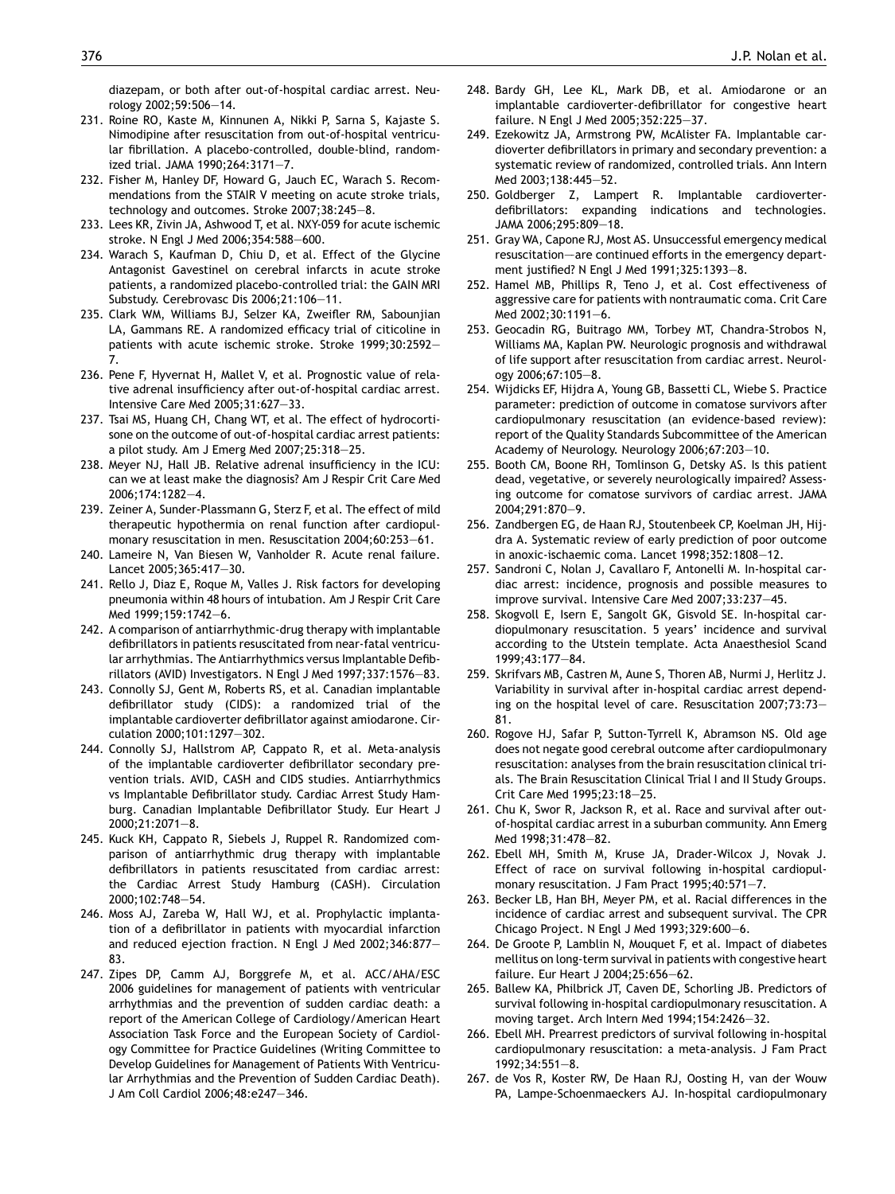diazepam, or both after out-of-hospital cardiac arrest. Neurology 2002;59:506—14.

231. Roine RO, Kaste M, Kinnunen A, Nikki P, Sarna S, Kajaste S. Nimodipine after resuscitation from out-of-hospital ventricular fibrillation. A placebo-controlled, double-blind, randomized trial. JAMA 1990;264:3171—7.
232. Fisher M, Hanley DF, Howard G, Jauch EC, Warach S. Recommendations from the STAIR V meeting on acute stroke trials, technology and outcomes. Stroke 2007;38:245—8.
233. Lees KR, Zivin JA, Ashwood T, et al. NXY-059 for acute ischemic stroke. N Engl J Med 2006;354:588—600.
234. Warach S, Kaufman D, Chiu D, et al. Effect of the Glycine Antagonist Gavestinel on cerebral infarcts in acute stroke patients, a randomized placebo-controlled trial: the GAIN MRI Substudy. Cerebrovasc Dis 2006;21:106—11.
235. Clark WM, Williams BJ, Selzer KA, Zweifler RM, Sabounjian LA, Gammans RE. A randomized efficacy trial of citicoline in patients with acute ischemic stroke. Stroke 1999;30:2592—7.
236. Pene F, Hyvernat H, Mallet V, et al. Prognostic value of relative adrenal insufficiency after out-of-hospital cardiac arrest. Intensive Care Med 2005;31:627—33.
237. Tsai MS, Huang CH, Chang WT, et al. The effect of hydrocortisone on the outcome of out-of-hospital cardiac arrest patients: a pilot study. Am J Emerg Med 2007;25:318—25.
238. Meyer NJ, Hall JB. Relative adrenal insufficiency in the ICU: can we at least make the diagnosis? Am J Respir Crit Care Med 2006;174:1282—4.
239. Zeiner A, Sunder-Plassmann G, Sterz F, et al. The effect of mild therapeutic hypothermia on renal function after cardiopulmonary resuscitation in men. Resuscitation 2004;60:253—61.
240. Lameire N, Van Biesen W, Vanholder R. Acute renal failure. Lancet 2005;365:417—30.
241. Rello J, Diaz E, Roque M, Valles J. Risk factors for developing pneumonia within 48 hours of intubation. Am J Respir Crit Care Med 1999;159:1742—6.
242. A comparison of antiarrhythmic-drug therapy with implantable defibrillators in patients resuscitated from near-fatal ventricular arrhythmias. The Antiarrhythmics versus Implantable Defibrillators (AVID) Investigators. N Engl J Med 1997;337:1576—83.
243. Connolly SJ, Gent M, Roberts RS, et al. Canadian implantable defibrillator study (CIDS): a randomized trial of the implantable cardioverter defibrillator against amiodarone. Circulation 2000;101:1297—302.
244. Connolly SJ, Hallstrom AP, Cappato R, et al. Meta-analysis of the implantable cardioverter defibrillator secondary prevention trials. AVID, CASH and CIDS studies. Antiarrhythmics vs Implantable Defibrillator study. Cardiac Arrest Study Hamburg. Canadian Implantable Defibrillator Study. Eur Heart J 2000;21:2071—8.
245. Kuck KH, Cappato R, Siebels J, Ruppel R. Randomized comparison of antiarrhythmic drug therapy with implantable defibrillators in patients resuscitated from cardiac arrest: the Cardiac Arrest Study Hamburg (CASH). Circulation 2000;102:748—54.
246. Moss AJ, Zareba W, Hall WJ, et al. Prophylactic implantation of a defibrillator in patients with myocardial infarction and reduced ejection fraction. N Engl J Med 2002;346:877—83.
247. Zipes DP, Camm AJ, Borggrefe M, et al. ACC/AHA/ESC 2006 guidelines for management of patients with ventricular arrhythmias and the prevention of sudden cardiac death: a report of the American College of Cardiology/American Heart Association Task Force and the European Society of Cardiology Committee for Practice Guidelines (Writing Committee to Develop Guidelines for Management of Patients With Ventricular Arrhythmias and the Prevention of Sudden Cardiac Death). J Am Coll Cardiol 2006;48:e247—346.
248. Bardy GH, Lee KL, Mark DB, et al. Amiodarone or an implantable cardioverter-defibrillator for congestive heart failure. N Engl J Med 2005;352:225—37.
249. Ezekowitz JA, Armstrong PW, McAlister FA. Implantable cardioverter defibrillators in primary and secondary prevention: a systematic review of randomized, controlled trials. Ann Intern Med 2003;138:445—52.
250. Goldberger Z, Lampert R. Implantable cardioverter-defibrillators: expanding indications and technologies. JAMA 2006;295:809—18.
251. Gray WA, Capone RJ, Most AS. Unsuccessful emergency medical resuscitation—are continued efforts in the emergency department justified? N Engl J Med 1991;325:1393—8.
252. Hamel MB, Phillips R, Teno J, et al. Cost effectiveness of aggressive care for patients with nontraumatic coma. Crit Care Med 2002;30:1191—6.
253. Geocadin RG, Buitrago MM, Torbey MT, Chandra-Strobos N, Williams MA, Kaplan PW. Neurologic prognosis and withdrawal of life support after resuscitation from cardiac arrest. Neurology 2006;67:105—8.
254. Wijdicks EF, Hijdra A, Young GB, Bassetti CL, Wiebe S. Practice parameter: prediction of outcome in comatose survivors after cardiopulmonary resuscitation (an evidence-based review): report of the Quality Standards Subcommittee of the American Academy of Neurology. Neurology 2006;67:203—10.
255. Booth CM, Boone RH, Tomlinson G, Detsky AS. Is this patient dead, vegetative, or severely neurologically impaired? Assessing outcome for comatose survivors of cardiac arrest. JAMA 2004;291:870—9.
256. Zandbergen EG, de Haan RJ, Stoutenbeek CP, Koelman JH, Hijdra A. Systematic review of early prediction of poor outcome in anoxic-ischaemic coma. Lancet 1998;352:1808—12.
257. Sandroni C, Nolan J, Cavallaro F, Antonelli M. In-hospital cardiac arrest: incidence, prognosis and possible measures to improve survival. Intensive Care Med 2007;33:237—45.
258. Skogvoll E, Isern E, Sangolt GK, Gisvold SE. In-hospital cardiopulmonary resuscitation. 5 years' incidence and survival according to the Utstein template. Acta Anaesthesiol Scand 1999;43:177—84.
259. Skrifvars MB, Castren M, Aune S, Thoren AB, Nurmi J, Herlitz J. Variability in survival after in-hospital cardiac arrest depending on the hospital level of care. Resuscitation 2007;73:73—81.
260. Rogove HJ, Safar P, Sutton-Tyrrell K, Abramson NS. Old age does not negate good cerebral outcome after cardiopulmonary resuscitation: analyses from the brain resuscitation clinical trials. The Brain Resuscitation Clinical Trial I and II Study Groups. Crit Care Med 1995;23:18—25.
261. Chu K, Swor R, Jackson R, et al. Race and survival after out-of-hospital cardiac arrest in a suburban community. Ann Emerg Med 1998;31:478—82.
262. Ebell MH, Smith M, Kruse JA, Drader-Wilcox J, Novak J. Effect of race on survival following in-hospital cardiopulmonary resuscitation. J Fam Pract 1995;40:571—7.
263. Becker LB, Han BH, Meyer PM, et al. Racial differences in the incidence of cardiac arrest and subsequent survival. The CPR Chicago Project. N Engl J Med 1993;329:600—6.
264. De Groote P, Lamblin N, Mouquet F, et al. Impact of diabetes mellitus on long-term survival in patients with congestive heart failure. Eur Heart J 2004;25:656—62.
265. Ballew KA, Philbrick JT, Caven DE, Schorling JB. Predictors of survival following in-hospital cardiopulmonary resuscitation. A moving target. Arch Intern Med 1994;154:2426—32.
266. Ebell MH. Prearrest predictors of survival following in-hospital cardiopulmonary resuscitation: a meta-analysis. J Fam Pract 1992;34:551—8.
267. de Vos R, Koster RW, De Haan RJ, Oosting H, van der Wouw PA, Lampe-Schoenmaeckers AJ. In-hospital cardiopulmonary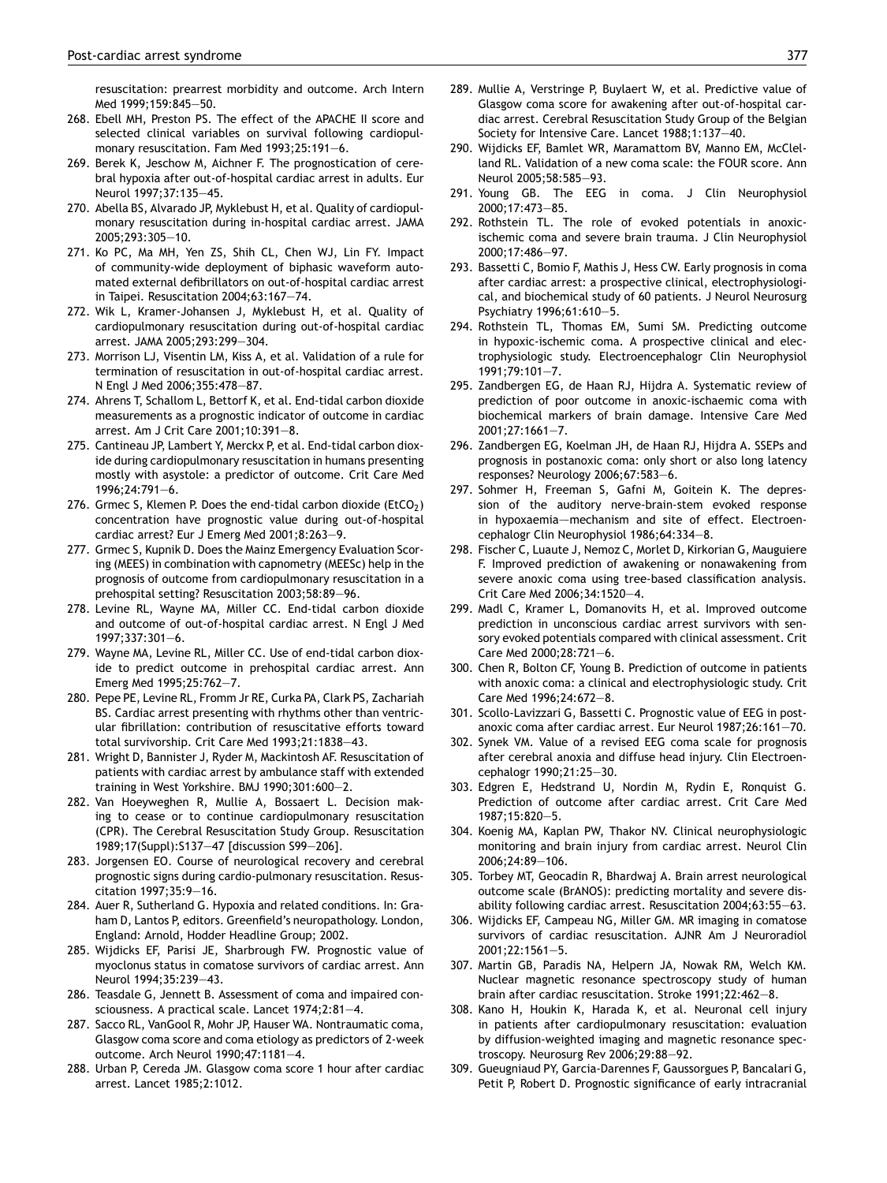resuscitation: prearrest morbidity and outcome. Arch Intern Med 1999;159:845—50.

268. Ebell MH, Preston PS. The effect of the APACHE II score and selected clinical variables on survival following cardiopulmonary resuscitation. Fam Med 1993;25:191—6.
269. Berek K, Jeschow M, Aichner F. The prognostication of cerebral hypoxia after out-of-hospital cardiac arrest in adults. Eur Neurol 1997;37:135—45.
270. Abella BS, Alvarado JP, Myklebust H, et al. Quality of cardiopulmonary resuscitation during in-hospital cardiac arrest. JAMA 2005;293:305—10.
271. Ko PC, Ma MH, Yen ZS, Shih CL, Chen WJ, Lin FY. Impact of community-wide deployment of biphasic waveform automated external defibrillators on out-of-hospital cardiac arrest in Taipei. Resuscitation 2004;63:167—74.
272. Wik L, Kramer-Johansen J, Myklebust H, et al. Quality of cardiopulmonary resuscitation during out-of-hospital cardiac arrest. JAMA 2005;293:299—304.
273. Morrison LJ, Visentin LM, Kiss A, et al. Validation of a rule for termination of resuscitation in out-of-hospital cardiac arrest. N Engl J Med 2006;355:478—87.
274. Ahrens T, Schallom L, Bettorf K, et al. End-tidal carbon dioxide measurements as a prognostic indicator of outcome in cardiac arrest. Am J Crit Care 2001;10:391—8.
275. Cantineau JP, Lambert Y, Merckx P, et al. End-tidal carbon dioxide during cardiopulmonary resuscitation in humans presenting mostly with asystole: a predictor of outcome. Crit Care Med 1996;24:791—6.
276. Grmec S, Klemen P. Does the end-tidal carbon dioxide ($EtCO_2$) concentration have prognostic value during out-of-hospital cardiac arrest? Eur J Emerg Med 2001;8:263—9.
277. Grmec S, Kupnik D. Does the Mainz Emergency Evaluation Scoring (MEES) in combination with capnometry (MEESc) help in the prognosis of outcome from cardiopulmonary resuscitation in a prehospital setting? Resuscitation 2003;58:89—96.
278. Levine RL, Wayne MA, Miller CC. End-tidal carbon dioxide and outcome of out-of-hospital cardiac arrest. N Engl J Med 1997;337:301—6.
279. Wayne MA, Levine RL, Miller CC. Use of end-tidal carbon dioxide to predict outcome in prehospital cardiac arrest. Ann Emerg Med 1995;25:762—7.
280. Pepe PE, Levine RL, Fromm Jr RE, Curka PA, Clark PS, Zachariah BS. Cardiac arrest presenting with rhythms other than ventricular fibrillation: contribution of resuscitative efforts toward total survivorship. Crit Care Med 1993;21:1838—43.
281. Wright D, Bannister J, Ryder M, Mackintosh AF. Resuscitation of patients with cardiac arrest by ambulance staff with extended training in West Yorkshire. BMJ 1990;301:600—2.
282. Van Hoeyweghen R, Mullie A, Bossaert L. Decision making to cease or to continue cardiopulmonary resuscitation (CPR). The Cerebral Resuscitation Study Group. Resuscitation 1989;17(Suppl):S137—47 [discussion S99—206].
283. Jorgensen EO. Course of neurological recovery and cerebral prognostic signs during cardio-pulmonary resuscitation. Resuscitation 1997;35:9—16.
284. Auer R, Sutherland G. Hypoxia and related conditions. In: Graham D, Lantos P, editors. Greenfield's neuropathology. London, England: Arnold, Hodder Headline Group; 2002.
285. Wijdicks EF, Parisi JE, Sharbrough FW. Prognostic value of myoclonus status in comatose survivors of cardiac arrest. Ann Neurol 1994;35:239—43.
286. Teasdale G, Jennett B. Assessment of coma and impaired consciousness. A practical scale. Lancet 1974;2:81—4.
287. Sacco RL, VanGool R, Mohr JP, Hauser WA. Nontraumatic coma, Glasgow coma score and coma etiology as predictors of 2-week outcome. Arch Neurol 1990;47:1181—4.
288. Urban P, Cereda JM. Glasgow coma score 1 hour after cardiac arrest. Lancet 1985;2:1012.
289. Mullie A, Verstringe P, Buylaert W, et al. Predictive value of Glasgow coma score for awakening after out-of-hospital cardiac arrest. Cerebral Resuscitation Study Group of the Belgian Society for Intensive Care. Lancet 1988;1:137—40.
290. Wijdicks EF, Bamlet WR, Maramattom BV, Manno EM, McClelland RL. Validation of a new coma scale: the FOUR score. Ann Neurol 2005;58:585—93.
291. Young GB. The EEG in coma. J Clin Neurophysiol 2000;17:473—85.
292. Rothstein TL. The role of evoked potentials in anoxic-ischemic coma and severe brain trauma. J Clin Neurophysiol 2000;17:486—97.
293. Bassetti C, Bomio F, Mathis J, Hess CW. Early prognosis in coma after cardiac arrest: a prospective clinical, electrophysiological, and biochemical study of 60 patients. J Neurol Neurosurg Psychiatry 1996;61:610—5.
294. Rothstein TL, Thomas EM, Sumi SM. Predicting outcome in hypoxic-ischemic coma. A prospective clinical and electrophysiologic study. Electroencephalogr Clin Neurophysiol 1991;79:101—7.
295. Zandbergen EG, de Haan RJ, Hijdra A. Systematic review of prediction of poor outcome in anoxic-ischaemic coma with biochemical markers of brain damage. Intensive Care Med 2001;27:1661—7.
296. Zandbergen EG, Koelman JH, de Haan RJ, Hijdra A. SSEPs and prognosis in postanoxic coma: only short or also long latency responses? Neurology 2006;67:583—6.
297. Sohmer H, Freeman S, Gafni M, Goitein K. The depression of the auditory nerve-brain-stem evoked response in hypoxaemia—mechanism and site of effect. Electroencephalogr Clin Neurophysiol 1986;64:334—8.
298. Fischer C, Luaute J, Nemoz C, Morlet D, Kirkorian G, Mauguiere F. Improved prediction of awakening or nonawakening from severe anoxic coma using tree-based classification analysis. Crit Care Med 2006;34:1520—4.
299. Madl C, Kramer L, Domanovits H, et al. Improved outcome prediction in unconscious cardiac arrest survivors with sensory evoked potentials compared with clinical assessment. Crit Care Med 2000;28:721—6.
300. Chen R, Bolton CF, Young B. Prediction of outcome in patients with anoxic coma: a clinical and electrophysiologic study. Crit Care Med 1996;24:672—8.
301. Scollo-Lavizzari G, Bassetti C. Prognostic value of EEG in post-anoxic coma after cardiac arrest. Eur Neurol 1987;26:161—70.
302. Synek VM. Value of a revised EEG coma scale for prognosis after cerebral anoxia and diffuse head injury. Clin Electroencephalogr 1990;21:25—30.
303. Edgren E, Hedstrand U, Nordin M, Rydin E, Ronquist G. Prediction of outcome after cardiac arrest. Crit Care Med 1987;15:820—5.
304. Koenig MA, Kaplan PW, Thakor NV. Clinical neurophysiologic monitoring and brain injury from cardiac arrest. Neurol Clin 2006;24:89—106.
305. Torbey MT, Geocadin R, Bhardwaj A. Brain arrest neurological outcome scale (BrANOS): predicting mortality and severe disability following cardiac arrest. Resuscitation 2004;63:55—63.
306. Wijdicks EF, Campeau NG, Miller GM. MR imaging in comatose survivors of cardiac resuscitation. AJNR Am J Neuroradiol 2001;22:1561—5.
307. Martin GB, Paradis NA, Helpern JA, Nowak RM, Welch KM. Nuclear magnetic resonance spectroscopy study of human brain after cardiac resuscitation. Stroke 1991;22:462—8.
308. Kano H, Houkin K, Harada K, et al. Neuronal cell injury in patients after cardiopulmonary resuscitation: evaluation by diffusion-weighted imaging and magnetic resonance spectroscopy. Neurosurg Rev 2006;29:88—92.
309. Gueugniaud PY, Garcia-Darennes F, Gaussorgues P, Bancalari G, Petit P, Robert D. Prognostic significance of early intracranial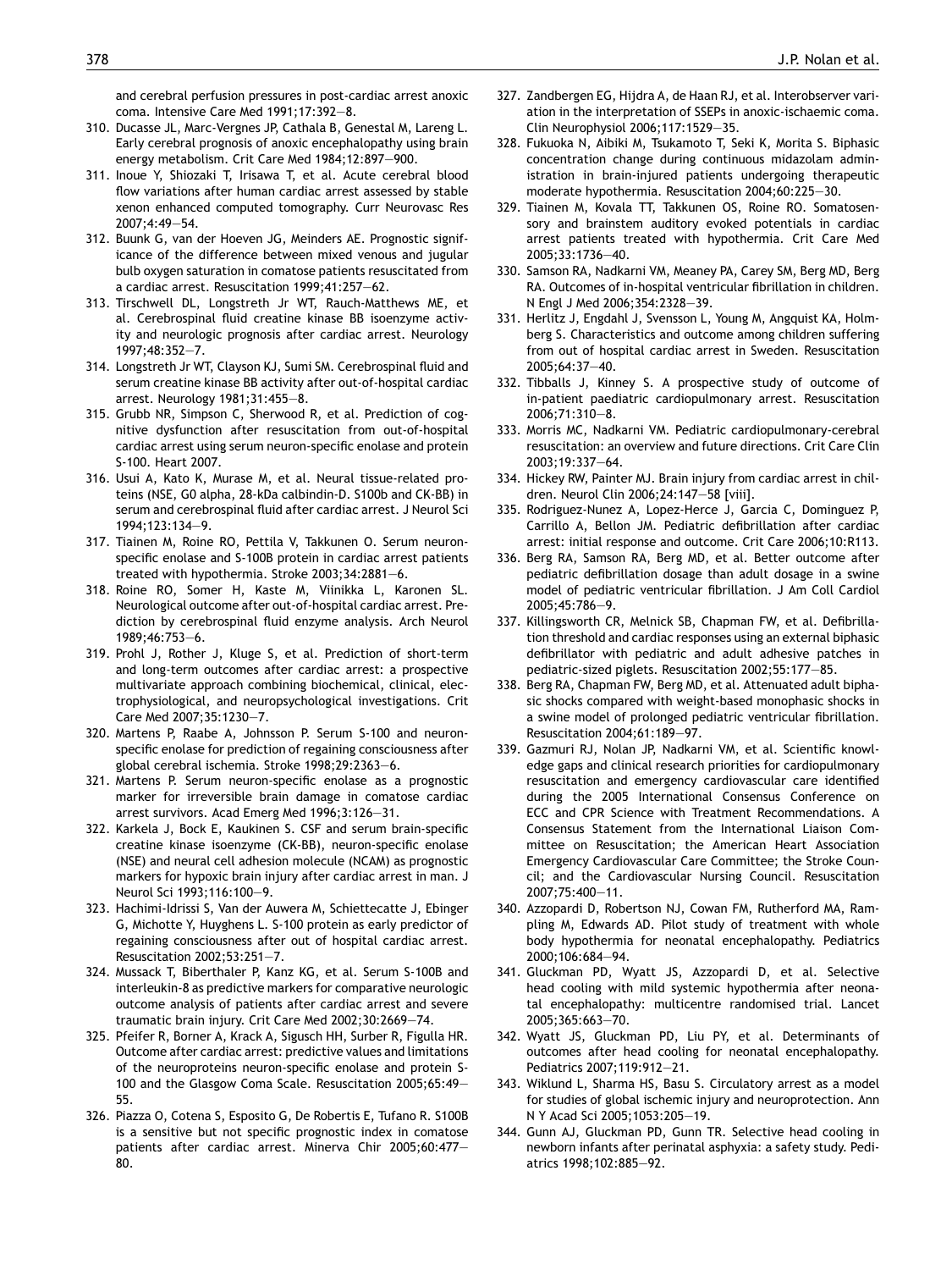and cerebral perfusion pressures in post-cardiac arrest anoxic coma. Intensive Care Med 1991;17:392—8.

310. Ducasse JL, Marc-Vergnes JP, Cathala B, Genestal M, Lareng L. Early cerebral prognosis of anoxic encephalopathy using brain energy metabolism. Crit Care Med 1984;12:897—900.
311. Inoue Y, Shiozaki T, Irisawa T, et al. Acute cerebral blood flow variations after human cardiac arrest assessed by stable xenon enhanced computed tomography. Curr Neurovasc Res 2007;4:49—54.
312. Buunk G, van der Hoeven JG, Meinders AE. Prognostic significance of the difference between mixed venous and jugular bulb oxygen saturation in comatose patients resuscitated from a cardiac arrest. Resuscitation 1999;41:257—62.
313. Tirschwell DL, Longstreth Jr WT, Rauch-Matthews ME, et al. Cerebrospinal fluid creatine kinase BB isoenzyme activity and neurologic prognosis after cardiac arrest. Neurology 1997;48:352—7.
314. Longstreth Jr WT, Clayson KJ, Sumi SM. Cerebrospinal fluid and serum creatine kinase BB activity after out-of-hospital cardiac arrest. Neurology 1981;31:455—8.
315. Grubb NR, Simpson C, Sherwood R, et al. Prediction of cognitive dysfunction after resuscitation from out-of-hospital cardiac arrest using serum neuron-specific enolase and protein S-100. Heart 2007.
316. Usui A, Kato K, Murase M, et al. Neural tissue-related proteins (NSE, G0 alpha, 28-kDa calbindin-D. S100b and CK-BB) in serum and cerebrospinal fluid after cardiac arrest. J Neurol Sci 1994;123:134—9.
317. Tiainen M, Roine RO, Pettila V, Takkunen O. Serum neuron-specific enolase and S-100B protein in cardiac arrest patients treated with hypothermia. Stroke 2003;34:2881—6.
318. Roine RO, Somer H, Kaste M, Viinikka L, Karonen SL. Neurological outcome after out-of-hospital cardiac arrest. Prediction by cerebrospinal fluid enzyme analysis. Arch Neurol 1989;46:753—6.
319. Prohl J, Rother J, Kluge S, et al. Prediction of short-term and long-term outcomes after cardiac arrest: a prospective multivariate approach combining biochemical, clinical, electrophysiological, and neuropsychological investigations. Crit Care Med 2007;35:1230—7.
320. Martens P, Raabe A, Johnsson P. Serum S-100 and neuron-specific enolase for prediction of regaining consciousness after global cerebral ischemia. Stroke 1998;29:2363—6.
321. Martens P. Serum neuron-specific enolase as a prognostic marker for irreversible brain damage in comatose cardiac arrest survivors. Acad Emerg Med 1996;3:126—31.
322. Karkela J, Bock E, Kaukinen S. CSF and serum brain-specific creatine kinase isoenzyme (CK-BB), neuron-specific enolase (NSE) and neural cell adhesion molecule (NCAM) as prognostic markers for hypoxic brain injury after cardiac arrest in man. J Neurol Sci 1993;116:100—9.
323. Hachimi-Idrissi S, Van der Auwera M, Schiettecatte J, Ebinger G, Michotte Y, Huyghens L. S-100 protein as early predictor of regaining consciousness after out of hospital cardiac arrest. Resuscitation 2002;53:251—7.
324. Mussack T, Biberthaler P, Kanz KG, et al. Serum S-100B and interleukin-8 as predictive markers for comparative neurologic outcome analysis of patients after cardiac arrest and severe traumatic brain injury. Crit Care Med 2002;30:2669—74.
325. Pfeifer R, Borner A, Krack A, Sigusch HH, Surber R, Figulla HR. Outcome after cardiac arrest: predictive values and limitations of the neuroproteins neuron-specific enolase and protein S-100 and the Glasgow Coma Scale. Resuscitation 2005;65:49—55.
326. Piazza O, Cotena S, Esposito G, De Robertis E, Tufano R. S100B is a sensitive but not specific prognostic index in comatose patients after cardiac arrest. Minerva Chir 2005;60:477—80.
327. Zandbergen EG, Hijdra A, de Haan RJ, et al. Interobserver variation in the interpretation of SSEPs in anoxic-ischaemic coma. Clin Neurophysiol 2006;117:1529—35.
328. Fukuoka N, Aibiki M, Tsukamoto T, Seki K, Morita S. Biphasic concentration change during continuous midazolam administration in brain-injured patients undergoing therapeutic moderate hypothermia. Resuscitation 2004;60:225—30.
329. Tiainen M, Kovala TT, Takkunen OS, Roine RO. Somatosensory and brainstem auditory evoked potentials in cardiac arrest patients treated with hypothermia. Crit Care Med 2005;33:1736—40.
330. Samson RA, Nadkarni VM, Meaney PA, Carey SM, Berg MD, Berg RA. Outcomes of in-hospital ventricular fibrillation in children. N Engl J Med 2006;354:2328—39.
331. Herlitz J, Engdahl J, Svensson L, Young M, Angquist KA, Holmberg S. Characteristics and outcome among children suffering from out of hospital cardiac arrest in Sweden. Resuscitation 2005;64:37—40.
332. Tibballs J, Kinney S. A prospective study of outcome of in-patient paediatric cardiopulmonary arrest. Resuscitation 2006;71:310—8.
333. Morris MC, Nadkarni VM. Pediatric cardiopulmonary-cerebral resuscitation: an overview and future directions. Crit Care Clin 2003;19:337—64.
334. Hickey RW, Painter MJ. Brain injury from cardiac arrest in children. Neurol Clin 2006;24:147—58 [viii].
335. Rodriguez-Nunez A, Lopez-Herce J, Garcia C, Dominguez P, Carrillo A, Bellon JM. Pediatric defibrillation after cardiac arrest: initial response and outcome. Crit Care 2006;10:R113.
336. Berg RA, Samson RA, Berg MD, et al. Better outcome after pediatric defibrillation dosage than adult dosage in a swine model of pediatric ventricular fibrillation. J Am Coll Cardiol 2005;45:786—9.
337. Killingsworth CR, Melnick SB, Chapman FW, et al. Defibrillation threshold and cardiac responses using an external biphasic defibrillator with pediatric and adult adhesive patches in pediatric-sized piglets. Resuscitation 2002;55:177—85.
338. Berg RA, Chapman FW, Berg MD, et al. Attenuated adult biphasic shocks compared with weight-based monophasic shocks in a swine model of prolonged pediatric ventricular fibrillation. Resuscitation 2004;61:189—97.
339. Gazmuri RJ, Nolan JP, Nadkarni VM, et al. Scientific knowledge gaps and clinical research priorities for cardiopulmonary resuscitation and emergency cardiovascular care identified during the 2005 International Consensus Conference on ECC and CPR Science with Treatment Recommendations. A Consensus Statement from the International Liaison Committee on Resuscitation; the American Heart Association Emergency Cardiovascular Care Committee; the Stroke Council; and the Cardiovascular Nursing Council. Resuscitation 2007;75:400—11.
340. Azzopardi D, Robertson NJ, Cowan FM, Rutherford MA, Rampling M, Edwards AD. Pilot study of treatment with whole body hypothermia for neonatal encephalopathy. Pediatrics 2000;106:684—94.
341. Gluckman PD, Wyatt JS, Azzopardi D, et al. Selective head cooling with mild systemic hypothermia after neonatal encephalopathy: multicentre randomised trial. Lancet 2005;365:663—70.
342. Wyatt JS, Gluckman PD, Liu PY, et al. Determinants of outcomes after head cooling for neonatal encephalopathy. Pediatrics 2007;119:912—21.
343. Wiklund L, Sharma HS, Basu S. Circulatory arrest as a model for studies of global ischemic injury and neuroprotection. Ann N Y Acad Sci 2005;1053:205—19.
344. Gunn AJ, Gluckman PD, Gunn TR. Selective head cooling in newborn infants after perinatal asphyxia: a safety study. Pediatrics 1998;102:885—92.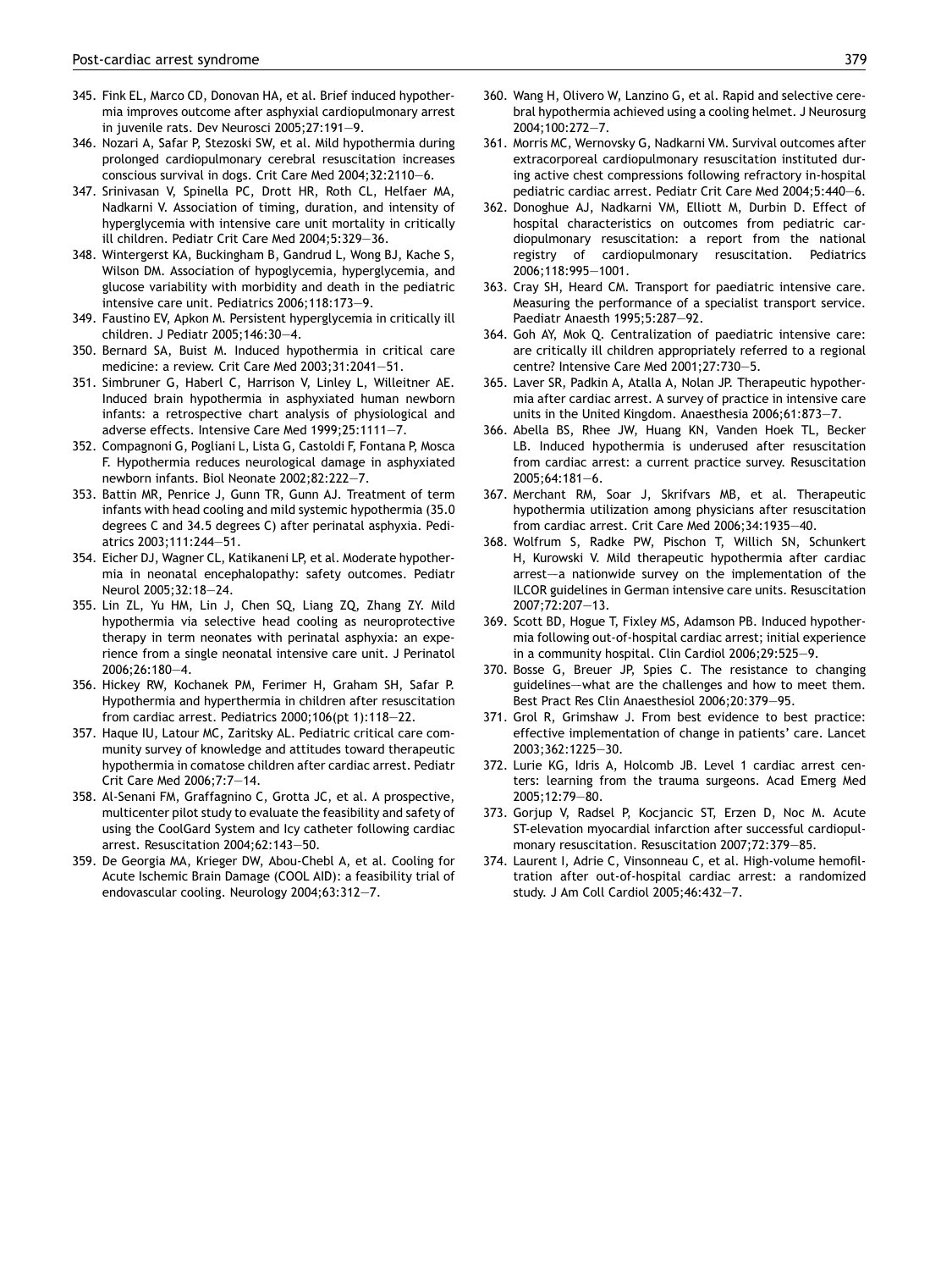345. Fink EL, Marco CD, Donovan HA, et al. Brief induced hypothermia improves outcome after asphyxial cardiopulmonary arrest in juvenile rats. Dev Neurosci 2005;27:191—9.
346. Nozari A, Safar P, Stezoski SW, et al. Mild hypothermia during prolonged cardiopulmonary cerebral resuscitation increases conscious survival in dogs. Crit Care Med 2004;32:2110—6.
347. Srinivasan V, Spinella PC, Drott HR, Roth CL, Helfaer MA, Nadkarni V. Association of timing, duration, and intensity of hyperglycemia with intensive care unit mortality in critically ill children. Pediatr Crit Care Med 2004;5:329—36.
348. Wintergerst KA, Buckingham B, Gandrud L, Wong BJ, Kache S, Wilson DM. Association of hypoglycemia, hyperglycemia, and glucose variability with morbidity and death in the pediatric intensive care unit. Pediatrics 2006;118:173—9.
349. Faustino EV, Apkon M. Persistent hyperglycemia in critically ill children. J Pediatr 2005;146:30—4.
350. Bernard SA, Buist M. Induced hypothermia in critical care medicine: a review. Crit Care Med 2003;31:2041—51.
351. Simbruner G, Haberl C, Harrison V, Linley L, Willeitner AE. Induced brain hypothermia in asphyxiated human newborn infants: a retrospective chart analysis of physiological and adverse effects. Intensive Care Med 1999;25:1111—7.
352. Compagnoni G, Pogliani L, Lista G, Castoldi F, Fontana P, Mosca F. Hypothermia reduces neurological damage in asphyxiated newborn infants. Biol Neonate 2002;82:222—7.
353. Battin MR, Penrice J, Gunn TR, Gunn AJ. Treatment of term infants with head cooling and mild systemic hypothermia (35.0 degrees C and 34.5 degrees C) after perinatal asphyxia. Pediatrics 2003;111:244—51.
354. Eicher DJ, Wagner CL, Katikaneni LP, et al. Moderate hypothermia in neonatal encephalopathy: safety outcomes. Pediatr Neurol 2005;32:18—24.
355. Lin ZL, Yu HM, Lin J, Chen SQ, Liang ZQ, Zhang ZY. Mild hypothermia via selective head cooling as neuroprotective therapy in term neonates with perinatal asphyxia: an experience from a single neonatal intensive care unit. J Perinatol 2006;26:180—4.
356. Hickey RW, Kochanek PM, Ferimer H, Graham SH, Safar P. Hypothermia and hyperthermia in children after resuscitation from cardiac arrest. Pediatrics 2000;106(pt 1):118—22.
357. Haque IU, Latour MC, Zaritsky AL. Pediatric critical care community survey of knowledge and attitudes toward therapeutic hypothermia in comatose children after cardiac arrest. Pediatr Crit Care Med 2006;7:7—14.
358. Al-Senani FM, Graffagnino C, Grotta JC, et al. A prospective, multicenter pilot study to evaluate the feasibility and safety of using the CoolGard System and Icy catheter following cardiac arrest. Resuscitation 2004;62:143—50.
359. De Georgia MA, Krieger DW, Abou-Chebl A, et al. Cooling for Acute Ischemic Brain Damage (COOL AID): a feasibility trial of endovascular cooling. Neurology 2004;63:312—7.
360. Wang H, Olivero W, Lanzino G, et al. Rapid and selective cerebral hypothermia achieved using a cooling helmet. J Neurosurg 2004;100:272—7.
361. Morris MC, Wernovsky G, Nadkarni VM. Survival outcomes after extracorporeal cardiopulmonary resuscitation instituted during active chest compressions following refractory in-hospital pediatric cardiac arrest. Pediatr Crit Care Med 2004;5:440—6.
362. Donoghue AJ, Nadkarni VM, Elliott M, Durbin D. Effect of hospital characteristics on outcomes from pediatric cardiopulmonary resuscitation: a report from the national registry of cardiopulmonary resuscitation. Pediatrics 2006;118:995—1001.
363. Cray SH, Heard CM. Transport for paediatric intensive care. Measuring the performance of a specialist transport service. Paediatr Anaesth 1995;5:287—92.
364. Goh AY, Mok Q. Centralization of paediatric intensive care: are critically ill children appropriately referred to a regional centre? Intensive Care Med 2001;27:730—5.
365. Laver SR, Padkin A, Atalla A, Nolan JP. Therapeutic hypothermia after cardiac arrest. A survey of practice in intensive care units in the United Kingdom. Anaesthesia 2006;61:873—7.
366. Abella BS, Rhee JW, Huang KN, Vanden Hoek TL, Becker LB. Induced hypothermia is underused after resuscitation from cardiac arrest: a current practice survey. Resuscitation 2005;64:181—6.
367. Merchant RM, Soar J, Skrifvars MB, et al. Therapeutic hypothermia utilization among physicians after resuscitation from cardiac arrest. Crit Care Med 2006;34:1935—40.
368. Wolfrum S, Radke PW, Pischon T, Willich SN, Schunkert H, Kurowski V. Mild therapeutic hypothermia after cardiac arrest—a nationwide survey on the implementation of the ILCOR guidelines in German intensive care units. Resuscitation 2007;72:207—13.
369. Scott BD, Hogue T, Fixley MS, Adamson PB. Induced hypothermia following out-of-hospital cardiac arrest; initial experience in a community hospital. Clin Cardiol 2006;29:525—9.
370. Bosse G, Breuer JP, Spies C. The resistance to changing guidelines—what are the challenges and how to meet them. Best Pract Res Clin Anaesthesiol 2006;20:379—95.
371. Grol R, Grimshaw J. From best evidence to best practice: effective implementation of change in patients' care. Lancet 2003;362:1225—30.
372. Lurie KG, Idris A, Holcomb JB. Level 1 cardiac arrest centers: learning from the trauma surgeons. Acad Emerg Med 2005;12:79—80.
373. Gorjup V, Radsel P, Kocjancic ST, Erzen D, Noc M. Acute ST-elevation myocardial infarction after successful cardiopulmonary resuscitation. Resuscitation 2007;72:379—85.
374. Laurent I, Adrie C, Vinsonneau C, et al. High-volume hemofiltration after out-of-hospital cardiac arrest: a randomized study. J Am Coll Cardiol 2005;46:432—7.